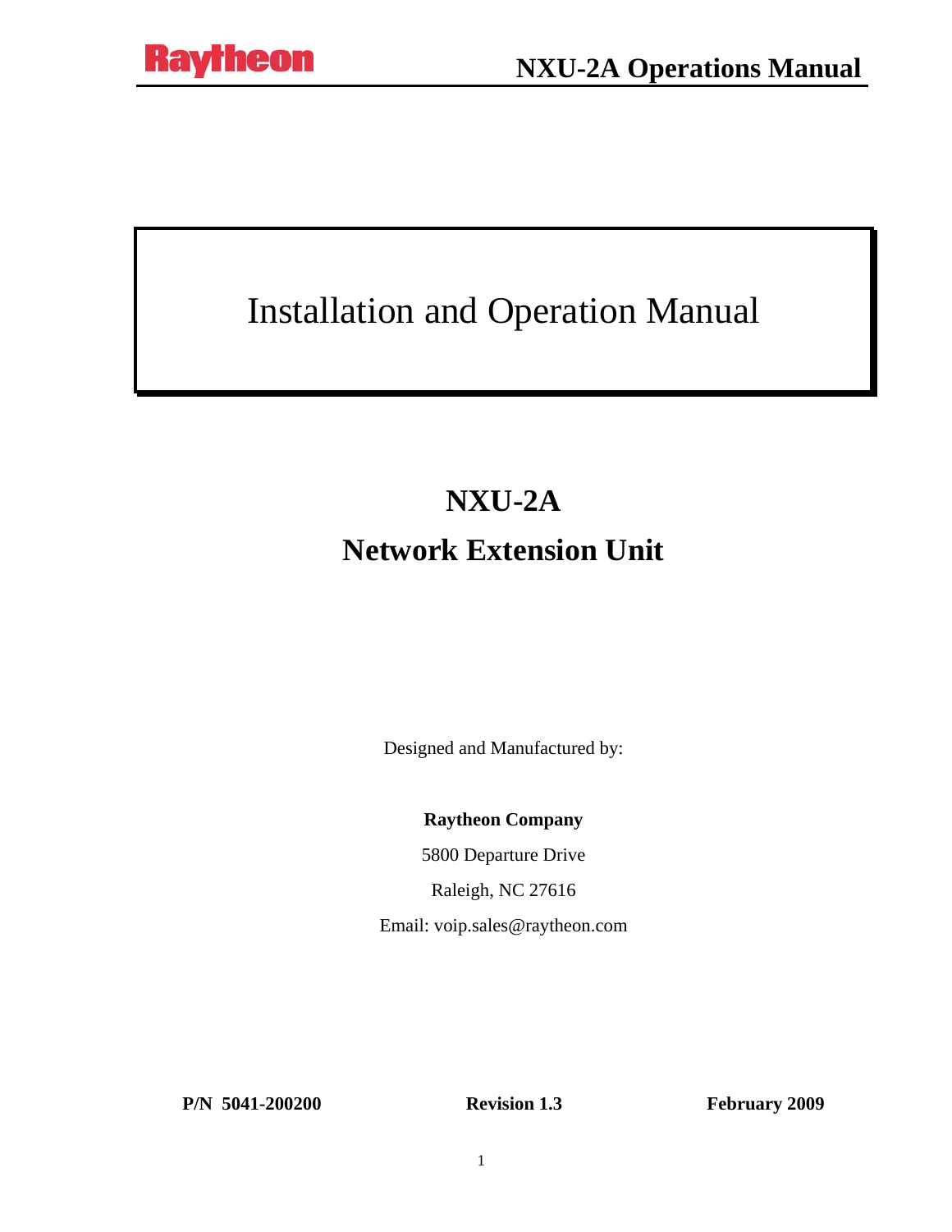# Installation and Operation Manual

## NXU-2A

## Network Extension Unit

Designed and Manufactured by:

**Raytheon Company**

5800 Departure Drive

Raleigh, NC 27616

Email: voip.sales@raytheon.com

**P/N 5041-200200** **Revision 1.3** **February 2009**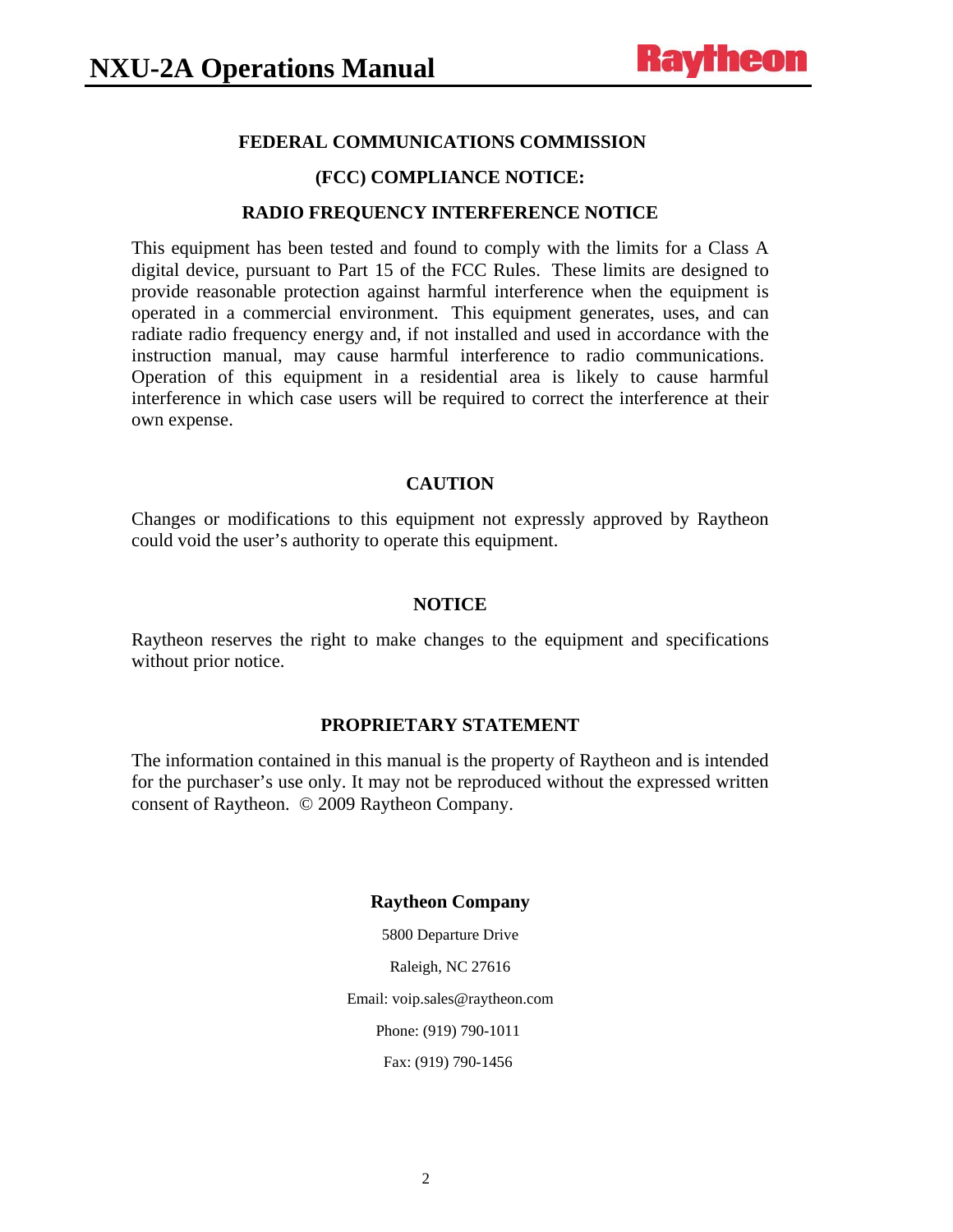## FEDERAL COMMUNICATIONS COMMISSION

## (FCC) COMPLIANCE NOTICE:

## RADIO FREQUENCY INTERFERENCE NOTICE

This equipment has been tested and found to comply with the limits for a Class A digital device, pursuant to Part 15 of the FCC Rules. These limits are designed to provide reasonable protection against harmful interference when the equipment is operated in a commercial environment. This equipment generates, uses, and can radiate radio frequency energy and, if not installed and used in accordance with the instruction manual, may cause harmful interference to radio communications. Operation of this equipment in a residential area is likely to cause harmful interference in which case users will be required to correct the interference at their own expense.

## CAUTION

Changes or modifications to this equipment not expressly approved by Raytheon could void the user's authority to operate this equipment.

## NOTICE

Raytheon reserves the right to make changes to the equipment and specifications without prior notice.

## PROPRIETARY STATEMENT

The information contained in this manual is the property of Raytheon and is intended for the purchaser's use only. It may not be reproduced without the expressed written consent of Raytheon. © 2009 Raytheon Company.

**Raytheon Company**

5800 Departure Drive

Raleigh, NC 27616

Email: voip.sales@raytheon.com

Phone: (919) 790-1011

Fax: (919) 790-1456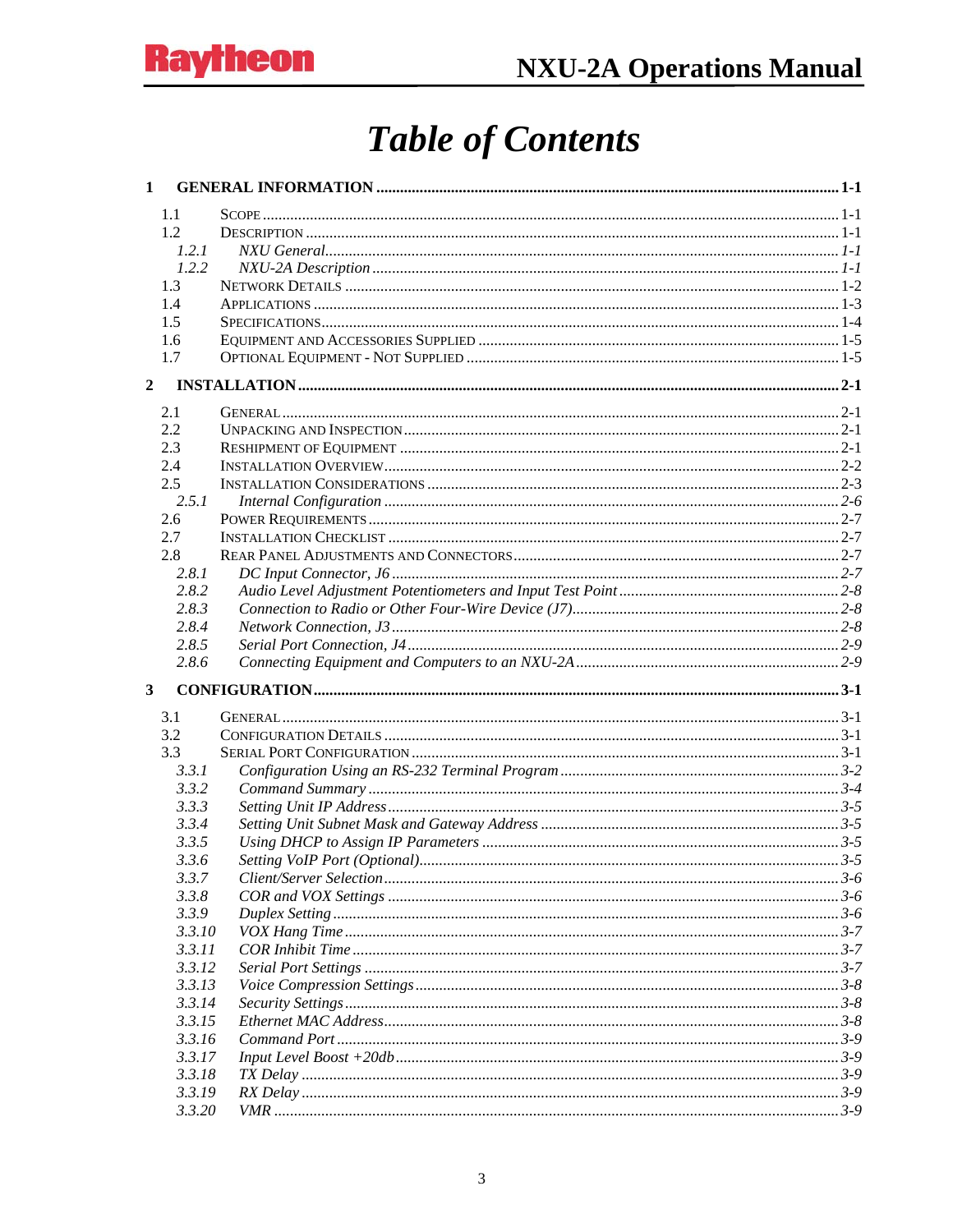# Table of Contents

**1 GENERAL INFORMATION** ........ 1-1

- 1.1 SCOPE ........ 1-1
- 1.2 DESCRIPTION ........ 1-1
  - *1.2.1 NXU General* ........ *1-1*
  - *1.2.2 NXU-2A Description* ........ *1-1*
- 1.3 NETWORK DETAILS ........ 1-2
- 1.4 APPLICATIONS ........ 1-3
- 1.5 SPECIFICATIONS ........ 1-4
- 1.6 EQUIPMENT AND ACCESSORIES SUPPLIED ........ 1-5
- 1.7 OPTIONAL EQUIPMENT - NOT SUPPLIED ........ 1-5

**2 INSTALLATION** ........ 2-1

- 2.1 GENERAL ........ 2-1
- 2.2 UNPACKING AND INSPECTION ........ 2-1
- 2.3 RESHIPMENT OF EQUIPMENT ........ 2-1
- 2.4 INSTALLATION OVERVIEW ........ 2-2
- 2.5 INSTALLATION CONSIDERATIONS ........ 2-3
  - *2.5.1 Internal Configuration* ........ *2-6*
- 2.6 POWER REQUIREMENTS ........ 2-7
- 2.7 INSTALLATION CHECKLIST ........ 2-7
- 2.8 REAR PANEL ADJUSTMENTS AND CONNECTORS ........ 2-7
  - *2.8.1 DC Input Connector, J6* ........ *2-7*
  - *2.8.2 Audio Level Adjustment Potentiometers and Input Test Point* ........ *2-8*
  - *2.8.3 Connection to Radio or Other Four-Wire Device (J7)* ........ *2-8*
  - *2.8.4 Network Connection, J3* ........ *2-8*
  - *2.8.5 Serial Port Connection, J4* ........ *2-9*
  - *2.8.6 Connecting Equipment and Computers to an NXU-2A* ........ *2-9*

**3 CONFIGURATION** ........ 3-1

- 3.1 GENERAL ........ 3-1
- 3.2 CONFIGURATION DETAILS ........ 3-1
- 3.3 SERIAL PORT CONFIGURATION ........ 3-1
  - *3.3.1 Configuration Using an RS-232 Terminal Program* ........ *3-2*
  - *3.3.2 Command Summary* ........ *3-4*
  - *3.3.3 Setting Unit IP Address* ........ *3-5*
  - *3.3.4 Setting Unit Subnet Mask and Gateway Address* ........ *3-5*
  - *3.3.5 Using DHCP to Assign IP Parameters* ........ *3-5*
  - *3.3.6 Setting VoIP Port (Optional)* ........ *3-5*
  - *3.3.7 Client/Server Selection* ........ *3-6*
  - *3.3.8 COR and VOX Settings* ........ *3-6*
  - *3.3.9 Duplex Setting* ........ *3-6*
  - *3.3.10 VOX Hang Time* ........ *3-7*
  - *3.3.11 COR Inhibit Time* ........ *3-7*
  - *3.3.12 Serial Port Settings* ........ *3-7*
  - *3.3.13 Voice Compression Settings* ........ *3-8*
  - *3.3.14 Security Settings* ........ *3-8*
  - *3.3.15 Ethernet MAC Address* ........ *3-8*
  - *3.3.16 Command Port* ........ *3-9*
  - *3.3.17 Input Level Boost +20db* ........ *3-9*
  - *3.3.18 TX Delay* ........ *3-9*
  - *3.3.19 RX Delay* ........ *3-9*
  - *3.3.20 VMR* ........ *3-9*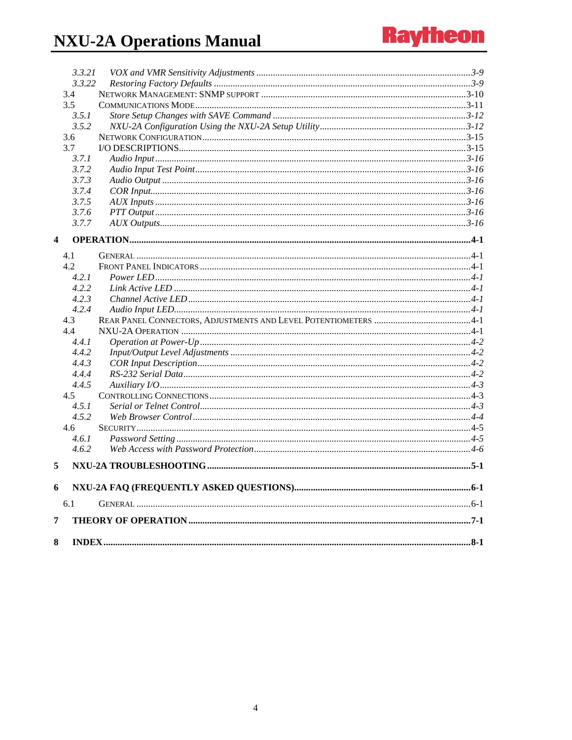3.3.21 *VOX and VMR Sensitivity Adjustments* ........................................ *3-9*
3.3.22 *Restoring Factory Defaults* ........................................ *3-9*
3.4 NETWORK MANAGEMENT: SNMP SUPPORT ........................................ 3-10
3.5 COMMUNICATIONS MODE ........................................ 3-11
3.5.1 *Store Setup Changes with SAVE Command* ........................................ *3-12*
3.5.2 *NXU-2A Configuration Using the NXU-2A Setup Utility* ........................................ *3-12*
3.6 NETWORK CONFIGURATION ........................................ 3-15
3.7 I/O DESCRIPTIONS ........................................ 3-15
3.7.1 *Audio Input* ........................................ *3-16*
3.7.2 *Audio Input Test Point* ........................................ *3-16*
3.7.3 *Audio Output* ........................................ *3-16*
3.7.4 *COR Input* ........................................ *3-16*
3.7.5 *AUX Inputs* ........................................ *3-16*
3.7.6 *PTT Output* ........................................ *3-16*
3.7.7 *AUX Outputs* ........................................ *3-16*

**4 OPERATION ........................................ 4-1**

4.1 GENERAL ........................................ 4-1
4.2 FRONT PANEL INDICATORS ........................................ 4-1
4.2.1 *Power LED* ........................................ *4-1*
4.2.2 *Link Active LED* ........................................ *4-1*
4.2.3 *Channel Active LED* ........................................ *4-1*
4.2.4 *Audio Input LED* ........................................ *4-1*
4.3 REAR PANEL CONNECTORS, ADJUSTMENTS AND LEVEL POTENTIOMETERS ........................................ 4-1
4.4 NXU-2A OPERATION ........................................ 4-1
4.4.1 *Operation at Power-Up* ........................................ *4-2*
4.4.2 *Input/Output Level Adjustments* ........................................ *4-2*
4.4.3 *COR Input Description* ........................................ *4-2*
4.4.4 *RS-232 Serial Data* ........................................ *4-2*
4.4.5 *Auxiliary I/O* ........................................ *4-3*
4.5 CONTROLLING CONNECTIONS ........................................ 4-3
4.5.1 *Serial or Telnet Control* ........................................ *4-3*
4.5.2 *Web Browser Control* ........................................ *4-4*
4.6 SECURITY ........................................ 4-5
4.6.1 *Password Setting* ........................................ *4-5*
4.6.2 *Web Access with Password Protection* ........................................ *4-6*

**5 NXU-2A TROUBLESHOOTING ........................................ 5-1**

**6 NXU-2A FAQ (FREQUENTLY ASKED QUESTIONS) ........................................ 6-1**

6.1 GENERAL ........................................ 6-1

**7 THEORY OF OPERATION ........................................ 7-1**

**8 INDEX ........................................ 8-1**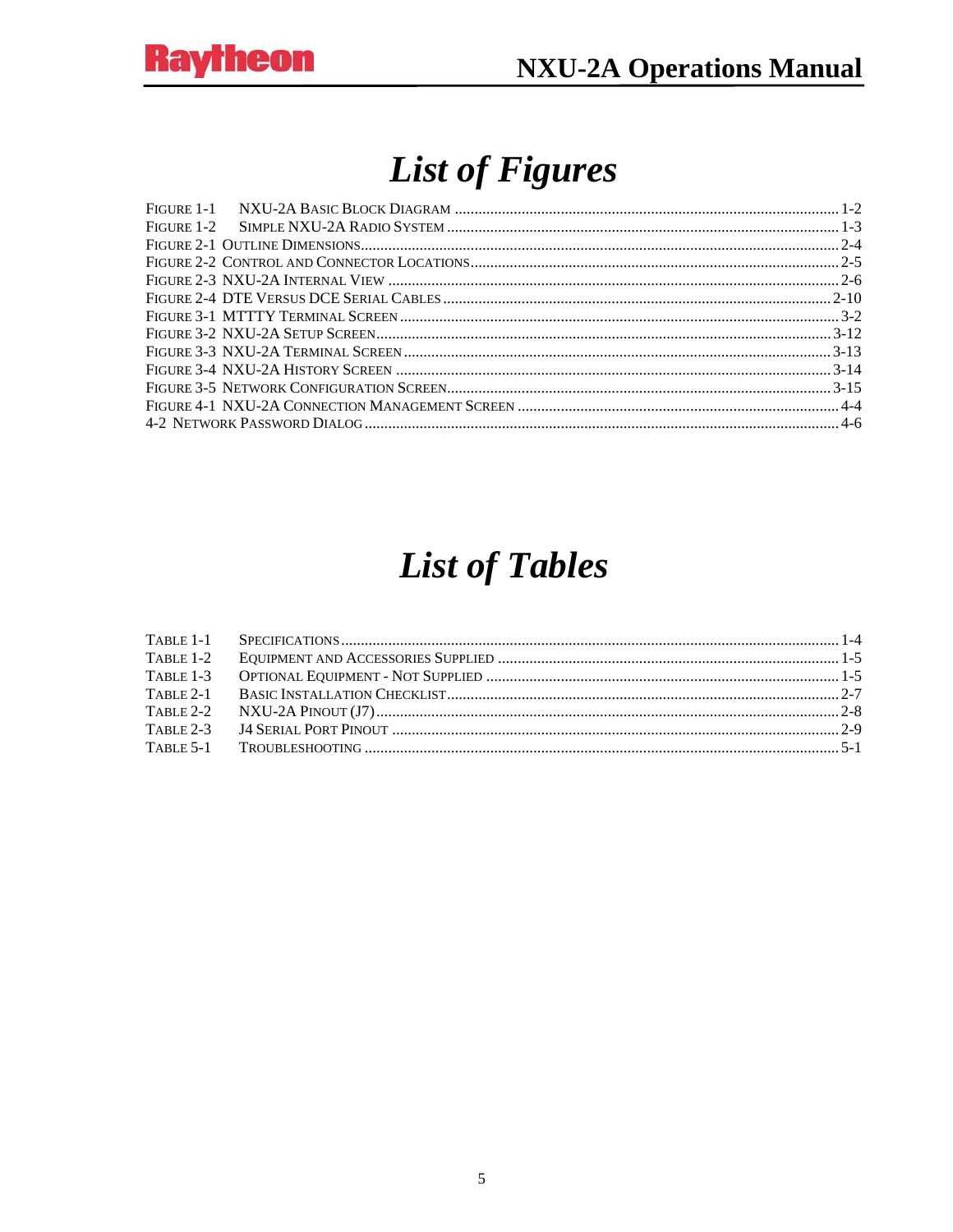# List of Figures

- FIGURE 1-1 NXU-2A BASIC BLOCK DIAGRAM ........ 1-2
- FIGURE 1-2 SIMPLE NXU-2A RADIO SYSTEM ........ 1-3
- FIGURE 2-1 OUTLINE DIMENSIONS ........ 2-4
- FIGURE 2-2 CONTROL AND CONNECTOR LOCATIONS ........ 2-5
- FIGURE 2-3 NXU-2A INTERNAL VIEW ........ 2-6
- FIGURE 2-4 DTE VERSUS DCE SERIAL CABLES ........ 2-10
- FIGURE 3-1 MTTTY TERMINAL SCREEN ........ 3-2
- FIGURE 3-2 NXU-2A SETUP SCREEN ........ 3-12
- FIGURE 3-3 NXU-2A TERMINAL SCREEN ........ 3-13
- FIGURE 3-4 NXU-2A HISTORY SCREEN ........ 3-14
- FIGURE 3-5 NETWORK CONFIGURATION SCREEN ........ 3-15
- FIGURE 4-1 NXU-2A CONNECTION MANAGEMENT SCREEN ........ 4-4
- 4-2 NETWORK PASSWORD DIALOG ........ 4-6

# List of Tables

- TABLE 1-1 SPECIFICATIONS ........ 1-4
- TABLE 1-2 EQUIPMENT AND ACCESSORIES SUPPLIED ........ 1-5
- TABLE 1-3 OPTIONAL EQUIPMENT - NOT SUPPLIED ........ 1-5
- TABLE 2-1 BASIC INSTALLATION CHECKLIST ........ 2-7
- TABLE 2-2 NXU-2A PINOUT (J7) ........ 2-8
- TABLE 2-3 J4 SERIAL PORT PINOUT ........ 2-9
- TABLE 5-1 TROUBLESHOOTING ........ 5-1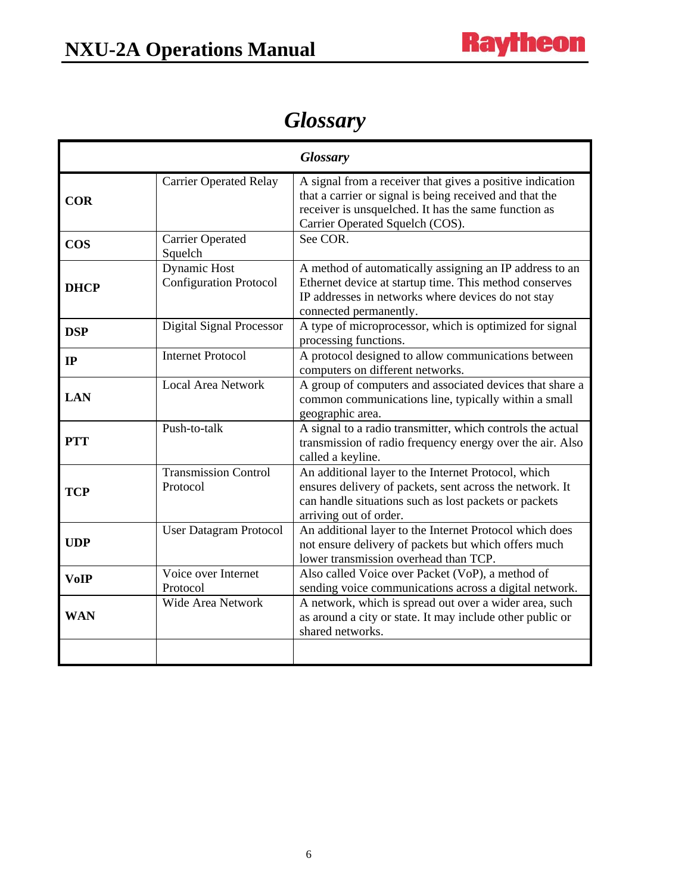# *Glossary*

| ***Glossary*** | | |
|---|---|---|
| **COR** | Carrier Operated Relay | A signal from a receiver that gives a positive indication that a carrier or signal is being received and that the receiver is unsquelched. It has the same function as Carrier Operated Squelch (COS). |
| **COS** | Carrier Operated Squelch | See COR. |
| **DHCP** | Dynamic Host Configuration Protocol | A method of automatically assigning an IP address to an Ethernet device at startup time. This method conserves IP addresses in networks where devices do not stay connected permanently. |
| **DSP** | Digital Signal Processor | A type of microprocessor, which is optimized for signal processing functions. |
| **IP** | Internet Protocol | A protocol designed to allow communications between computers on different networks. |
| **LAN** | Local Area Network | A group of computers and associated devices that share a common communications line, typically within a small geographic area. |
| **PTT** | Push-to-talk | A signal to a radio transmitter, which controls the actual transmission of radio frequency energy over the air. Also called a keyline. |
| **TCP** | Transmission Control Protocol | An additional layer to the Internet Protocol, which ensures delivery of packets, sent across the network. It can handle situations such as lost packets or packets arriving out of order. |
| **UDP** | User Datagram Protocol | An additional layer to the Internet Protocol which does not ensure delivery of packets but which offers much lower transmission overhead than TCP. |
| **VoIP** | Voice over Internet Protocol | Also called Voice over Packet (VoP), a method of sending voice communications across a digital network. |
| **WAN** | Wide Area Network | A network, which is spread out over a wider area, such as around a city or state. It may include other public or shared networks. |
| | | |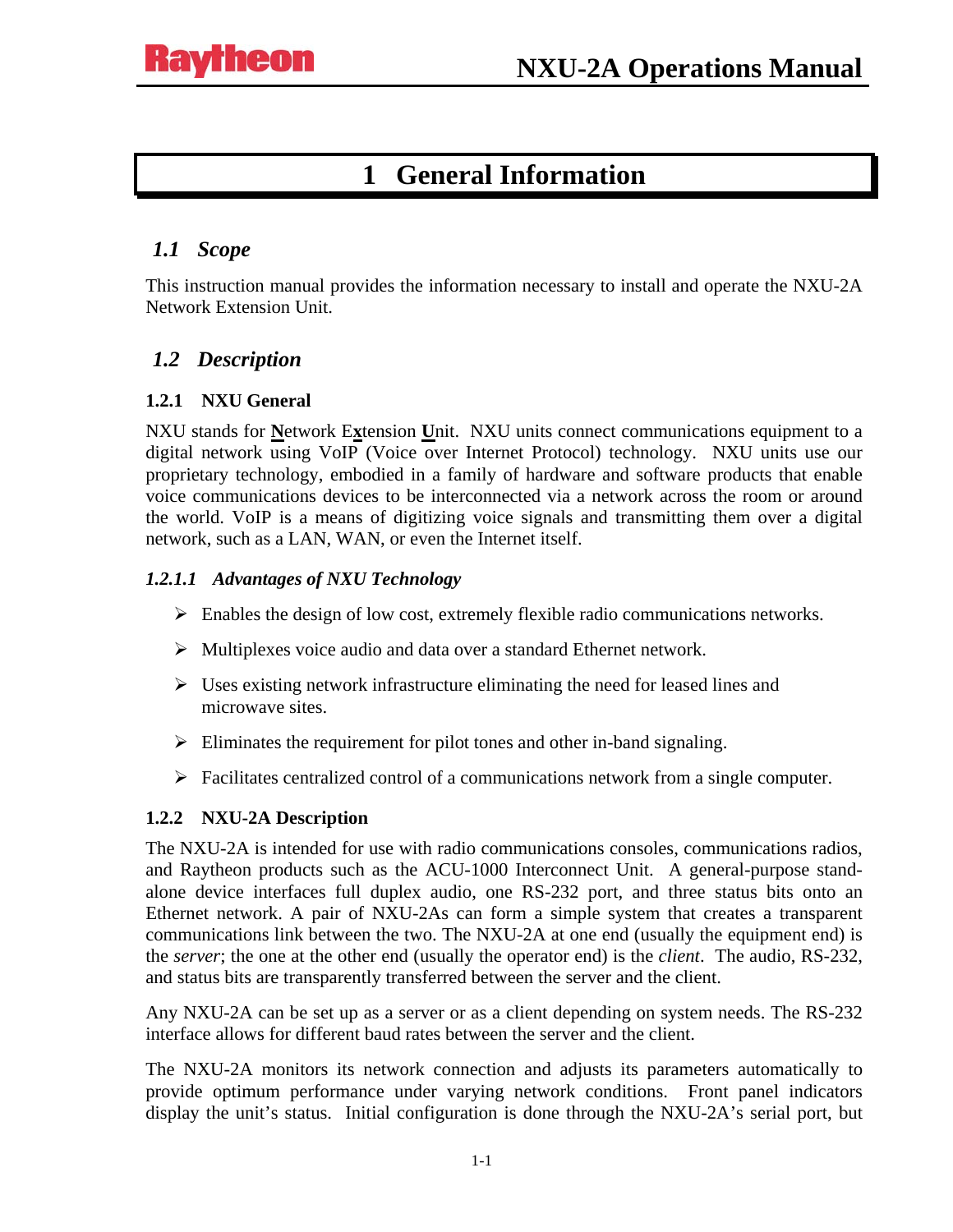# 1 General Information

## 1.1 *Scope*

This instruction manual provides the information necessary to install and operate the NXU-2A Network Extension Unit.

## 1.2 *Description*

### 1.2.1 NXU General

NXU stands for <u>**N**</u>etwork E<u>**x**</u>tension <u>**U**</u>nit. NXU units connect communications equipment to a digital network using VoIP (Voice over Internet Protocol) technology. NXU units use our proprietary technology, embodied in a family of hardware and software products that enable voice communications devices to be interconnected via a network across the room or around the world. VoIP is a means of digitizing voice signals and transmitting them over a digital network, such as a LAN, WAN, or even the Internet itself.

#### *1.2.1.1 Advantages of NXU Technology*

- Enables the design of low cost, extremely flexible radio communications networks.
- Multiplexes voice audio and data over a standard Ethernet network.
- Uses existing network infrastructure eliminating the need for leased lines and microwave sites.
- Eliminates the requirement for pilot tones and other in-band signaling.
- Facilitates centralized control of a communications network from a single computer.

### 1.2.2 NXU-2A Description

The NXU-2A is intended for use with radio communications consoles, communications radios, and Raytheon products such as the ACU-1000 Interconnect Unit. A general-purpose stand-alone device interfaces full duplex audio, one RS-232 port, and three status bits onto an Ethernet network. A pair of NXU-2As can form a simple system that creates a transparent communications link between the two. The NXU-2A at one end (usually the equipment end) is the *server*; the one at the other end (usually the operator end) is the *client*. The audio, RS-232, and status bits are transparently transferred between the server and the client.

Any NXU-2A can be set up as a server or as a client depending on system needs. The RS-232 interface allows for different baud rates between the server and the client.

The NXU-2A monitors its network connection and adjusts its parameters automatically to provide optimum performance under varying network conditions. Front panel indicators display the unit's status. Initial configuration is done through the NXU-2A's serial port, but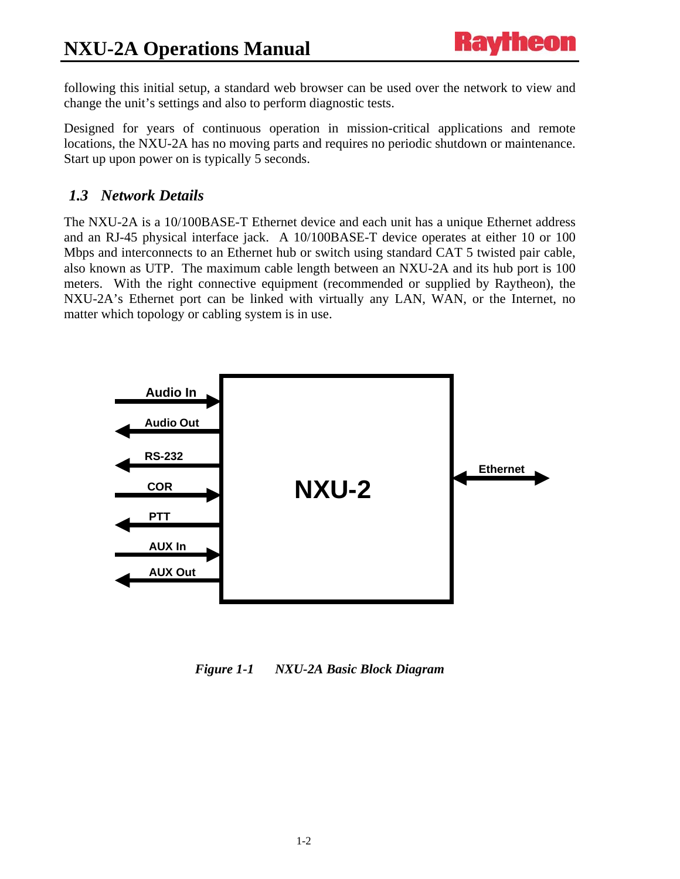following this initial setup, a standard web browser can be used over the network to view and change the unit's settings and also to perform diagnostic tests.

Designed for years of continuous operation in mission-critical applications and remote locations, the NXU-2A has no moving parts and requires no periodic shutdown or maintenance. Start up upon power on is typically 5 seconds.

## *1.3 Network Details*

The NXU-2A is a 10/100BASE-T Ethernet device and each unit has a unique Ethernet address and an RJ-45 physical interface jack. A 10/100BASE-T device operates at either 10 or 100 Mbps and interconnects to an Ethernet hub or switch using standard CAT 5 twisted pair cable, also known as UTP. The maximum cable length between an NXU-2A and its hub port is 100 meters. With the right connective equipment (recommended or supplied by Raytheon), the NXU-2A's Ethernet port can be linked with virtually any LAN, WAN, or the Internet, no matter which topology or cabling system is in use.

Audio In
Audio Out
RS-232
COR
PTT
AUX In
AUX Out
NXU-2
Ethernet

*Figure 1-1 NXU-2A Basic Block Diagram*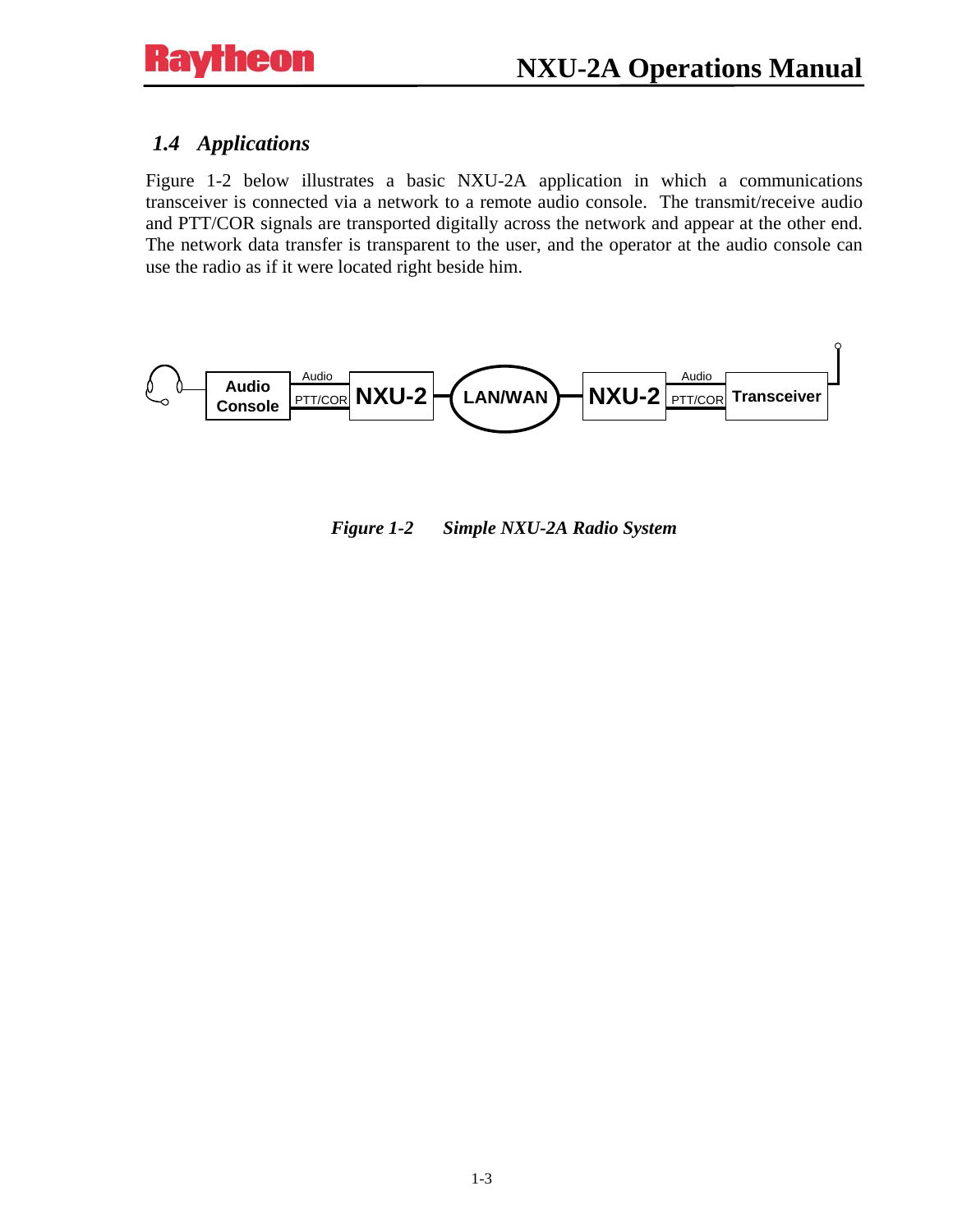## *1.4 Applications*

Figure 1-2 below illustrates a basic NXU-2A application in which a communications transceiver is connected via a network to a remote audio console. The transmit/receive audio and PTT/COR signals are transported digitally across the network and appear at the other end. The network data transfer is transparent to the user, and the operator at the audio console can use the radio as if it were located right beside him.

***Figure 1-2 Simple NXU-2A Radio System***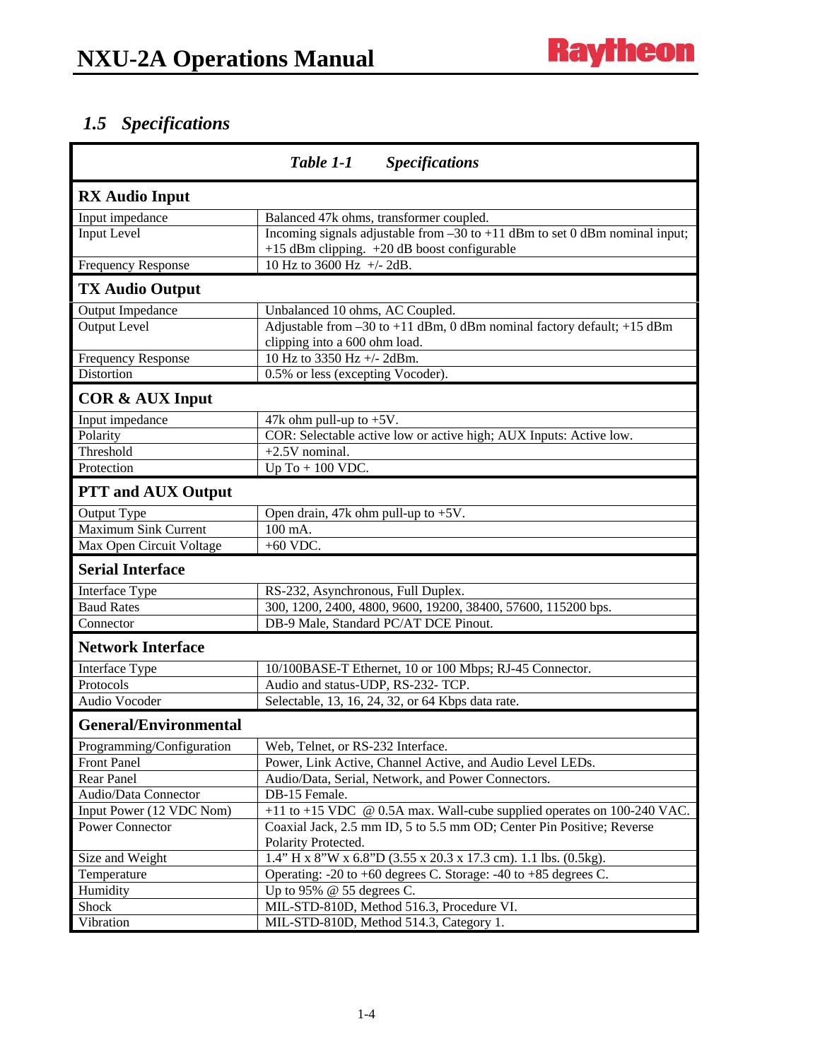## *1.5 Specifications*

| *Table 1-1 Specifications* | |
|---|---|
| **RX Audio Input** | |
| Input impedance | Balanced 47k ohms, transformer coupled. |
| Input Level | Incoming signals adjustable from –30 to +11 dBm to set 0 dBm nominal input; +15 dBm clipping. +20 dB boost configurable |
| Frequency Response | 10 Hz to 3600 Hz +/- 2dB. |
| **TX Audio Output** | |
| Output Impedance | Unbalanced 10 ohms, AC Coupled. |
| Output Level | Adjustable from –30 to +11 dBm, 0 dBm nominal factory default; +15 dBm clipping into a 600 ohm load. |
| Frequency Response | 10 Hz to 3350 Hz +/- 2dBm. |
| Distortion | 0.5% or less (excepting Vocoder). |
| **COR & AUX Input** | |
| Input impedance | 47k ohm pull-up to +5V. |
| Polarity | COR: Selectable active low or active high; AUX Inputs: Active low. |
| Threshold | +2.5V nominal. |
| Protection | Up To + 100 VDC. |
| **PTT and AUX Output** | |
| Output Type | Open drain, 47k ohm pull-up to +5V. |
| Maximum Sink Current | 100 mA. |
| Max Open Circuit Voltage | +60 VDC. |
| **Serial Interface** | |
| Interface Type | RS-232, Asynchronous, Full Duplex. |
| Baud Rates | 300, 1200, 2400, 4800, 9600, 19200, 38400, 57600, 115200 bps. |
| Connector | DB-9 Male, Standard PC/AT DCE Pinout. |
| **Network Interface** | |
| Interface Type | 10/100BASE-T Ethernet, 10 or 100 Mbps; RJ-45 Connector. |
| Protocols | Audio and status-UDP, RS-232- TCP. |
| Audio Vocoder | Selectable, 13, 16, 24, 32, or 64 Kbps data rate. |
| **General/Environmental** | |
| Programming/Configuration | Web, Telnet, or RS-232 Interface. |
| Front Panel | Power, Link Active, Channel Active, and Audio Level LEDs. |
| Rear Panel | Audio/Data, Serial, Network, and Power Connectors. |
| Audio/Data Connector | DB-15 Female. |
| Input Power (12 VDC Nom) | +11 to +15 VDC @ 0.5A max. Wall-cube supplied operates on 100-240 VAC. |
| Power Connector | Coaxial Jack, 2.5 mm ID, 5 to 5.5 mm OD; Center Pin Positive; Reverse Polarity Protected. |
| Size and Weight | 1.4" H x 8"W x 6.8"D (3.55 x 20.3 x 17.3 cm). 1.1 lbs. (0.5kg). |
| Temperature | Operating: -20 to +60 degrees C. Storage: -40 to +85 degrees C. |
| Humidity | Up to 95% @ 55 degrees C. |
| Shock | MIL-STD-810D, Method 516.3, Procedure VI. |
| Vibration | MIL-STD-810D, Method 514.3, Category 1. |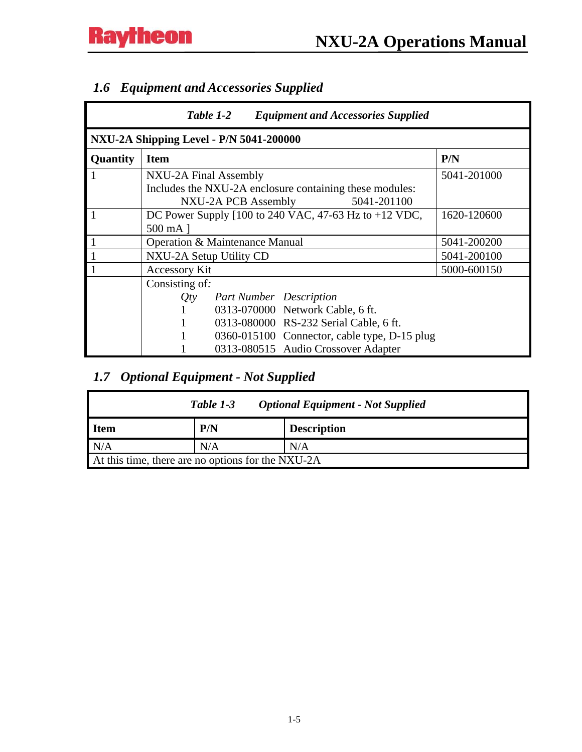## *1.6 Equipment and Accessories Supplied*

***Table 1-2 Equipment and Accessories Supplied***

| **NXU-2A Shipping Level - P/N 5041-200000** | | |
|---|---|---|
| **Quantity** | **Item** | **P/N** |
| 1 | NXU-2A Final Assembly<br>Includes the NXU-2A enclosure containing these modules:<br>NXU-2A PCB Assembly 5041-201100 | 5041-201000 |
| 1 | DC Power Supply [100 to 240 VAC, 47-63 Hz to +12 VDC, 500 mA ] | 1620-120600 |
| 1 | Operation & Maintenance Manual | 5041-200200 |
| 1 | NXU-2A Setup Utility CD | 5041-200100 |
| 1 | Accessory Kit | 5000-600150 |
| | Consisting of:<br>*Qty* *Part Number* *Description*<br>1 0313-070000 Network Cable, 6 ft.<br>1 0313-080000 RS-232 Serial Cable, 6 ft.<br>1 0360-015100 Connector, cable type, D-15 plug<br>1 0313-080515 Audio Crossover Adapter | |

## *1.7 Optional Equipment - Not Supplied*

***Table 1-3 Optional Equipment - Not Supplied***

| **Item** | **P/N** | **Description** |
|---|---|---|
| N/A | N/A | N/A |
| At this time, there are no options for the NXU-2A | | |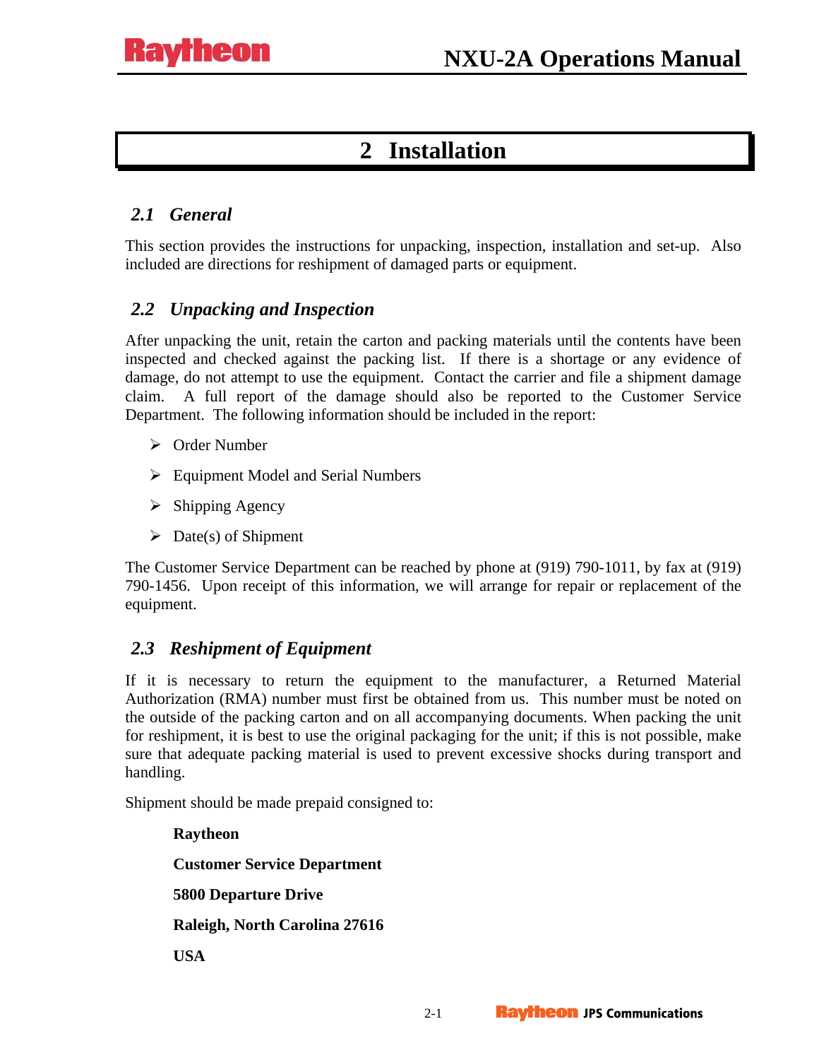# 2 Installation

## *2.1 General*

This section provides the instructions for unpacking, inspection, installation and set-up. Also included are directions for reshipment of damaged parts or equipment.

## *2.2 Unpacking and Inspection*

After unpacking the unit, retain the carton and packing materials until the contents have been inspected and checked against the packing list. If there is a shortage or any evidence of damage, do not attempt to use the equipment. Contact the carrier and file a shipment damage claim. A full report of the damage should also be reported to the Customer Service Department. The following information should be included in the report:

- Order Number
- Equipment Model and Serial Numbers
- Shipping Agency
- Date(s) of Shipment

The Customer Service Department can be reached by phone at (919) 790-1011, by fax at (919) 790-1456. Upon receipt of this information, we will arrange for repair or replacement of the equipment.

## *2.3 Reshipment of Equipment*

If it is necessary to return the equipment to the manufacturer, a Returned Material Authorization (RMA) number must first be obtained from us. This number must be noted on the outside of the packing carton and on all accompanying documents. When packing the unit for reshipment, it is best to use the original packaging for the unit; if this is not possible, make sure that adequate packing material is used to prevent excessive shocks during transport and handling.

Shipment should be made prepaid consigned to:

**Raytheon**

**Customer Service Department**

**5800 Departure Drive**

**Raleigh, North Carolina 27616**

**USA**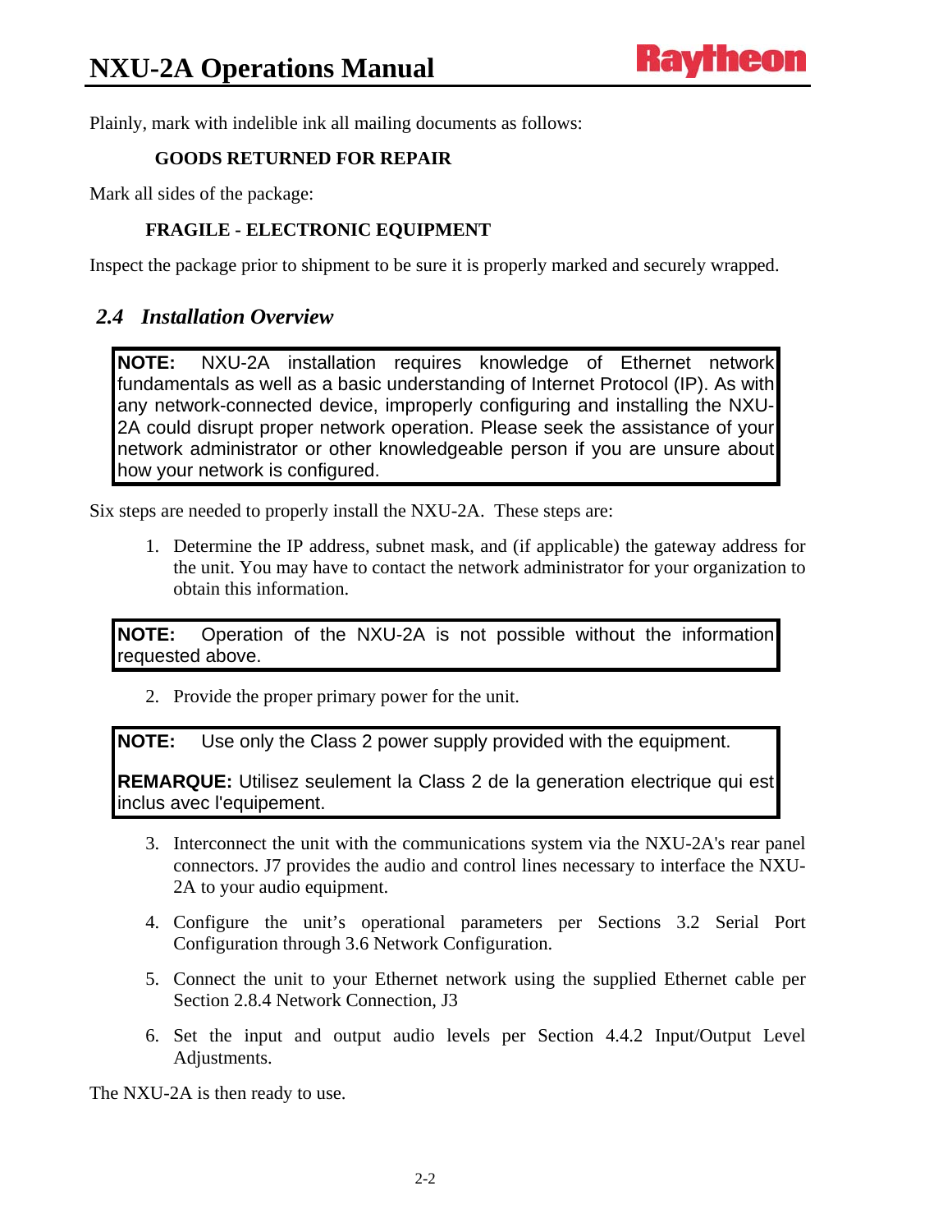Plainly, mark with indelible ink all mailing documents as follows:

**GOODS RETURNED FOR REPAIR**

Mark all sides of the package:

**FRAGILE - ELECTRONIC EQUIPMENT**

Inspect the package prior to shipment to be sure it is properly marked and securely wrapped.

## *2.4 Installation Overview*

> **NOTE:** NXU-2A installation requires knowledge of Ethernet network fundamentals as well as a basic understanding of Internet Protocol (IP). As with any network-connected device, improperly configuring and installing the NXU-2A could disrupt proper network operation. Please seek the assistance of your network administrator or other knowledgeable person if you are unsure about how your network is configured.

Six steps are needed to properly install the NXU-2A. These steps are:

1. Determine the IP address, subnet mask, and (if applicable) the gateway address for the unit. You may have to contact the network administrator for your organization to obtain this information.

> **NOTE:** Operation of the NXU-2A is not possible without the information requested above.

2. Provide the proper primary power for the unit.

> **NOTE:** Use only the Class 2 power supply provided with the equipment.
>
> **REMARQUE:** Utilisez seulement la Class 2 de la generation electrique qui est inclus avec l'equipement.

3. Interconnect the unit with the communications system via the NXU-2A's rear panel connectors. J7 provides the audio and control lines necessary to interface the NXU-2A to your audio equipment.
4. Configure the unit's operational parameters per Sections 3.2 Serial Port Configuration through 3.6 Network Configuration.
5. Connect the unit to your Ethernet network using the supplied Ethernet cable per Section 2.8.4 Network Connection, J3
6. Set the input and output audio levels per Section 4.4.2 Input/Output Level Adjustments.

The NXU-2A is then ready to use.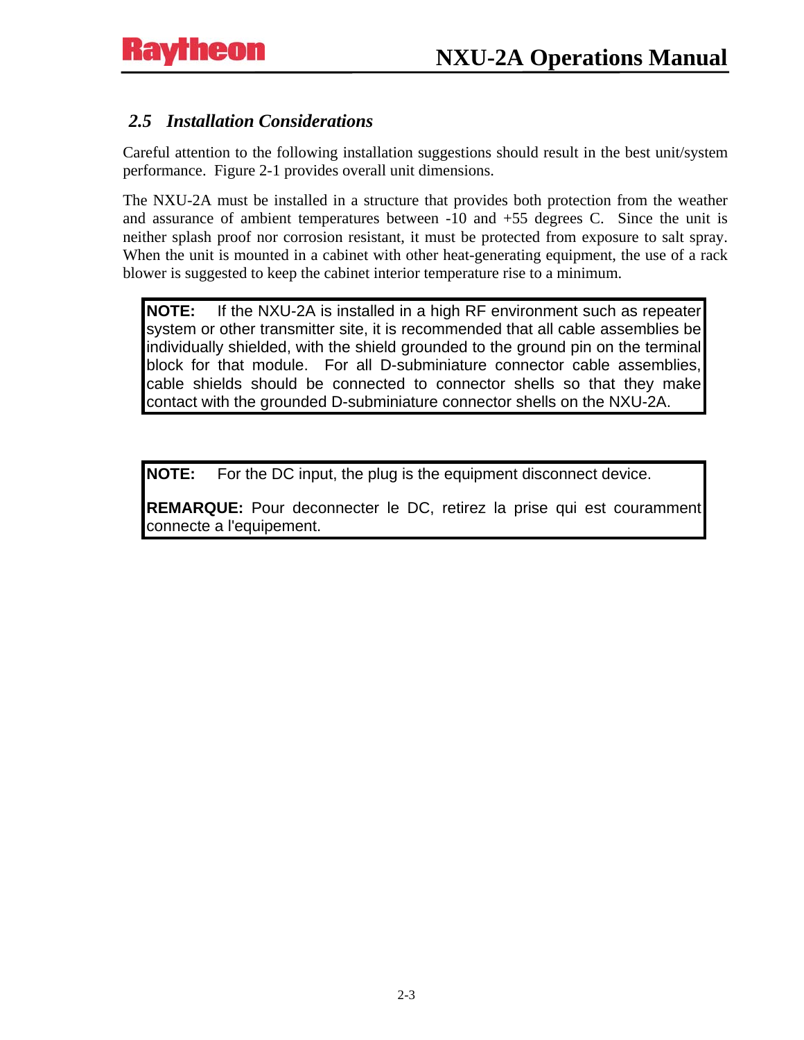## *2.5 Installation Considerations*

Careful attention to the following installation suggestions should result in the best unit/system performance. Figure 2-1 provides overall unit dimensions.

The NXU-2A must be installed in a structure that provides both protection from the weather and assurance of ambient temperatures between -10 and +55 degrees C. Since the unit is neither splash proof nor corrosion resistant, it must be protected from exposure to salt spray. When the unit is mounted in a cabinet with other heat-generating equipment, the use of a rack blower is suggested to keep the cabinet interior temperature rise to a minimum.

> **NOTE:** If the NXU-2A is installed in a high RF environment such as repeater system or other transmitter site, it is recommended that all cable assemblies be individually shielded, with the shield grounded to the ground pin on the terminal block for that module. For all D-subminiature connector cable assemblies, cable shields should be connected to connector shells so that they make contact with the grounded D-subminiature connector shells on the NXU-2A.

> **NOTE:** For the DC input, the plug is the equipment disconnect device.
>
> **REMARQUE:** Pour deconnecter le DC, retirez la prise qui est couramment connecte a l'equipement.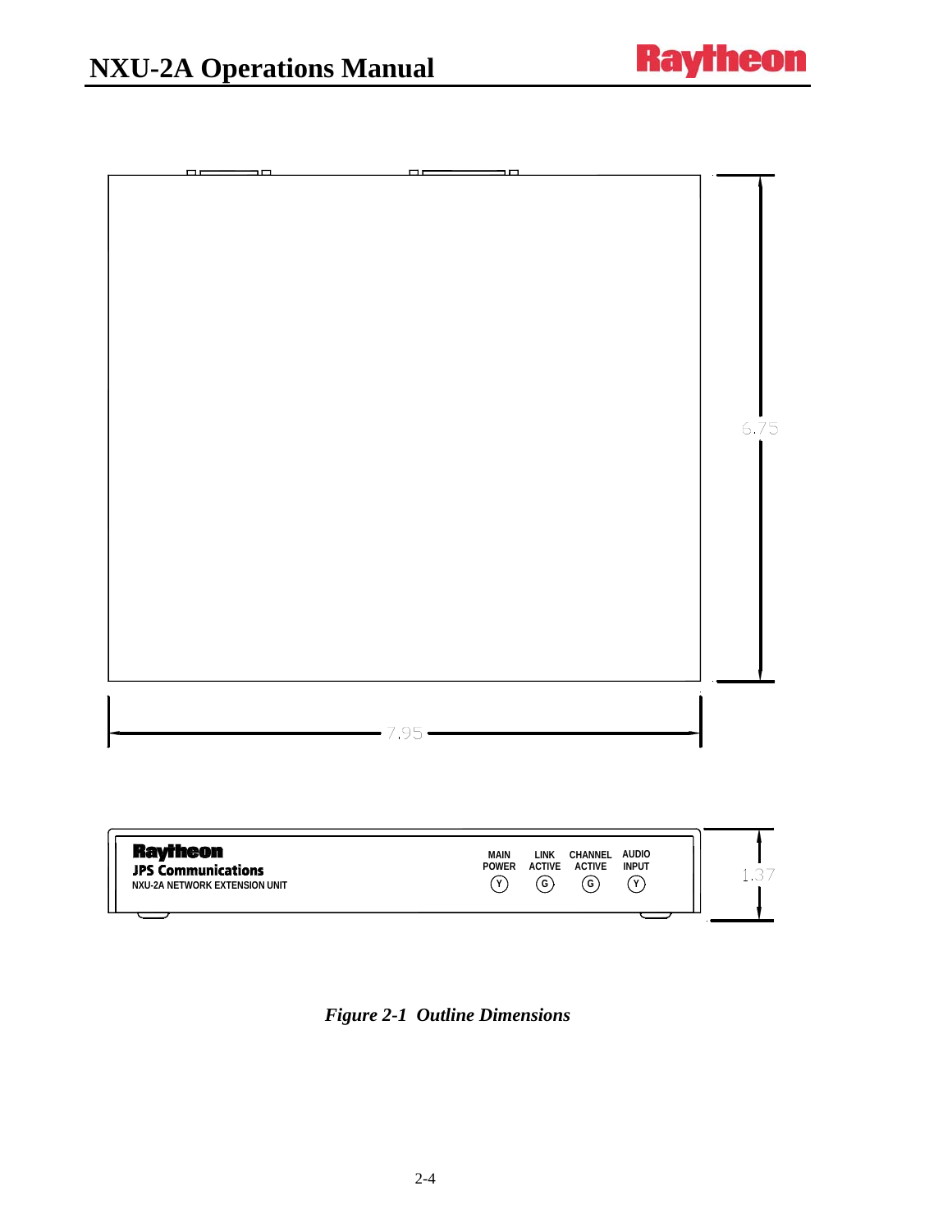7.95

6.75

Raytheon
JPS Communications
NXU-2A NETWORK EXTENSION UNIT

MAIN POWER (Y) LINK ACTIVE (G) CHANNEL ACTIVE (G) AUDIO INPUT (Y)

1.37

*Figure 2-1 Outline Dimensions*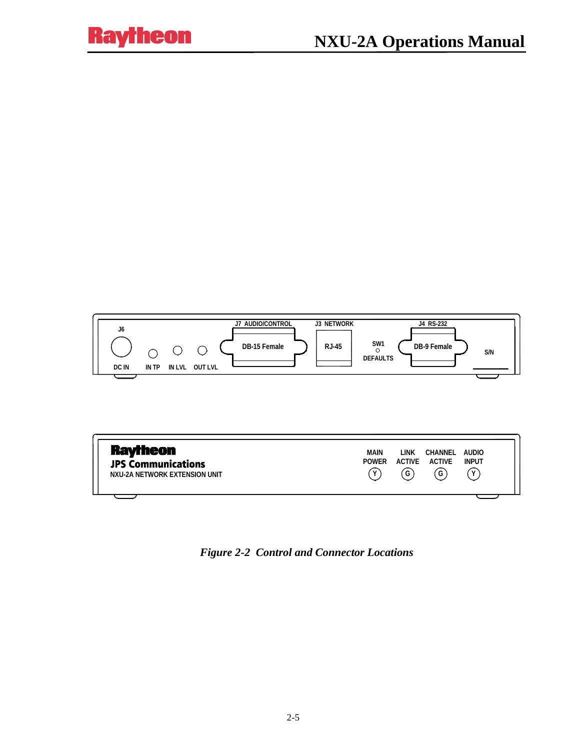J6

DC IN IN TP IN LVL OUT LVL

J7 AUDIO/CONTROL DB-15 Female

J3 NETWORK RJ-45

SW1 DEFAULTS

J4 RS-232 DB-9 Female

S/N

Raytheon
JPS Communications
NXU-2A NETWORK EXTENSION UNIT

MAIN POWER (Y) LINK ACTIVE (G) CHANNEL ACTIVE (G) AUDIO INPUT (Y)

*Figure 2-2 Control and Connector Locations*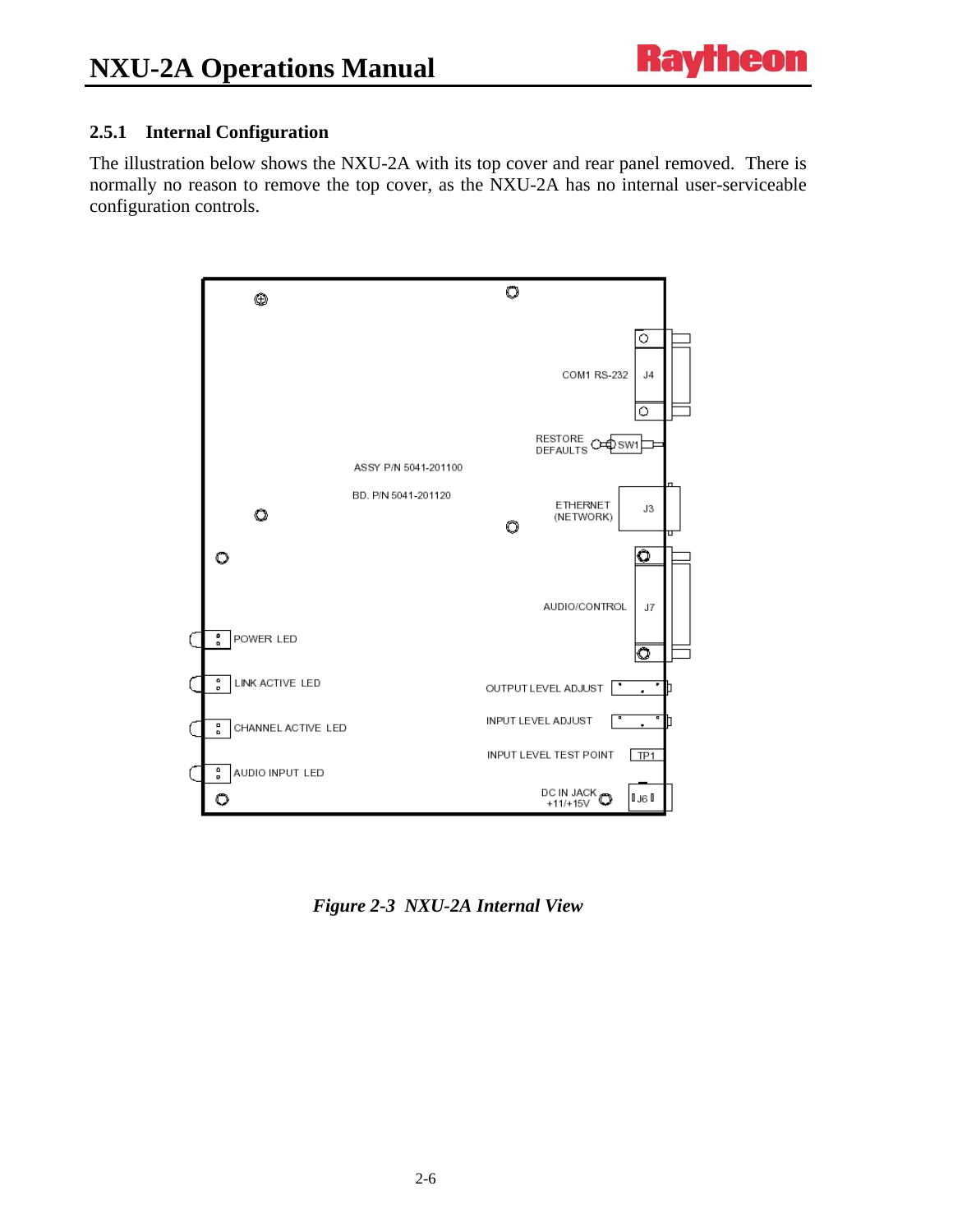### 2.5.1 Internal Configuration

The illustration below shows the NXU-2A with its top cover and rear panel removed. There is normally no reason to remove the top cover, as the NXU-2A has no internal user-serviceable configuration controls.

COM1 RS-232 J4

RESTORE DEFAULTS SW1

ASSY P/N 5041-201100

BD. P/N 5041-201120

ETHERNET (NETWORK) J3

AUDIO/CONTROL J7

POWER LED

LINK ACTIVE LED

CHANNEL ACTIVE LED

AUDIO INPUT LED

OUTPUT LEVEL ADJUST

INPUT LEVEL ADJUST

INPUT LEVEL TEST POINT TP1

DC IN JACK +11/+15V J6

*Figure 2-3 NXU-2A Internal View*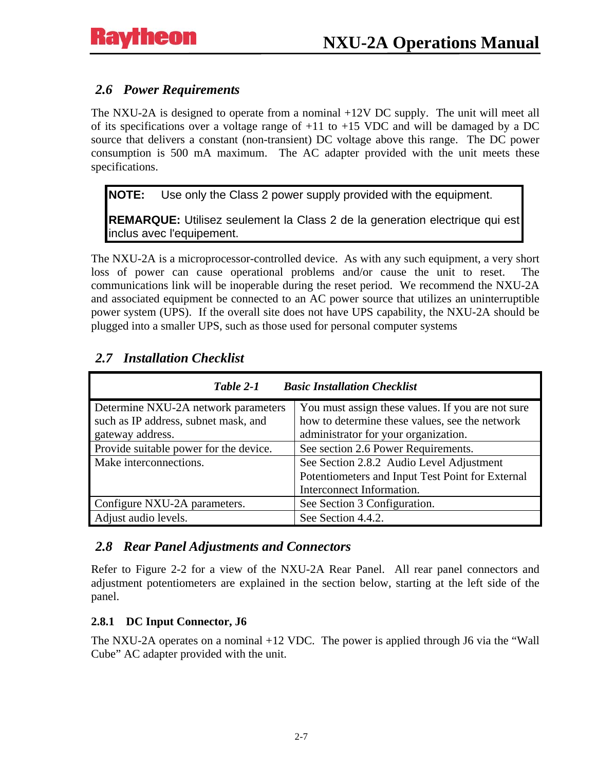## 2.6 Power Requirements

The NXU-2A is designed to operate from a nominal +12V DC supply. The unit will meet all of its specifications over a voltage range of +11 to +15 VDC and will be damaged by a DC source that delivers a constant (non-transient) DC voltage above this range. The DC power consumption is 500 mA maximum. The AC adapter provided with the unit meets these specifications.

> **NOTE:** Use only the Class 2 power supply provided with the equipment.
>
> **REMARQUE:** Utilisez seulement la Class 2 de la generation electrique qui est inclus avec l'equipement.

The NXU-2A is a microprocessor-controlled device. As with any such equipment, a very short loss of power can cause operational problems and/or cause the unit to reset. The communications link will be inoperable during the reset period. We recommend the NXU-2A and associated equipment be connected to an AC power source that utilizes an uninterruptible power system (UPS). If the overall site does not have UPS capability, the NXU-2A should be plugged into a smaller UPS, such as those used for personal computer systems

## 2.7 Installation Checklist

*Table 2-1 Basic Installation Checklist*

| | |
|---|---|
| Determine NXU-2A network parameters such as IP address, subnet mask, and gateway address. | You must assign these values. If you are not sure how to determine these values, see the network administrator for your organization. |
| Provide suitable power for the device. | See section 2.6 Power Requirements. |
| Make interconnections. | See Section 2.8.2 Audio Level Adjustment Potentiometers and Input Test Point for External Interconnect Information. |
| Configure NXU-2A parameters. | See Section 3 Configuration. |
| Adjust audio levels. | See Section 4.4.2. |

## 2.8 Rear Panel Adjustments and Connectors

Refer to Figure 2-2 for a view of the NXU-2A Rear Panel. All rear panel connectors and adjustment potentiometers are explained in the section below, starting at the left side of the panel.

### 2.8.1 DC Input Connector, J6

The NXU-2A operates on a nominal +12 VDC. The power is applied through J6 via the "Wall Cube" AC adapter provided with the unit.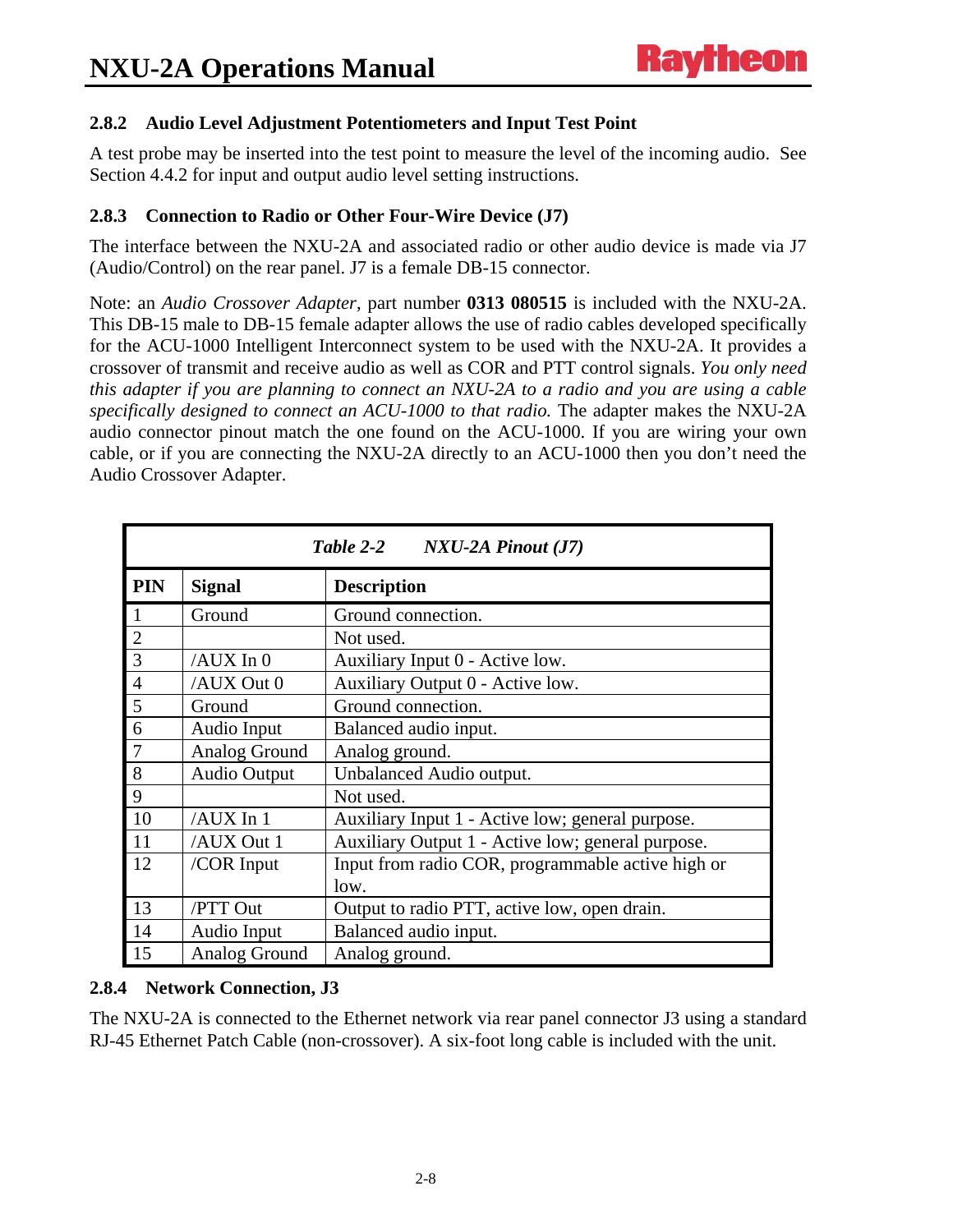### 2.8.2 Audio Level Adjustment Potentiometers and Input Test Point

A test probe may be inserted into the test point to measure the level of the incoming audio. See Section 4.4.2 for input and output audio level setting instructions.

### 2.8.3 Connection to Radio or Other Four-Wire Device (J7)

The interface between the NXU-2A and associated radio or other audio device is made via J7 (Audio/Control) on the rear panel. J7 is a female DB-15 connector.

Note: an *Audio Crossover Adapter*, part number **0313 080515** is included with the NXU-2A. This DB-15 male to DB-15 female adapter allows the use of radio cables developed specifically for the ACU-1000 Intelligent Interconnect system to be used with the NXU-2A. It provides a crossover of transmit and receive audio as well as COR and PTT control signals. *You only need this adapter if you are planning to connect an NXU-2A to a radio and you are using a cable specifically designed to connect an ACU-1000 to that radio.* The adapter makes the NXU-2A audio connector pinout match the one found on the ACU-1000. If you are wiring your own cable, or if you are connecting the NXU-2A directly to an ACU-1000 then you don't need the Audio Crossover Adapter.

*Table 2-2 NXU-2A Pinout (J7)*

| PIN | Signal | Description |
|---|---|---|
| 1 | Ground | Ground connection. |
| 2 | | Not used. |
| 3 | /AUX In 0 | Auxiliary Input 0 - Active low. |
| 4 | /AUX Out 0 | Auxiliary Output 0 - Active low. |
| 5 | Ground | Ground connection. |
| 6 | Audio Input | Balanced audio input. |
| 7 | Analog Ground | Analog ground. |
| 8 | Audio Output | Unbalanced Audio output. |
| 9 | | Not used. |
| 10 | /AUX In 1 | Auxiliary Input 1 - Active low; general purpose. |
| 11 | /AUX Out 1 | Auxiliary Output 1 - Active low; general purpose. |
| 12 | /COR Input | Input from radio COR, programmable active high or low. |
| 13 | /PTT Out | Output to radio PTT, active low, open drain. |
| 14 | Audio Input | Balanced audio input. |
| 15 | Analog Ground | Analog ground. |

### 2.8.4 Network Connection, J3

The NXU-2A is connected to the Ethernet network via rear panel connector J3 using a standard RJ-45 Ethernet Patch Cable (non-crossover). A six-foot long cable is included with the unit.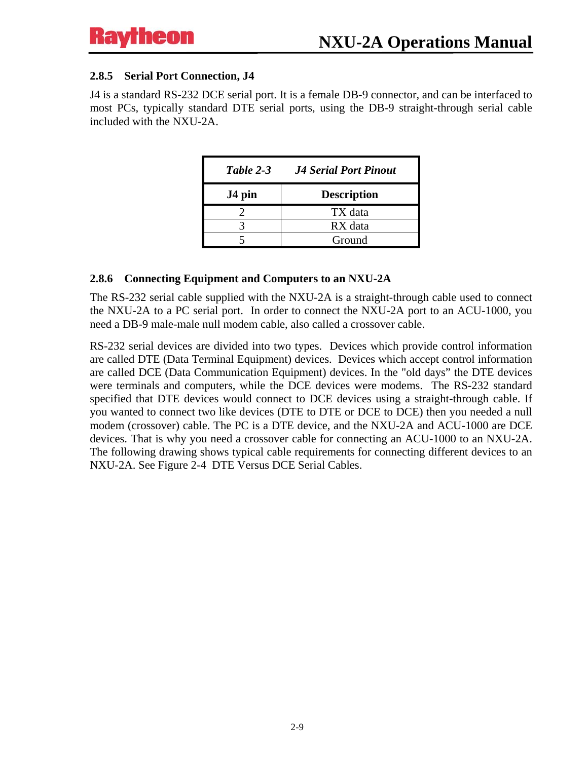### 2.8.5 Serial Port Connection, J4

J4 is a standard RS-232 DCE serial port. It is a female DB-9 connector, and can be interfaced to most PCs, typically standard DTE serial ports, using the DB-9 straight-through serial cable included with the NXU-2A.

*Table 2-3 J4 Serial Port Pinout*

| J4 pin | Description |
|---|---|
| 2 | TX data |
| 3 | RX data |
| 5 | Ground |

### 2.8.6 Connecting Equipment and Computers to an NXU-2A

The RS-232 serial cable supplied with the NXU-2A is a straight-through cable used to connect the NXU-2A to a PC serial port. In order to connect the NXU-2A port to an ACU-1000, you need a DB-9 male-male null modem cable, also called a crossover cable.

RS-232 serial devices are divided into two types. Devices which provide control information are called DTE (Data Terminal Equipment) devices. Devices which accept control information are called DCE (Data Communication Equipment) devices. In the "old days" the DTE devices were terminals and computers, while the DCE devices were modems. The RS-232 standard specified that DTE devices would connect to DCE devices using a straight-through cable. If you wanted to connect two like devices (DTE to DTE or DCE to DCE) then you needed a null modem (crossover) cable. The PC is a DTE device, and the NXU-2A and ACU-1000 are DCE devices. That is why you need a crossover cable for connecting an ACU-1000 to an NXU-2A. The following drawing shows typical cable requirements for connecting different devices to an NXU-2A. See Figure 2-4 DTE Versus DCE Serial Cables.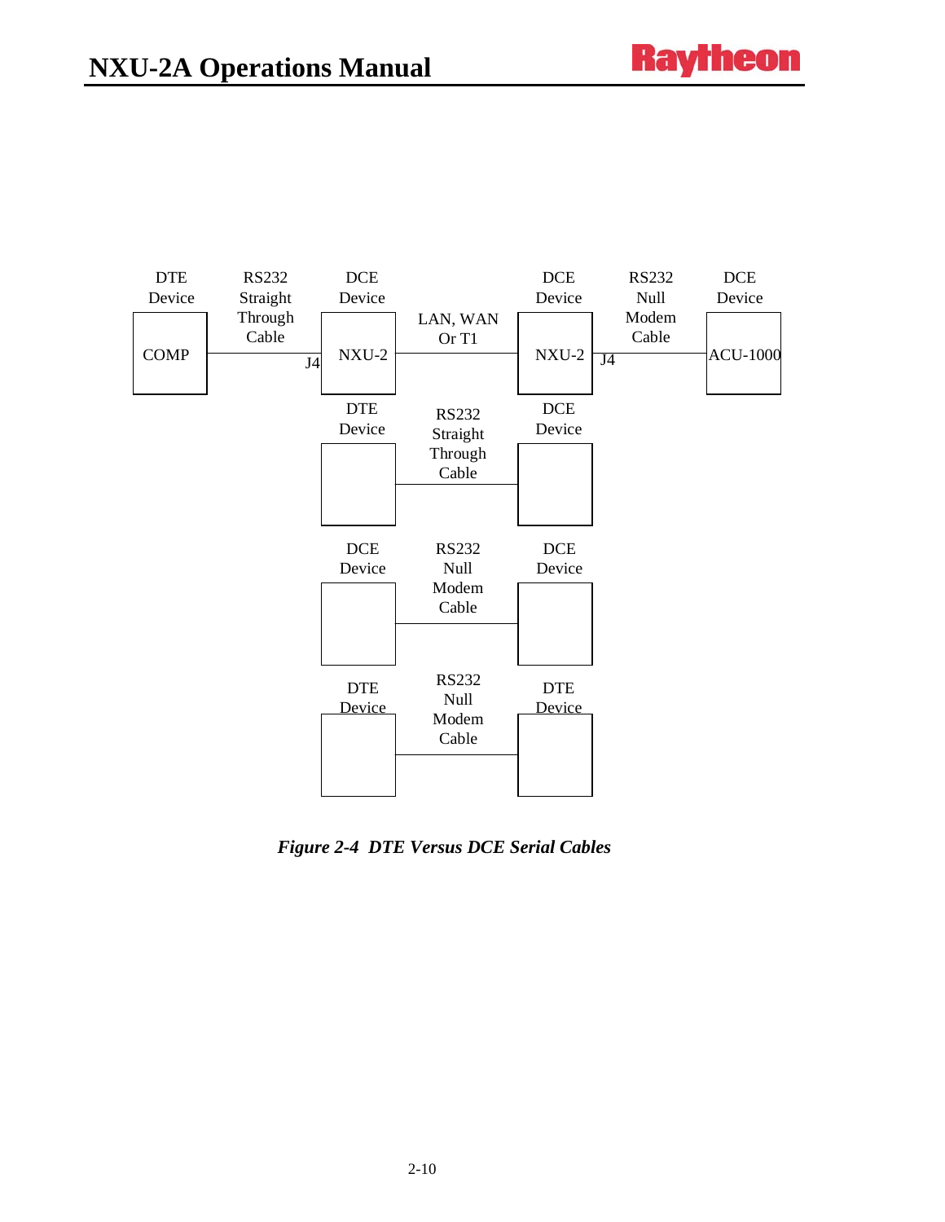| DTE Device | RS232 Straight Through Cable | DCE Device | | DCE Device | RS232 Null Modem Cable | DCE Device |
|---|---|---|---|---|---|---|
| COMP | J4 | NXU-2 | LAN, WAN Or T1 | NXU-2 | J4 | ACU-1000 |

| DTE Device | RS232 Straight Through Cable | DCE Device |
|---|---|---|

| DCE Device | RS232 Null Modem Cable | DCE Device |
|---|---|---|

| DTE Device | RS232 Null Modem Cable | DTE Device |
|---|---|---|

*Figure 2-4 DTE Versus DCE Serial Cables*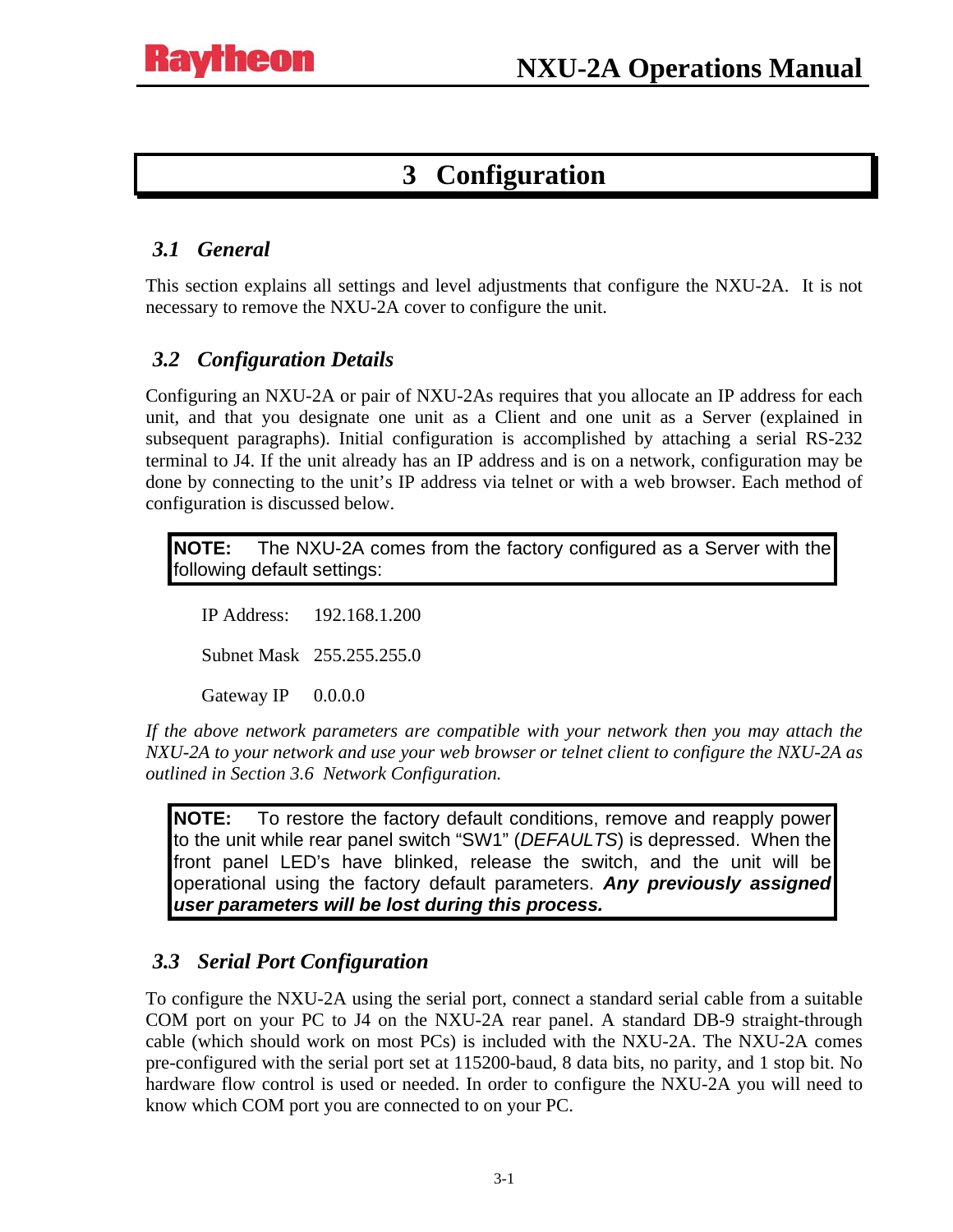# 3 Configuration

## 3.1 General

This section explains all settings and level adjustments that configure the NXU-2A. It is not necessary to remove the NXU-2A cover to configure the unit.

## 3.2 Configuration Details

Configuring an NXU-2A or pair of NXU-2As requires that you allocate an IP address for each unit, and that you designate one unit as a Client and one unit as a Server (explained in subsequent paragraphs). Initial configuration is accomplished by attaching a serial RS-232 terminal to J4. If the unit already has an IP address and is on a network, configuration may be done by connecting to the unit's IP address via telnet or with a web browser. Each method of configuration is discussed below.

> **NOTE:** The NXU-2A comes from the factory configured as a Server with the following default settings:

IP Address: 192.168.1.200

Subnet Mask 255.255.255.0

Gateway IP 0.0.0.0

*If the above network parameters are compatible with your network then you may attach the NXU-2A to your network and use your web browser or telnet client to configure the NXU-2A as outlined in Section 3.6 Network Configuration.*

> **NOTE:** To restore the factory default conditions, remove and reapply power to the unit while rear panel switch "SW1" (*DEFAULTS*) is depressed. When the front panel LED's have blinked, release the switch, and the unit will be operational using the factory default parameters. ***Any previously assigned user parameters will be lost during this process.***

## 3.3 Serial Port Configuration

To configure the NXU-2A using the serial port, connect a standard serial cable from a suitable COM port on your PC to J4 on the NXU-2A rear panel. A standard DB-9 straight-through cable (which should work on most PCs) is included with the NXU-2A. The NXU-2A comes pre-configured with the serial port set at 115200-baud, 8 data bits, no parity, and 1 stop bit. No hardware flow control is used or needed. In order to configure the NXU-2A you will need to know which COM port you are connected to on your PC.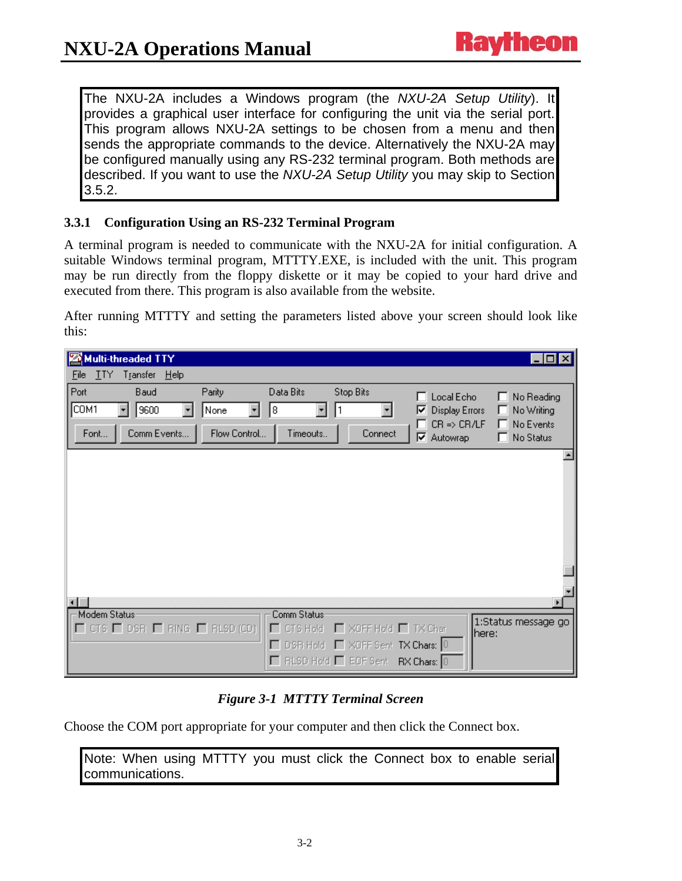> The NXU-2A includes a Windows program (the *NXU-2A Setup Utility*). It provides a graphical user interface for configuring the unit via the serial port. This program allows NXU-2A settings to be chosen from a menu and then sends the appropriate commands to the device. Alternatively the NXU-2A may be configured manually using any RS-232 terminal program. Both methods are described. If you want to use the *NXU-2A Setup Utility* you may skip to Section 3.5.2.

### 3.3.1 Configuration Using an RS-232 Terminal Program

A terminal program is needed to communicate with the NXU-2A for initial configuration. A suitable Windows terminal program, MTTTY.EXE, is included with the unit. This program may be run directly from the floppy diskette or it may be copied to your hard drive and executed from there. This program is also available from the website.

After running MTTTY and setting the parameters listed above your screen should look like this:

***Figure 3-1 MTTTY Terminal Screen***

Choose the COM port appropriate for your computer and then click the Connect box.

> Note: When using MTTTY you must click the Connect box to enable serial communications.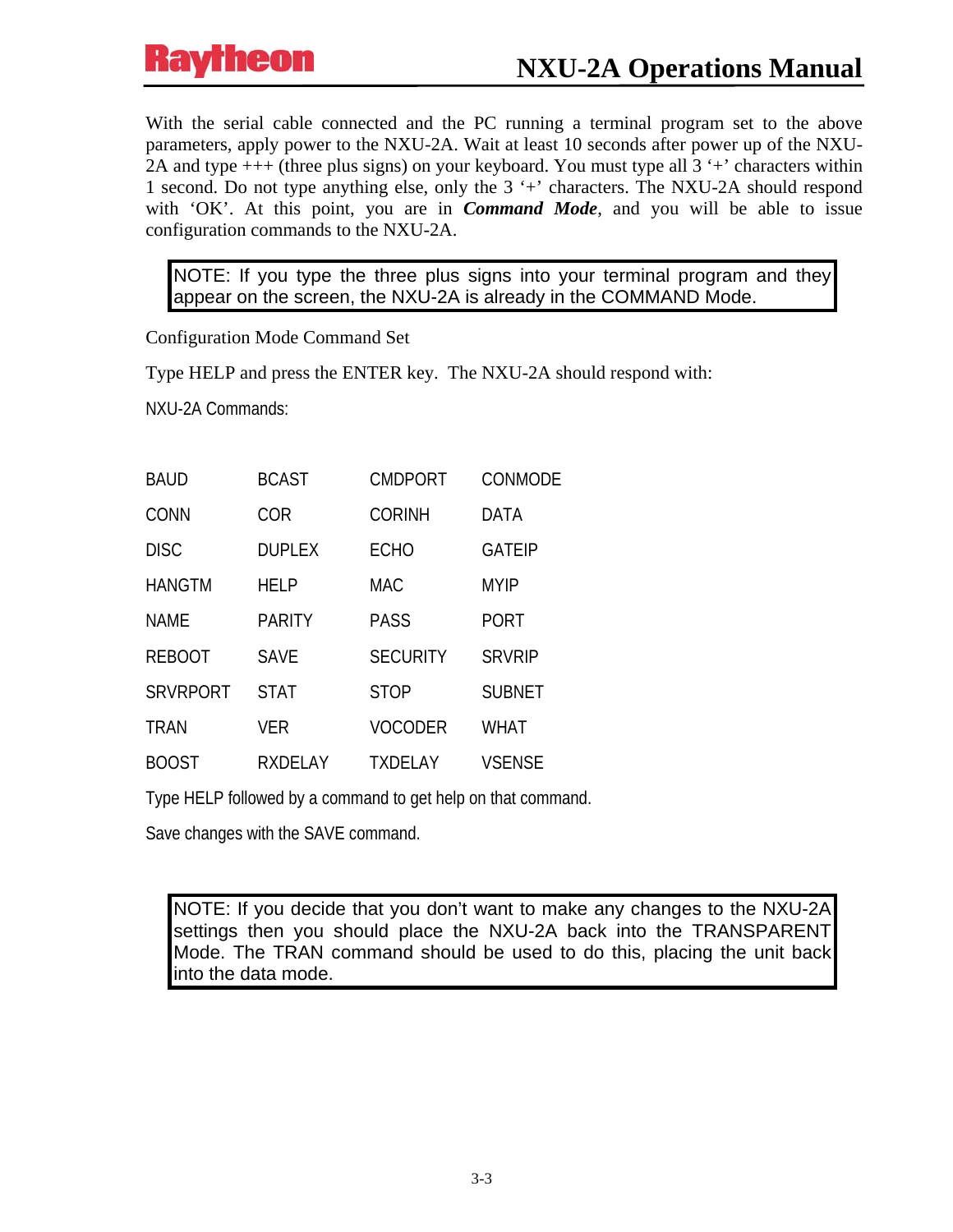With the serial cable connected and the PC running a terminal program set to the above parameters, apply power to the NXU-2A. Wait at least 10 seconds after power up of the NXU-2A and type +++ (three plus signs) on your keyboard. You must type all 3 '+' characters within 1 second. Do not type anything else, only the 3 '+' characters. The NXU-2A should respond with 'OK'. At this point, you are in ***Command Mode***, and you will be able to issue configuration commands to the NXU-2A.

> NOTE: If you type the three plus signs into your terminal program and they appear on the screen, the NXU-2A is already in the COMMAND Mode.

Configuration Mode Command Set

Type HELP and press the ENTER key. The NXU-2A should respond with:

```
NXU-2A Commands:


BAUD       BCAST      CMDPORT    CONMODE
CONN       COR        CORINH     DATA
DISC       DUPLEX     ECHO       GATEIP
HANGTM     HELP       MAC        MYIP
NAME       PARITY     PASS       PORT
REBOOT     SAVE       SECURITY   SRVRIP
SRVRPORT   STAT       STOP       SUBNET
TRAN       VER        VOCODER    WHAT
BOOST      RXDELAY    TXDELAY    VSENSE

Type HELP followed by a command to get help on that command.

Save changes with the SAVE command.
```

> NOTE: If you decide that you don't want to make any changes to the NXU-2A settings then you should place the NXU-2A back into the TRANSPARENT Mode. The TRAN command should be used to do this, placing the unit back into the data mode.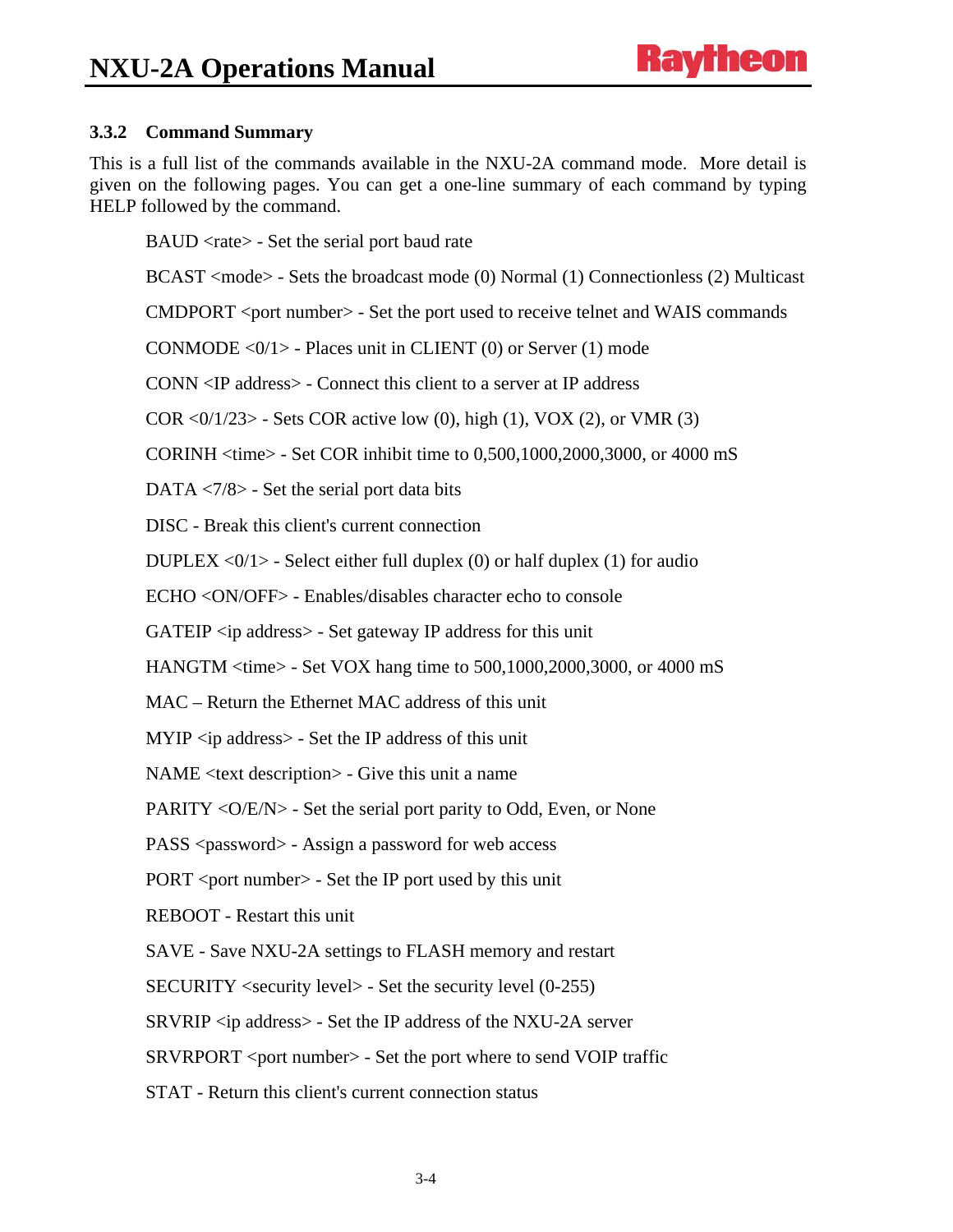### 3.3.2 Command Summary

This is a full list of the commands available in the NXU-2A command mode. More detail is given on the following pages. You can get a one-line summary of each command by typing HELP followed by the command.

BAUD <rate> - Set the serial port baud rate

BCAST <mode> - Sets the broadcast mode (0) Normal (1) Connectionless (2) Multicast

CMDPORT <port number> - Set the port used to receive telnet and WAIS commands

CONMODE <0/1> - Places unit in CLIENT (0) or Server (1) mode

CONN <IP address> - Connect this client to a server at IP address

COR <0/1/23> - Sets COR active low (0), high (1), VOX (2), or VMR (3)

CORINH <time> - Set COR inhibit time to 0,500,1000,2000,3000, or 4000 mS

DATA <7/8> - Set the serial port data bits

DISC - Break this client's current connection

DUPLEX <0/1> - Select either full duplex (0) or half duplex (1) for audio

ECHO <ON/OFF> - Enables/disables character echo to console

GATEIP <ip address> - Set gateway IP address for this unit

HANGTM <time> - Set VOX hang time to 500,1000,2000,3000, or 4000 mS

MAC – Return the Ethernet MAC address of this unit

MYIP <ip address> - Set the IP address of this unit

NAME <text description> - Give this unit a name

PARITY <O/E/N> - Set the serial port parity to Odd, Even, or None

PASS <password> - Assign a password for web access

PORT <port number> - Set the IP port used by this unit

REBOOT - Restart this unit

SAVE - Save NXU-2A settings to FLASH memory and restart

SECURITY <security level> - Set the security level (0-255)

SRVRIP <ip address> - Set the IP address of the NXU-2A server

SRVRPORT <port number> - Set the port where to send VOIP traffic

STAT - Return this client's current connection status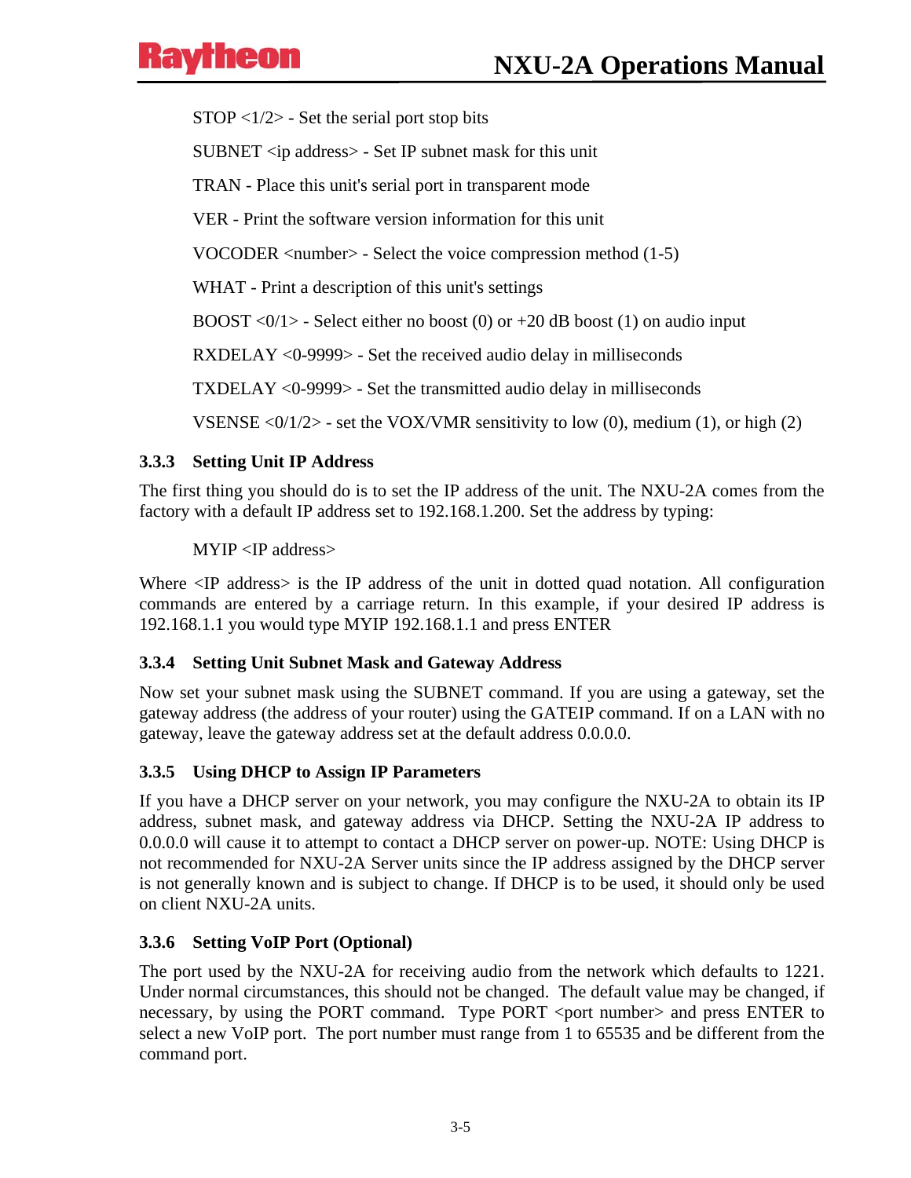STOP <1/2> - Set the serial port stop bits

SUBNET <ip address> - Set IP subnet mask for this unit

TRAN - Place this unit's serial port in transparent mode

VER - Print the software version information for this unit

VOCODER <number> - Select the voice compression method (1-5)

WHAT - Print a description of this unit's settings

BOOST <0/1> - Select either no boost (0) or +20 dB boost (1) on audio input

RXDELAY <0-9999> - Set the received audio delay in milliseconds

TXDELAY <0-9999> - Set the transmitted audio delay in milliseconds

VSENSE <0/1/2> - set the VOX/VMR sensitivity to low (0), medium (1), or high (2)

### 3.3.3 Setting Unit IP Address

The first thing you should do is to set the IP address of the unit. The NXU-2A comes from the factory with a default IP address set to 192.168.1.200. Set the address by typing:

MYIP <IP address>

Where <IP address> is the IP address of the unit in dotted quad notation. All configuration commands are entered by a carriage return. In this example, if your desired IP address is 192.168.1.1 you would type MYIP 192.168.1.1 and press ENTER

### 3.3.4 Setting Unit Subnet Mask and Gateway Address

Now set your subnet mask using the SUBNET command. If you are using a gateway, set the gateway address (the address of your router) using the GATEIP command. If on a LAN with no gateway, leave the gateway address set at the default address 0.0.0.0.

### 3.3.5 Using DHCP to Assign IP Parameters

If you have a DHCP server on your network, you may configure the NXU-2A to obtain its IP address, subnet mask, and gateway address via DHCP. Setting the NXU-2A IP address to 0.0.0.0 will cause it to attempt to contact a DHCP server on power-up. NOTE: Using DHCP is not recommended for NXU-2A Server units since the IP address assigned by the DHCP server is not generally known and is subject to change. If DHCP is to be used, it should only be used on client NXU-2A units.

### 3.3.6 Setting VoIP Port (Optional)

The port used by the NXU-2A for receiving audio from the network which defaults to 1221. Under normal circumstances, this should not be changed. The default value may be changed, if necessary, by using the PORT command. Type PORT <port number> and press ENTER to select a new VoIP port. The port number must range from 1 to 65535 and be different from the command port.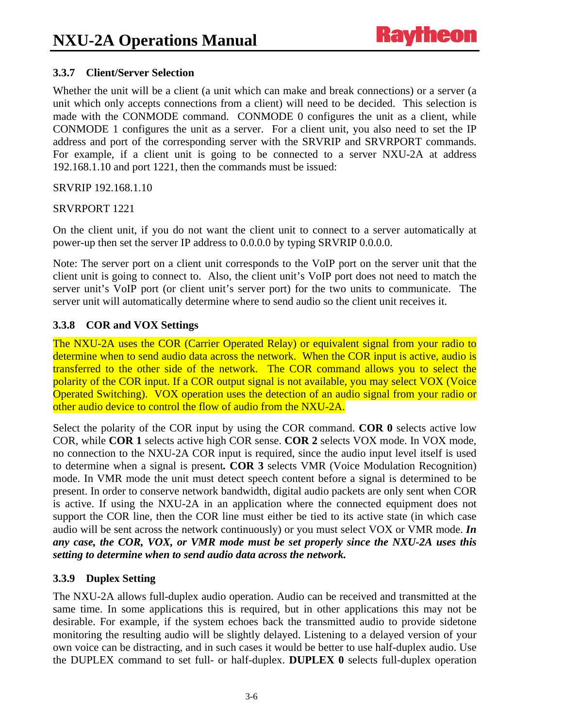### 3.3.7 Client/Server Selection

Whether the unit will be a client (a unit which can make and break connections) or a server (a unit which only accepts connections from a client) will need to be decided. This selection is made with the CONMODE command. CONMODE 0 configures the unit as a client, while CONMODE 1 configures the unit as a server. For a client unit, you also need to set the IP address and port of the corresponding server with the SRVRIP and SRVRPORT commands. For example, if a client unit is going to be connected to a server NXU-2A at address 192.168.1.10 and port 1221, then the commands must be issued:

SRVRIP 192.168.1.10

SRVRPORT 1221

On the client unit, if you do not want the client unit to connect to a server automatically at power-up then set the server IP address to 0.0.0.0 by typing SRVRIP 0.0.0.0.

Note: The server port on a client unit corresponds to the VoIP port on the server unit that the client unit is going to connect to. Also, the client unit's VoIP port does not need to match the server unit's VoIP port (or client unit's server port) for the two units to communicate. The server unit will automatically determine where to send audio so the client unit receives it.

### 3.3.8 COR and VOX Settings

The NXU-2A uses the COR (Carrier Operated Relay) or equivalent signal from your radio to determine when to send audio data across the network. When the COR input is active, audio is transferred to the other side of the network. The COR command allows you to select the polarity of the COR input. If a COR output signal is not available, you may select VOX (Voice Operated Switching). VOX operation uses the detection of an audio signal from your radio or other audio device to control the flow of audio from the NXU-2A.

Select the polarity of the COR input by using the COR command. **COR 0** selects active low COR, while **COR 1** selects active high COR sense. **COR 2** selects VOX mode. In VOX mode, no connection to the NXU-2A COR input is required, since the audio input level itself is used to determine when a signal is present**.** **COR 3** selects VMR (Voice Modulation Recognition) mode. In VMR mode the unit must detect speech content before a signal is determined to be present. In order to conserve network bandwidth, digital audio packets are only sent when COR is active. If using the NXU-2A in an application where the connected equipment does not support the COR line, then the COR line must either be tied to its active state (in which case audio will be sent across the network continuously) or you must select VOX or VMR mode. ***In any case, the COR, VOX, or VMR mode must be set properly since the NXU-2A uses this setting to determine when to send audio data across the network.***

### 3.3.9 Duplex Setting

The NXU-2A allows full-duplex audio operation. Audio can be received and transmitted at the same time. In some applications this is required, but in other applications this may not be desirable. For example, if the system echoes back the transmitted audio to provide sidetone monitoring the resulting audio will be slightly delayed. Listening to a delayed version of your own voice can be distracting, and in such cases it would be better to use half-duplex audio. Use the DUPLEX command to set full- or half-duplex. **DUPLEX 0** selects full-duplex operation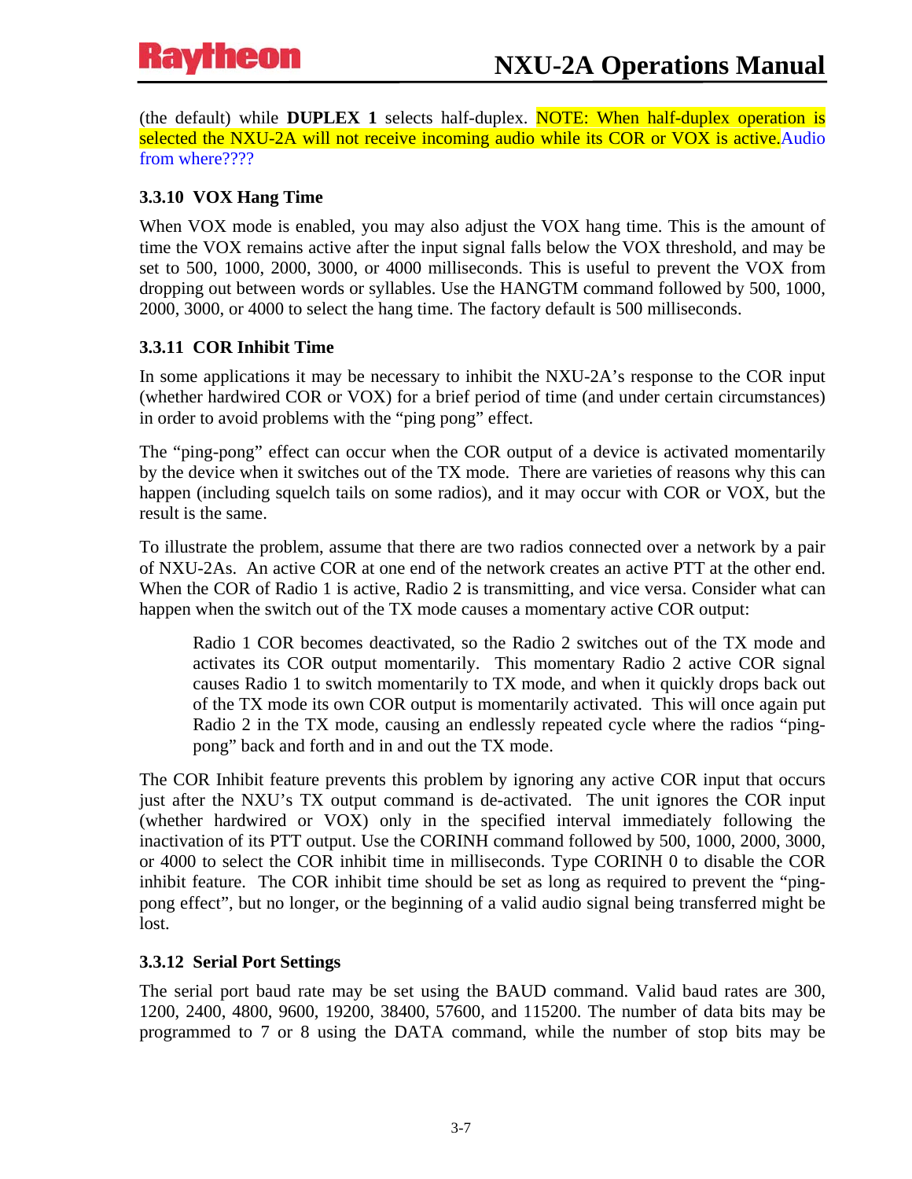(the default) while **DUPLEX 1** selects half-duplex. NOTE: When half-duplex operation is selected the NXU-2A will not receive incoming audio while its COR or VOX is active.Audio from where????

### 3.3.10 VOX Hang Time

When VOX mode is enabled, you may also adjust the VOX hang time. This is the amount of time the VOX remains active after the input signal falls below the VOX threshold, and may be set to 500, 1000, 2000, 3000, or 4000 milliseconds. This is useful to prevent the VOX from dropping out between words or syllables. Use the HANGTM command followed by 500, 1000, 2000, 3000, or 4000 to select the hang time. The factory default is 500 milliseconds.

### 3.3.11 COR Inhibit Time

In some applications it may be necessary to inhibit the NXU-2A's response to the COR input (whether hardwired COR or VOX) for a brief period of time (and under certain circumstances) in order to avoid problems with the "ping pong" effect.

The "ping-pong" effect can occur when the COR output of a device is activated momentarily by the device when it switches out of the TX mode. There are varieties of reasons why this can happen (including squelch tails on some radios), and it may occur with COR or VOX, but the result is the same.

To illustrate the problem, assume that there are two radios connected over a network by a pair of NXU-2As. An active COR at one end of the network creates an active PTT at the other end. When the COR of Radio 1 is active, Radio 2 is transmitting, and vice versa. Consider what can happen when the switch out of the TX mode causes a momentary active COR output:

> Radio 1 COR becomes deactivated, so the Radio 2 switches out of the TX mode and activates its COR output momentarily. This momentary Radio 2 active COR signal causes Radio 1 to switch momentarily to TX mode, and when it quickly drops back out of the TX mode its own COR output is momentarily activated. This will once again put Radio 2 in the TX mode, causing an endlessly repeated cycle where the radios "ping-pong" back and forth and in and out the TX mode.

The COR Inhibit feature prevents this problem by ignoring any active COR input that occurs just after the NXU's TX output command is de-activated. The unit ignores the COR input (whether hardwired or VOX) only in the specified interval immediately following the inactivation of its PTT output. Use the CORINH command followed by 500, 1000, 2000, 3000, or 4000 to select the COR inhibit time in milliseconds. Type CORINH 0 to disable the COR inhibit feature. The COR inhibit time should be set as long as required to prevent the "ping-pong effect", but no longer, or the beginning of a valid audio signal being transferred might be lost.

### 3.3.12 Serial Port Settings

The serial port baud rate may be set using the BAUD command. Valid baud rates are 300, 1200, 2400, 4800, 9600, 19200, 38400, 57600, and 115200. The number of data bits may be programmed to 7 or 8 using the DATA command, while the number of stop bits may be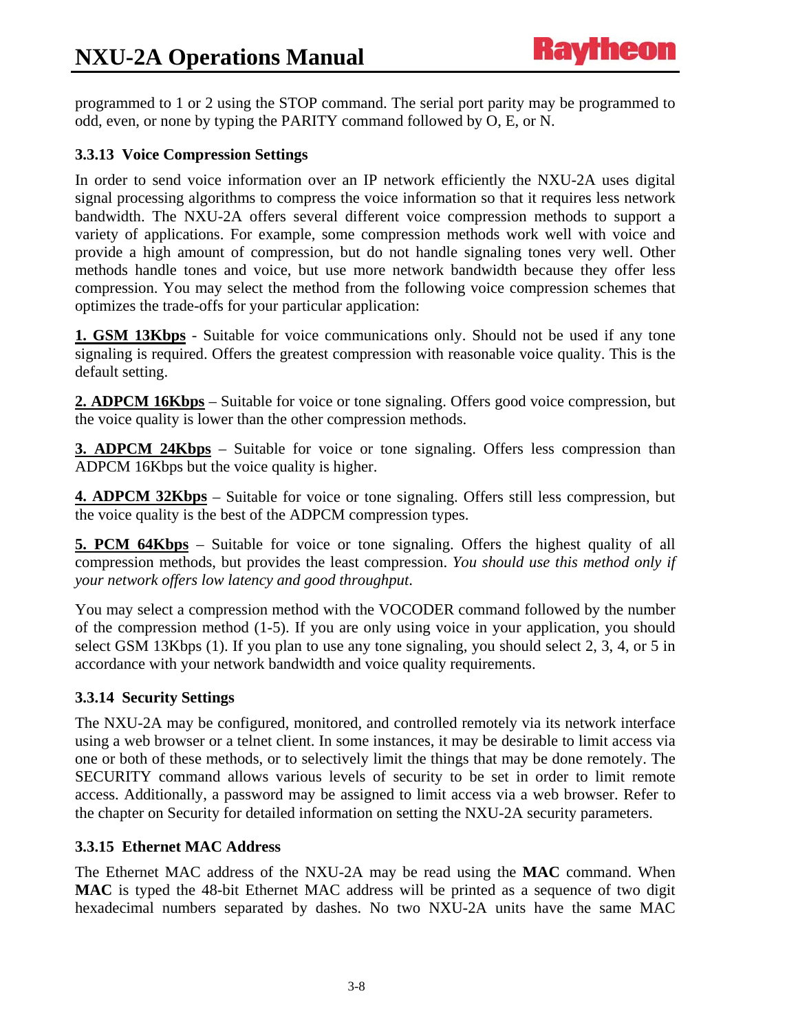programmed to 1 or 2 using the STOP command. The serial port parity may be programmed to odd, even, or none by typing the PARITY command followed by O, E, or N.

### 3.3.13 Voice Compression Settings

In order to send voice information over an IP network efficiently the NXU-2A uses digital signal processing algorithms to compress the voice information so that it requires less network bandwidth. The NXU-2A offers several different voice compression methods to support a variety of applications. For example, some compression methods work well with voice and provide a high amount of compression, but do not handle signaling tones very well. Other methods handle tones and voice, but use more network bandwidth because they offer less compression. You may select the method from the following voice compression schemes that optimizes the trade-offs for your particular application:

**1. GSM 13Kbps** - Suitable for voice communications only. Should not be used if any tone signaling is required. Offers the greatest compression with reasonable voice quality. This is the default setting.

**2. ADPCM 16Kbps** – Suitable for voice or tone signaling. Offers good voice compression, but the voice quality is lower than the other compression methods.

**3. ADPCM 24Kbps** – Suitable for voice or tone signaling. Offers less compression than ADPCM 16Kbps but the voice quality is higher.

**4. ADPCM 32Kbps** – Suitable for voice or tone signaling. Offers still less compression, but the voice quality is the best of the ADPCM compression types.

**5. PCM 64Kbps** – Suitable for voice or tone signaling. Offers the highest quality of all compression methods, but provides the least compression. *You should use this method only if your network offers low latency and good throughput.*

You may select a compression method with the VOCODER command followed by the number of the compression method (1-5). If you are only using voice in your application, you should select GSM 13Kbps (1). If you plan to use any tone signaling, you should select 2, 3, 4, or 5 in accordance with your network bandwidth and voice quality requirements.

### 3.3.14 Security Settings

The NXU-2A may be configured, monitored, and controlled remotely via its network interface using a web browser or a telnet client. In some instances, it may be desirable to limit access via one or both of these methods, or to selectively limit the things that may be done remotely. The SECURITY command allows various levels of security to be set in order to limit remote access. Additionally, a password may be assigned to limit access via a web browser. Refer to the chapter on Security for detailed information on setting the NXU-2A security parameters.

### 3.3.15 Ethernet MAC Address

The Ethernet MAC address of the NXU-2A may be read using the **MAC** command. When **MAC** is typed the 48-bit Ethernet MAC address will be printed as a sequence of two digit hexadecimal numbers separated by dashes. No two NXU-2A units have the same MAC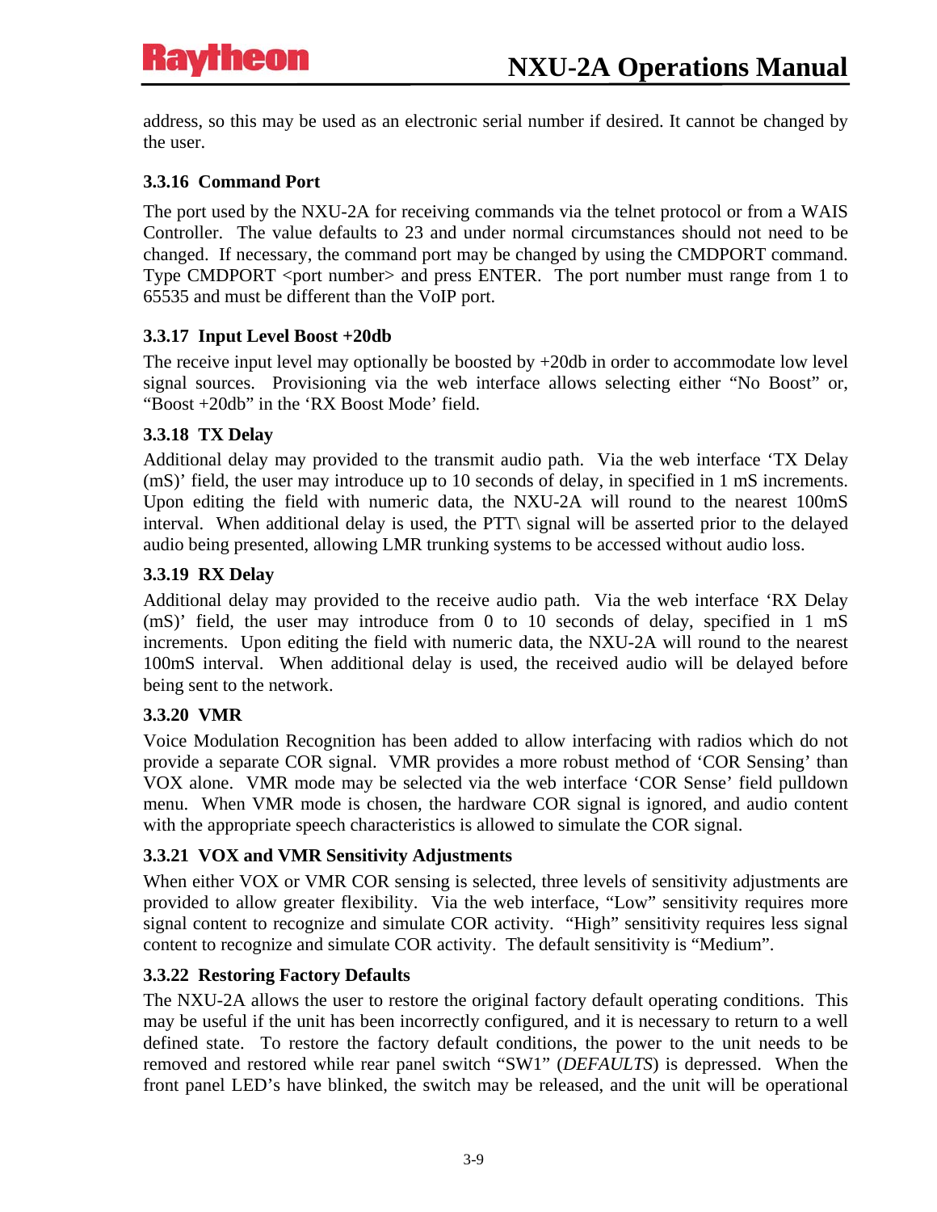address, so this may be used as an electronic serial number if desired. It cannot be changed by the user.

### 3.3.16 Command Port

The port used by the NXU-2A for receiving commands via the telnet protocol or from a WAIS Controller. The value defaults to 23 and under normal circumstances should not need to be changed. If necessary, the command port may be changed by using the CMDPORT command. Type CMDPORT <port number> and press ENTER. The port number must range from 1 to 65535 and must be different than the VoIP port.

### 3.3.17 Input Level Boost +20db

The receive input level may optionally be boosted by +20db in order to accommodate low level signal sources. Provisioning via the web interface allows selecting either "No Boost" or, "Boost +20db" in the 'RX Boost Mode' field.

### 3.3.18 TX Delay

Additional delay may provided to the transmit audio path. Via the web interface 'TX Delay (mS)' field, the user may introduce up to 10 seconds of delay, in specified in 1 mS increments. Upon editing the field with numeric data, the NXU-2A will round to the nearest 100mS interval. When additional delay is used, the PTT\ signal will be asserted prior to the delayed audio being presented, allowing LMR trunking systems to be accessed without audio loss.

### 3.3.19 RX Delay

Additional delay may provided to the receive audio path. Via the web interface 'RX Delay (mS)' field, the user may introduce from 0 to 10 seconds of delay, specified in 1 mS increments. Upon editing the field with numeric data, the NXU-2A will round to the nearest 100mS interval. When additional delay is used, the received audio will be delayed before being sent to the network.

### 3.3.20 VMR

Voice Modulation Recognition has been added to allow interfacing with radios which do not provide a separate COR signal. VMR provides a more robust method of 'COR Sensing' than VOX alone. VMR mode may be selected via the web interface 'COR Sense' field pulldown menu. When VMR mode is chosen, the hardware COR signal is ignored, and audio content with the appropriate speech characteristics is allowed to simulate the COR signal.

### 3.3.21 VOX and VMR Sensitivity Adjustments

When either VOX or VMR COR sensing is selected, three levels of sensitivity adjustments are provided to allow greater flexibility. Via the web interface, "Low" sensitivity requires more signal content to recognize and simulate COR activity. "High" sensitivity requires less signal content to recognize and simulate COR activity. The default sensitivity is "Medium".

### 3.3.22 Restoring Factory Defaults

The NXU-2A allows the user to restore the original factory default operating conditions. This may be useful if the unit has been incorrectly configured, and it is necessary to return to a well defined state. To restore the factory default conditions, the power to the unit needs to be removed and restored while rear panel switch "SW1" (*DEFAULTS*) is depressed. When the front panel LED's have blinked, the switch may be released, and the unit will be operational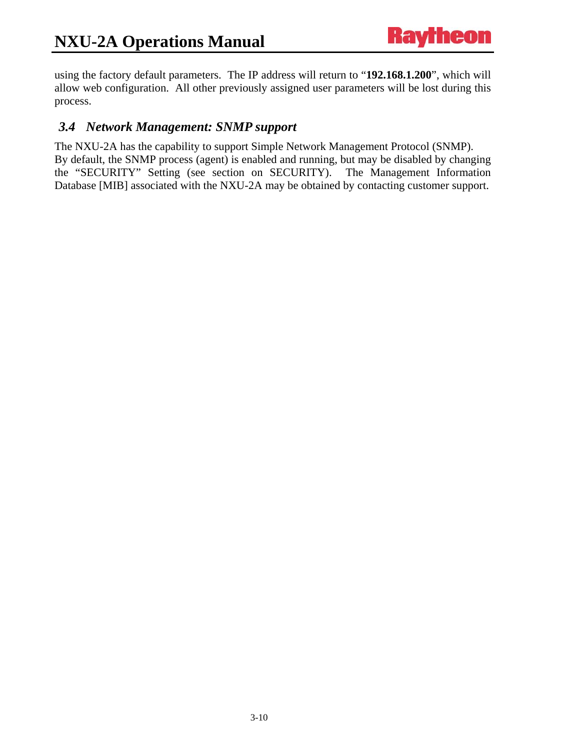using the factory default parameters. The IP address will return to "**192.168.1.200**", which will allow web configuration. All other previously assigned user parameters will be lost during this process.

### *3.4 Network Management: SNMP support*

The NXU-2A has the capability to support Simple Network Management Protocol (SNMP). By default, the SNMP process (agent) is enabled and running, but may be disabled by changing the "SECURITY" Setting (see section on SECURITY). The Management Information Database [MIB] associated with the NXU-2A may be obtained by contacting customer support.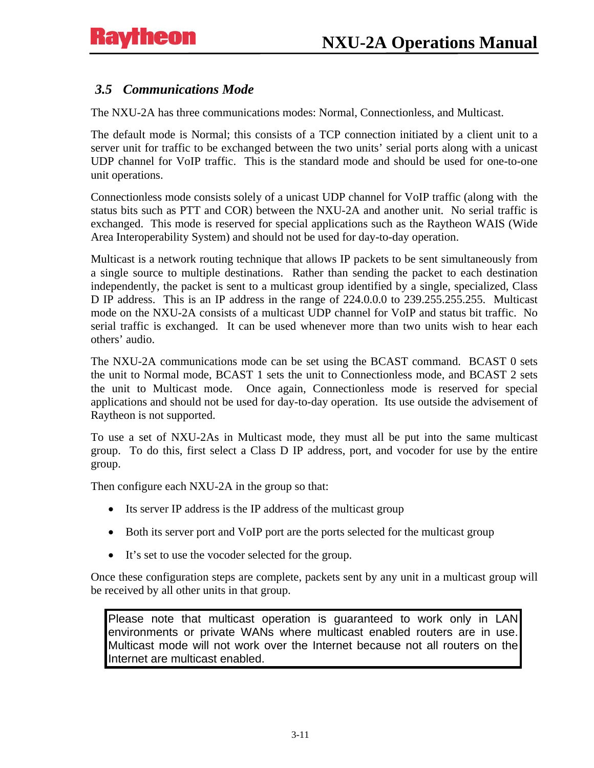### *3.5 Communications Mode*

The NXU-2A has three communications modes: Normal, Connectionless, and Multicast.

The default mode is Normal; this consists of a TCP connection initiated by a client unit to a server unit for traffic to be exchanged between the two units' serial ports along with a unicast UDP channel for VoIP traffic. This is the standard mode and should be used for one-to-one unit operations.

Connectionless mode consists solely of a unicast UDP channel for VoIP traffic (along with the status bits such as PTT and COR) between the NXU-2A and another unit. No serial traffic is exchanged. This mode is reserved for special applications such as the Raytheon WAIS (Wide Area Interoperability System) and should not be used for day-to-day operation.

Multicast is a network routing technique that allows IP packets to be sent simultaneously from a single source to multiple destinations. Rather than sending the packet to each destination independently, the packet is sent to a multicast group identified by a single, specialized, Class D IP address. This is an IP address in the range of 224.0.0.0 to 239.255.255.255. Multicast mode on the NXU-2A consists of a multicast UDP channel for VoIP and status bit traffic. No serial traffic is exchanged. It can be used whenever more than two units wish to hear each others' audio.

The NXU-2A communications mode can be set using the BCAST command. BCAST 0 sets the unit to Normal mode, BCAST 1 sets the unit to Connectionless mode, and BCAST 2 sets the unit to Multicast mode. Once again, Connectionless mode is reserved for special applications and should not be used for day-to-day operation. Its use outside the advisement of Raytheon is not supported.

To use a set of NXU-2As in Multicast mode, they must all be put into the same multicast group. To do this, first select a Class D IP address, port, and vocoder for use by the entire group.

Then configure each NXU-2A in the group so that:

- Its server IP address is the IP address of the multicast group
- Both its server port and VoIP port are the ports selected for the multicast group
- It's set to use the vocoder selected for the group.

Once these configuration steps are complete, packets sent by any unit in a multicast group will be received by all other units in that group.

> Please note that multicast operation is guaranteed to work only in LAN environments or private WANs where multicast enabled routers are in use. Multicast mode will not work over the Internet because not all routers on the Internet are multicast enabled.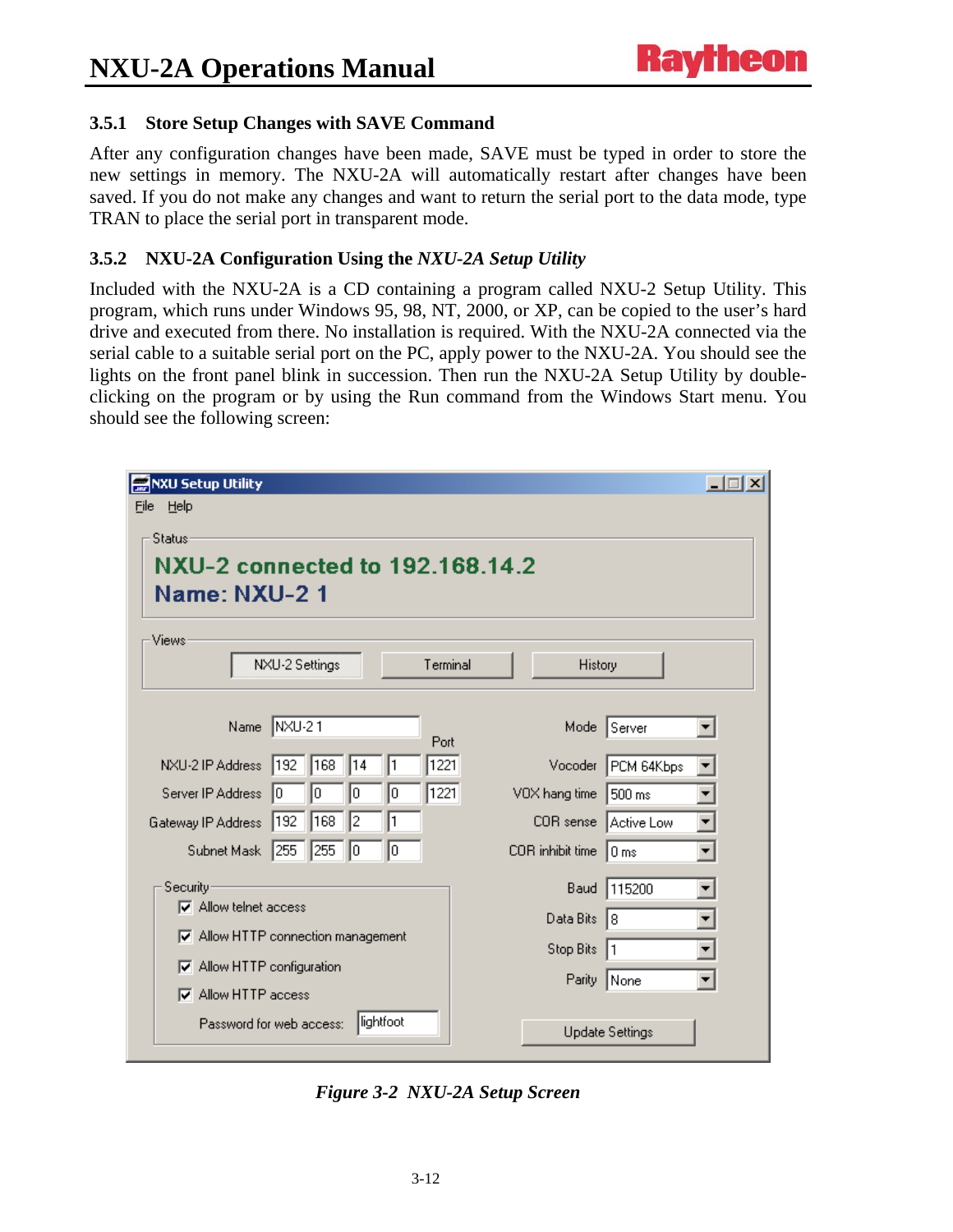### 3.5.1 Store Setup Changes with SAVE Command

After any configuration changes have been made, SAVE must be typed in order to store the new settings in memory. The NXU-2A will automatically restart after changes have been saved. If you do not make any changes and want to return the serial port to the data mode, type TRAN to place the serial port in transparent mode.

### 3.5.2 NXU-2A Configuration Using the *NXU-2A Setup Utility*

Included with the NXU-2A is a CD containing a program called NXU-2 Setup Utility. This program, which runs under Windows 95, 98, NT, 2000, or XP, can be copied to the user's hard drive and executed from there. No installation is required. With the NXU-2A connected via the serial cable to a suitable serial port on the PC, apply power to the NXU-2A. You should see the lights on the front panel blink in succession. Then run the NXU-2A Setup Utility by double-clicking on the program or by using the Run command from the Windows Start menu. You should see the following screen:

***Figure 3-2 NXU-2A Setup Screen***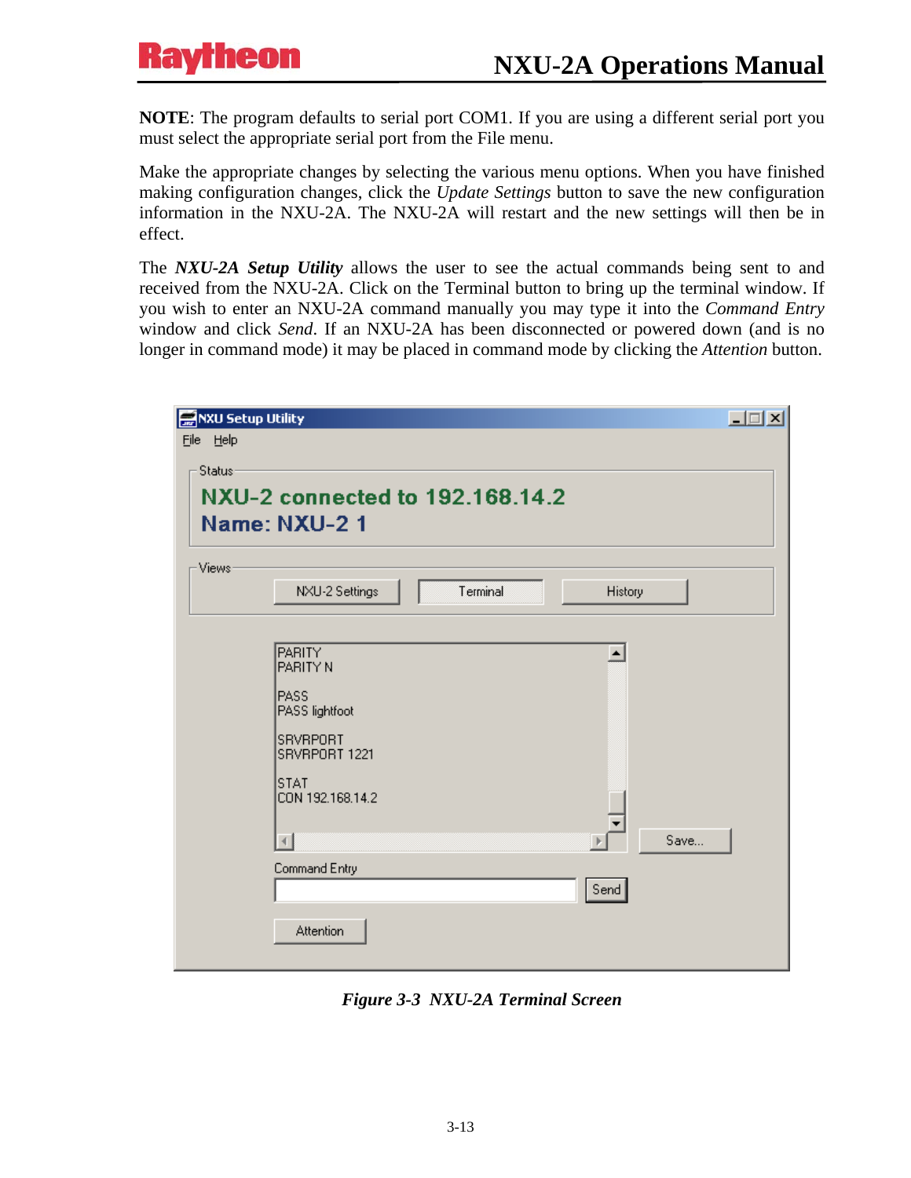**NOTE**: The program defaults to serial port COM1. If you are using a different serial port you must select the appropriate serial port from the File menu.

Make the appropriate changes by selecting the various menu options. When you have finished making configuration changes, click the *Update Settings* button to save the new configuration information in the NXU-2A. The NXU-2A will restart and the new settings will then be in effect.

The ***NXU-2A Setup Utility*** allows the user to see the actual commands being sent to and received from the NXU-2A. Click on the Terminal button to bring up the terminal window. If you wish to enter an NXU-2A command manually you may type it into the *Command Entry* window and click *Send*. If an NXU-2A has been disconnected or powered down (and is no longer in command mode) it may be placed in command mode by clicking the *Attention* button.

***Figure 3-3 NXU-2A Terminal Screen***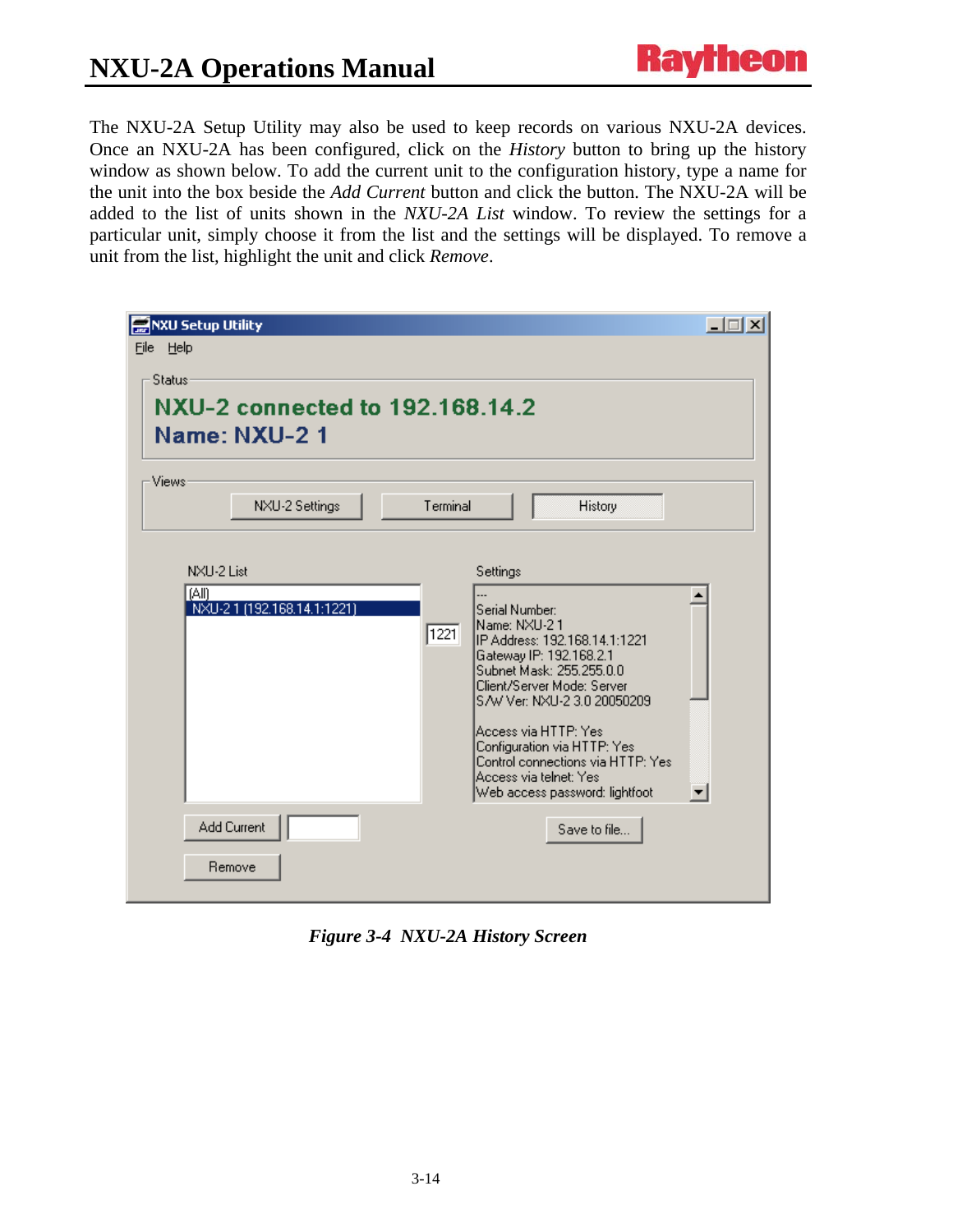The NXU-2A Setup Utility may also be used to keep records on various NXU-2A devices. Once an NXU-2A has been configured, click on the *History* button to bring up the history window as shown below. To add the current unit to the configuration history, type a name for the unit into the box beside the *Add Current* button and click the button. The NXU-2A will be added to the list of units shown in the *NXU-2A List* window. To review the settings for a particular unit, simply choose it from the list and the settings will be displayed. To remove a unit from the list, highlight the unit and click *Remove*.

NXU Setup Utility

File Help

Status

**NXU-2 connected to 192.168.14.2**
**Name: NXU-2 1**

Views

NXU-2 Settings | Terminal | History

NXU-2 List

(All)
NXU-2 1 (192.168.14.1:1221)

1221

Settings

---
Serial Number:
Name: NXU-2 1
IP Address: 192.168.14.1:1221
Gateway IP: 192.168.2.1
Subnet Mask: 255.255.0.0
Client/Server Mode: Server
S/W Ver: NXU-2 3.0 20050209

Access via HTTP: Yes
Configuration via HTTP: Yes
Control connections via HTTP: Yes
Access via telnet: Yes
Web access password: lightfoot

Add Current | Save to file...

Remove

*Figure 3-4 NXU-2A History Screen*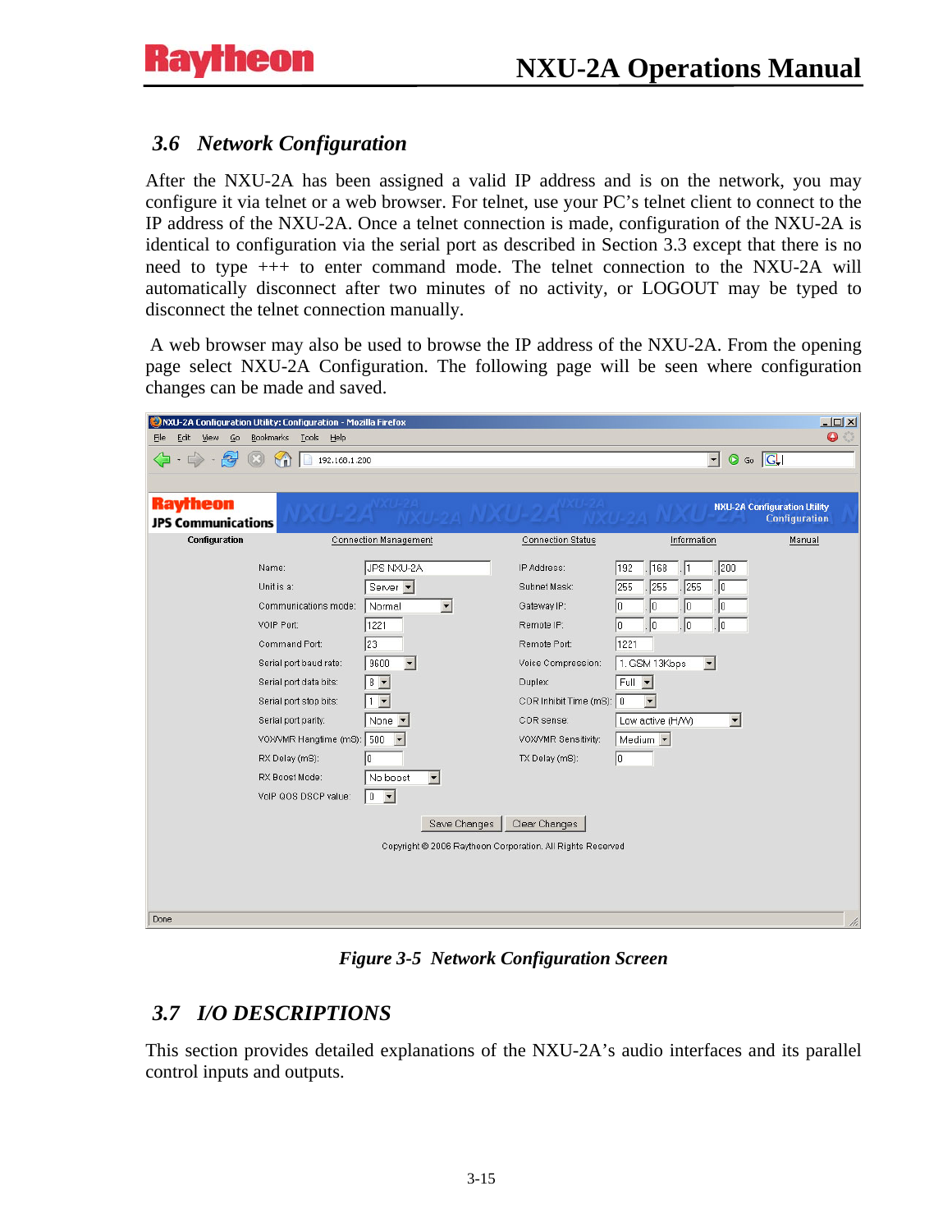## 3.6 Network Configuration

After the NXU-2A has been assigned a valid IP address and is on the network, you may configure it via telnet or a web browser. For telnet, use your PC's telnet client to connect to the IP address of the NXU-2A. Once a telnet connection is made, configuration of the NXU-2A is identical to configuration via the serial port as described in Section 3.3 except that there is no need to type +++ to enter command mode. The telnet connection to the NXU-2A will automatically disconnect after two minutes of no activity, or LOGOUT may be typed to disconnect the telnet connection manually.

A web browser may also be used to browse the IP address of the NXU-2A. From the opening page select NXU-2A Configuration. The following page will be seen where configuration changes can be made and saved.

*Figure 3-5 Network Configuration Screen*

## 3.7 I/O DESCRIPTIONS

This section provides detailed explanations of the NXU-2A's audio interfaces and its parallel control inputs and outputs.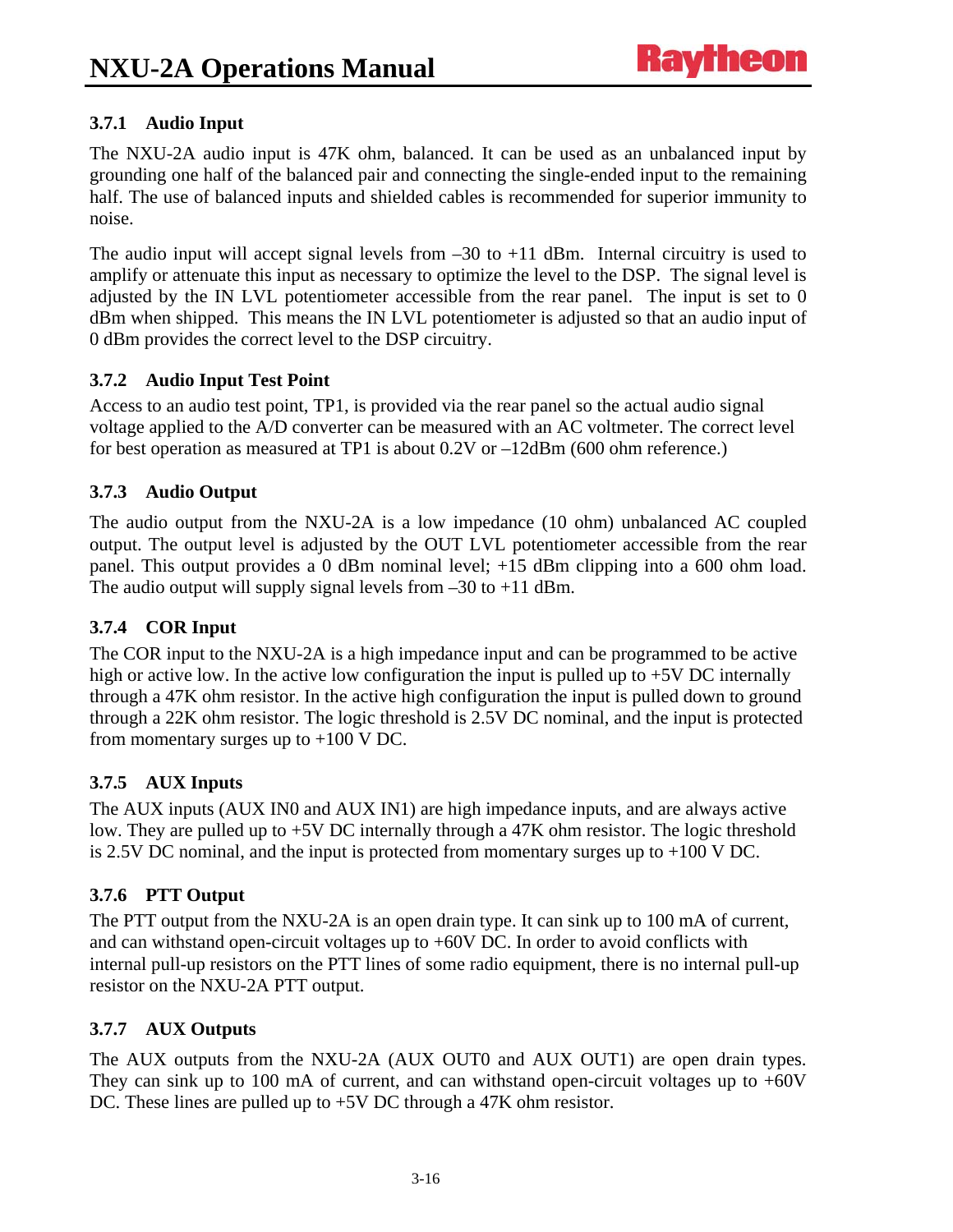### 3.7.1 Audio Input

The NXU-2A audio input is 47K ohm, balanced. It can be used as an unbalanced input by grounding one half of the balanced pair and connecting the single-ended input to the remaining half. The use of balanced inputs and shielded cables is recommended for superior immunity to noise.

The audio input will accept signal levels from –30 to +11 dBm. Internal circuitry is used to amplify or attenuate this input as necessary to optimize the level to the DSP. The signal level is adjusted by the IN LVL potentiometer accessible from the rear panel. The input is set to 0 dBm when shipped. This means the IN LVL potentiometer is adjusted so that an audio input of 0 dBm provides the correct level to the DSP circuitry.

### 3.7.2 Audio Input Test Point

Access to an audio test point, TP1, is provided via the rear panel so the actual audio signal voltage applied to the A/D converter can be measured with an AC voltmeter. The correct level for best operation as measured at TP1 is about 0.2V or –12dBm (600 ohm reference.)

### 3.7.3 Audio Output

The audio output from the NXU-2A is a low impedance (10 ohm) unbalanced AC coupled output. The output level is adjusted by the OUT LVL potentiometer accessible from the rear panel. This output provides a 0 dBm nominal level; +15 dBm clipping into a 600 ohm load. The audio output will supply signal levels from –30 to +11 dBm.

### 3.7.4 COR Input

The COR input to the NXU-2A is a high impedance input and can be programmed to be active high or active low. In the active low configuration the input is pulled up to +5V DC internally through a 47K ohm resistor. In the active high configuration the input is pulled down to ground through a 22K ohm resistor. The logic threshold is 2.5V DC nominal, and the input is protected from momentary surges up to +100 V DC.

### 3.7.5 AUX Inputs

The AUX inputs (AUX IN0 and AUX IN1) are high impedance inputs, and are always active low. They are pulled up to +5V DC internally through a 47K ohm resistor. The logic threshold is 2.5V DC nominal, and the input is protected from momentary surges up to +100 V DC.

### 3.7.6 PTT Output

The PTT output from the NXU-2A is an open drain type. It can sink up to 100 mA of current, and can withstand open-circuit voltages up to +60V DC. In order to avoid conflicts with internal pull-up resistors on the PTT lines of some radio equipment, there is no internal pull-up resistor on the NXU-2A PTT output.

### 3.7.7 AUX Outputs

The AUX outputs from the NXU-2A (AUX OUT0 and AUX OUT1) are open drain types. They can sink up to 100 mA of current, and can withstand open-circuit voltages up to +60V DC. These lines are pulled up to +5V DC through a 47K ohm resistor.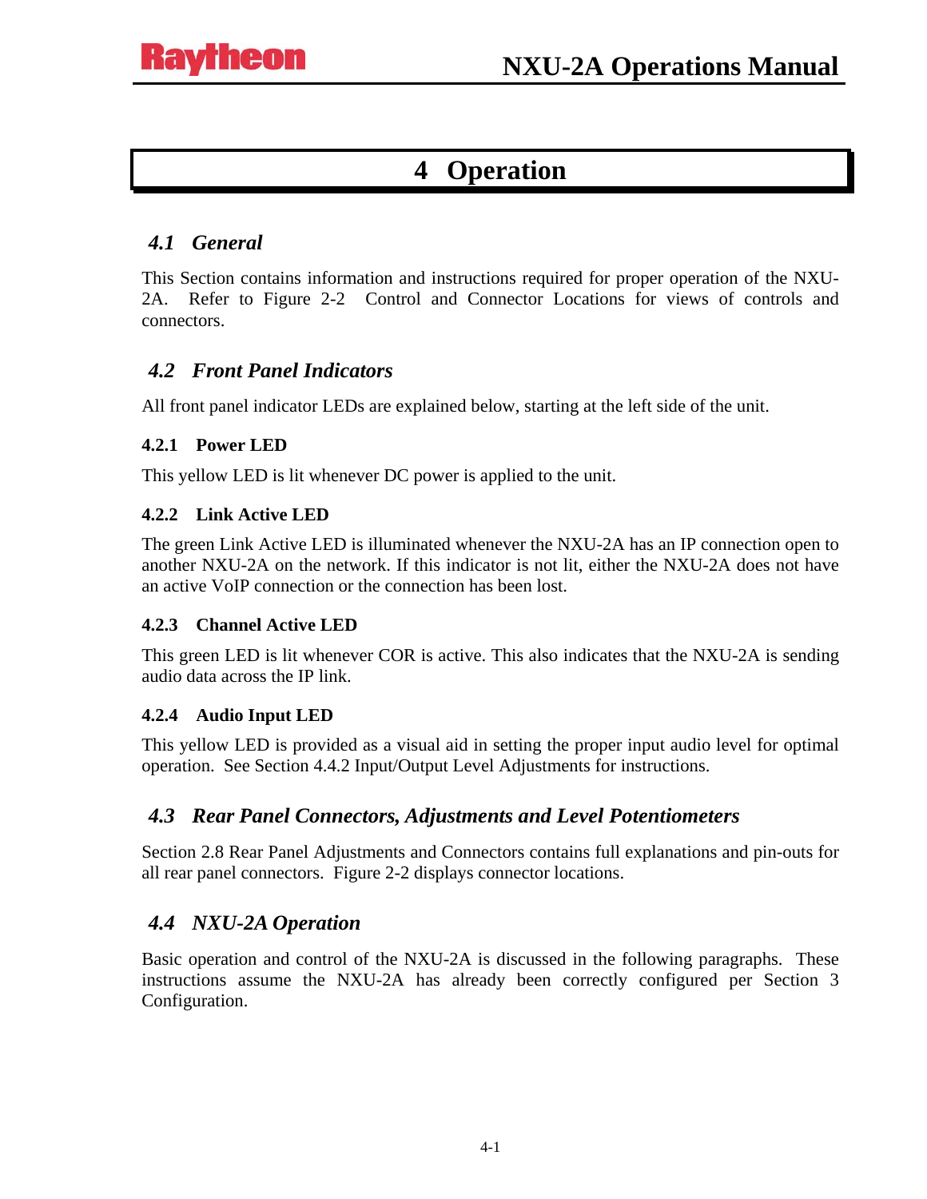# 4 Operation

## 4.1 General

This Section contains information and instructions required for proper operation of the NXU-2A. Refer to Figure 2-2 Control and Connector Locations for views of controls and connectors.

## 4.2 Front Panel Indicators

All front panel indicator LEDs are explained below, starting at the left side of the unit.

### 4.2.1 Power LED

This yellow LED is lit whenever DC power is applied to the unit.

### 4.2.2 Link Active LED

The green Link Active LED is illuminated whenever the NXU-2A has an IP connection open to another NXU-2A on the network. If this indicator is not lit, either the NXU-2A does not have an active VoIP connection or the connection has been lost.

### 4.2.3 Channel Active LED

This green LED is lit whenever COR is active. This also indicates that the NXU-2A is sending audio data across the IP link.

### 4.2.4 Audio Input LED

This yellow LED is provided as a visual aid in setting the proper input audio level for optimal operation. See Section 4.4.2 Input/Output Level Adjustments for instructions.

## 4.3 Rear Panel Connectors, Adjustments and Level Potentiometers

Section 2.8 Rear Panel Adjustments and Connectors contains full explanations and pin-outs for all rear panel connectors. Figure 2-2 displays connector locations.

## 4.4 NXU-2A Operation

Basic operation and control of the NXU-2A is discussed in the following paragraphs. These instructions assume the NXU-2A has already been correctly configured per Section 3 Configuration.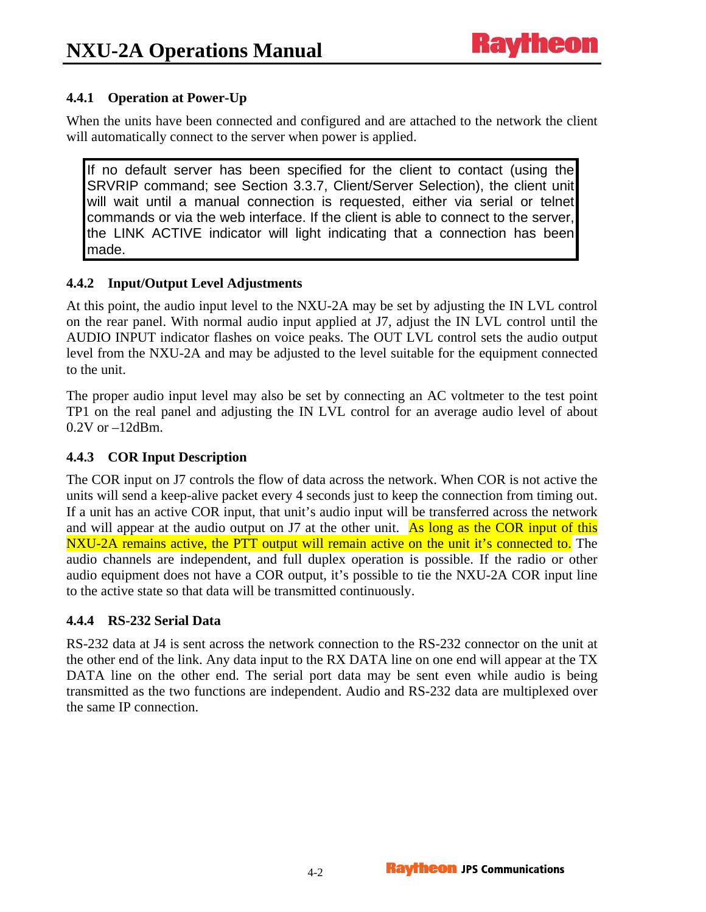### 4.4.1 Operation at Power-Up

When the units have been connected and configured and are attached to the network the client will automatically connect to the server when power is applied.

> If no default server has been specified for the client to contact (using the SRVRIP command; see Section 3.3.7, Client/Server Selection), the client unit will wait until a manual connection is requested, either via serial or telnet commands or via the web interface. If the client is able to connect to the server, the LINK ACTIVE indicator will light indicating that a connection has been made.

### 4.4.2 Input/Output Level Adjustments

At this point, the audio input level to the NXU-2A may be set by adjusting the IN LVL control on the rear panel. With normal audio input applied at J7, adjust the IN LVL control until the AUDIO INPUT indicator flashes on voice peaks. The OUT LVL control sets the audio output level from the NXU-2A and may be adjusted to the level suitable for the equipment connected to the unit.

The proper audio input level may also be set by connecting an AC voltmeter to the test point TP1 on the real panel and adjusting the IN LVL control for an average audio level of about 0.2V or –12dBm.

### 4.4.3 COR Input Description

The COR input on J7 controls the flow of data across the network. When COR is not active the units will send a keep-alive packet every 4 seconds just to keep the connection from timing out. If a unit has an active COR input, that unit's audio input will be transferred across the network and will appear at the audio output on J7 at the other unit. As long as the COR input of this NXU-2A remains active, the PTT output will remain active on the unit it's connected to. The audio channels are independent, and full duplex operation is possible. If the radio or other audio equipment does not have a COR output, it's possible to tie the NXU-2A COR input line to the active state so that data will be transmitted continuously.

### 4.4.4 RS-232 Serial Data

RS-232 data at J4 is sent across the network connection to the RS-232 connector on the unit at the other end of the link. Any data input to the RX DATA line on one end will appear at the TX DATA line on the other end. The serial port data may be sent even while audio is being transmitted as the two functions are independent. Audio and RS-232 data are multiplexed over the same IP connection.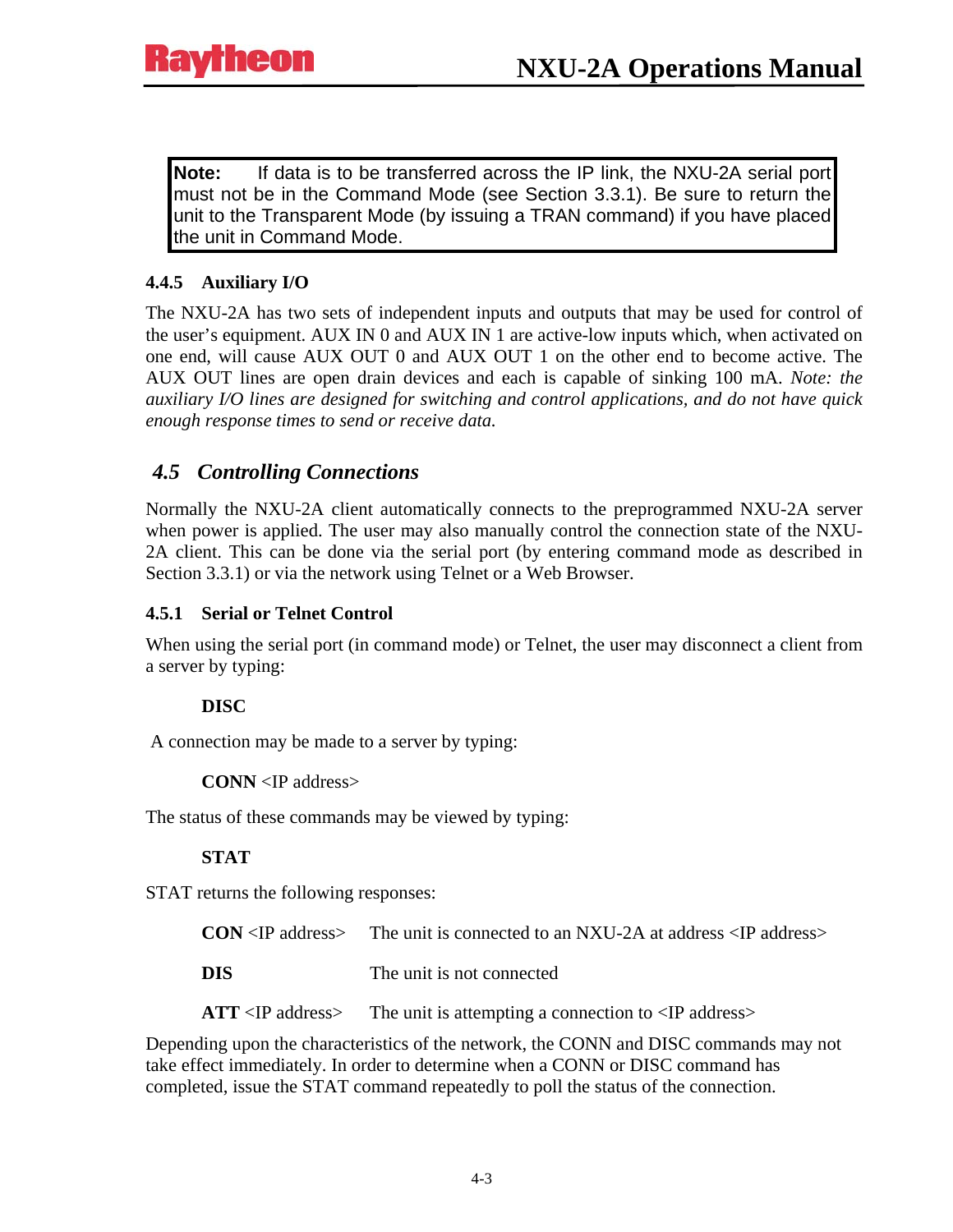> **Note:** If data is to be transferred across the IP link, the NXU-2A serial port must not be in the Command Mode (see Section 3.3.1). Be sure to return the unit to the Transparent Mode (by issuing a TRAN command) if you have placed the unit in Command Mode.

#### 4.4.5 Auxiliary I/O

The NXU-2A has two sets of independent inputs and outputs that may be used for control of the user's equipment. AUX IN 0 and AUX IN 1 are active-low inputs which, when activated on one end, will cause AUX OUT 0 and AUX OUT 1 on the other end to become active. The AUX OUT lines are open drain devices and each is capable of sinking 100 mA. *Note: the auxiliary I/O lines are designed for switching and control applications, and do not have quick enough response times to send or receive data.*

### *4.5 Controlling Connections*

Normally the NXU-2A client automatically connects to the preprogrammed NXU-2A server when power is applied. The user may also manually control the connection state of the NXU-2A client. This can be done via the serial port (by entering command mode as described in Section 3.3.1) or via the network using Telnet or a Web Browser.

#### 4.5.1 Serial or Telnet Control

When using the serial port (in command mode) or Telnet, the user may disconnect a client from a server by typing:

**DISC**

A connection may be made to a server by typing:

**CONN** <IP address>

The status of these commands may be viewed by typing:

**STAT**

STAT returns the following responses:

| | |
|---|---|
| **CON** <IP address> | The unit is connected to an NXU-2A at address <IP address> |
| **DIS** | The unit is not connected |
| **ATT** <IP address> | The unit is attempting a connection to <IP address> |

Depending upon the characteristics of the network, the CONN and DISC commands may not take effect immediately. In order to determine when a CONN or DISC command has completed, issue the STAT command repeatedly to poll the status of the connection.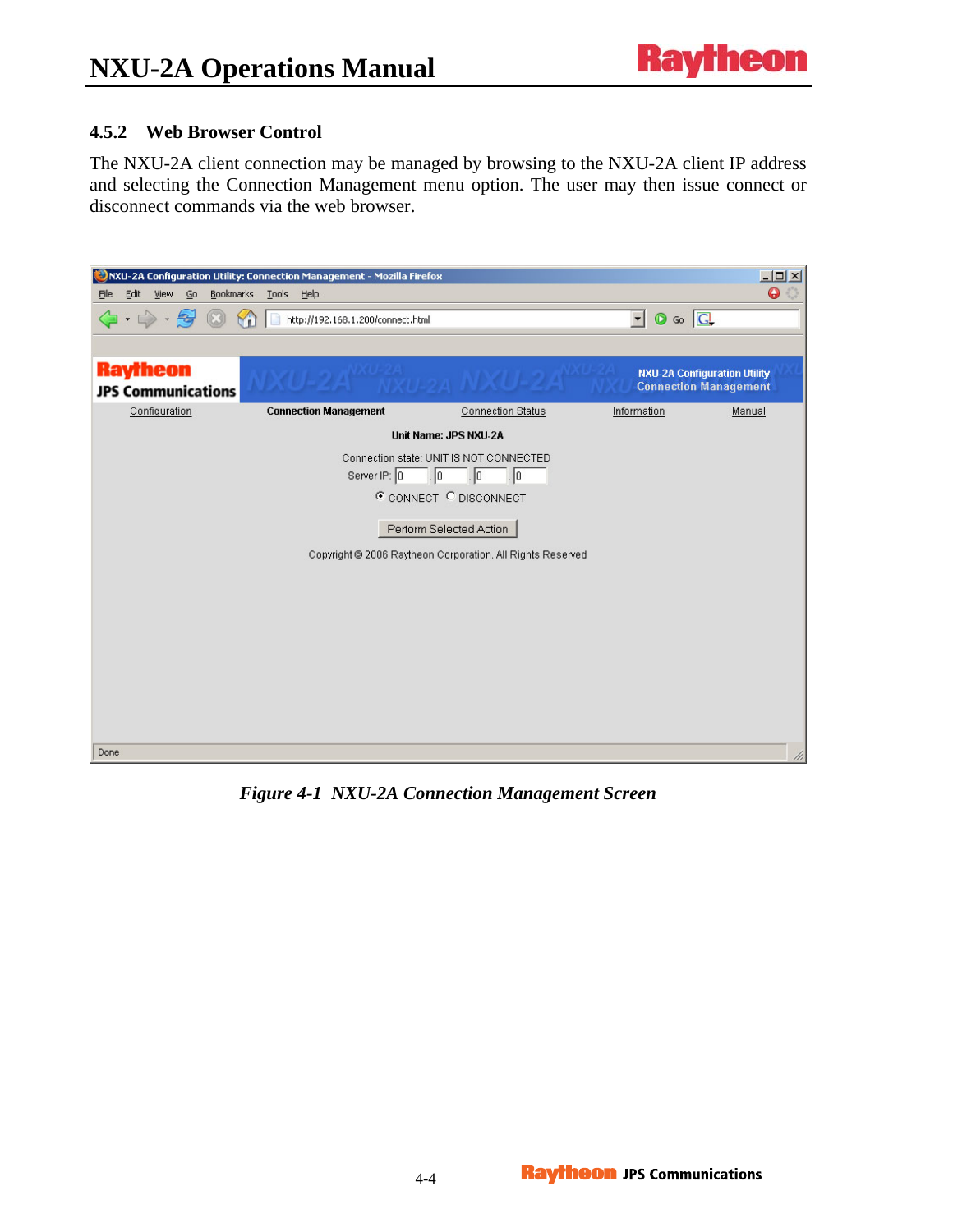### 4.5.2 Web Browser Control

The NXU-2A client connection may be managed by browsing to the NXU-2A client IP address and selecting the Connection Management menu option. The user may then issue connect or disconnect commands via the web browser.

*Figure 4-1 NXU-2A Connection Management Screen*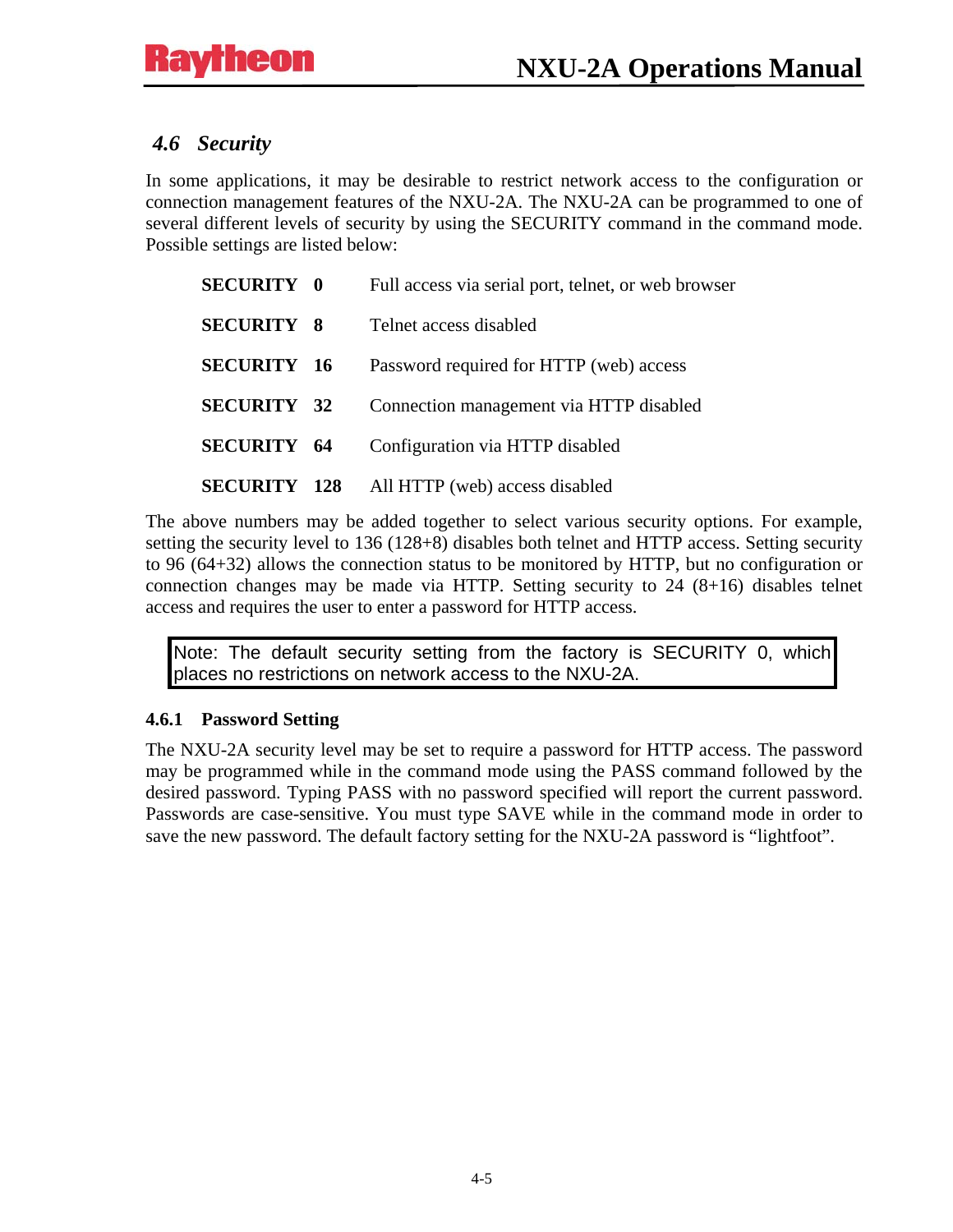## *4.6 Security*

In some applications, it may be desirable to restrict network access to the configuration or connection management features of the NXU-2A. The NXU-2A can be programmed to one of several different levels of security by using the SECURITY command in the command mode. Possible settings are listed below:

| | |
|---|---|
| **SECURITY 0** | Full access via serial port, telnet, or web browser |
| **SECURITY 8** | Telnet access disabled |
| **SECURITY 16** | Password required for HTTP (web) access |
| **SECURITY 32** | Connection management via HTTP disabled |
| **SECURITY 64** | Configuration via HTTP disabled |
| **SECURITY 128** | All HTTP (web) access disabled |

The above numbers may be added together to select various security options. For example, setting the security level to 136 (128+8) disables both telnet and HTTP access. Setting security to 96 (64+32) allows the connection status to be monitored by HTTP, but no configuration or connection changes may be made via HTTP. Setting security to 24 (8+16) disables telnet access and requires the user to enter a password for HTTP access.

> Note: The default security setting from the factory is SECURITY 0, which places no restrictions on network access to the NXU-2A.

### 4.6.1 Password Setting

The NXU-2A security level may be set to require a password for HTTP access. The password may be programmed while in the command mode using the PASS command followed by the desired password. Typing PASS with no password specified will report the current password. Passwords are case-sensitive. You must type SAVE while in the command mode in order to save the new password. The default factory setting for the NXU-2A password is “lightfoot”.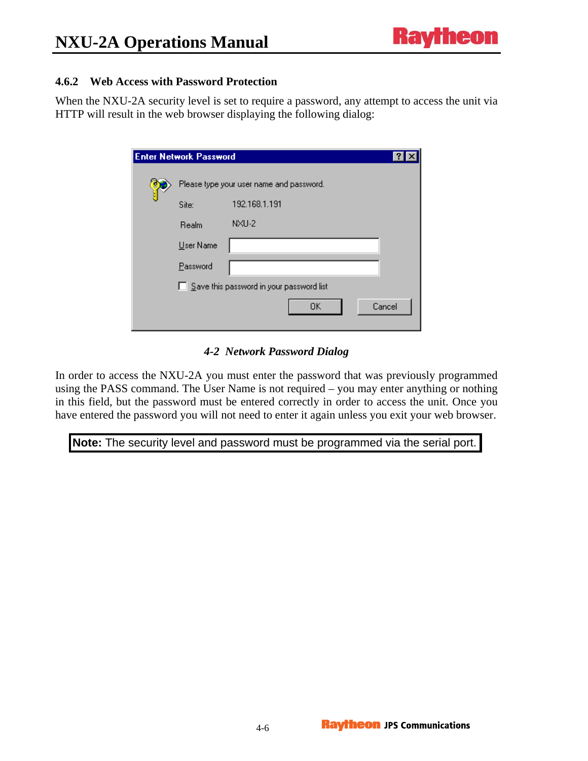### 4.6.2 Web Access with Password Protection

When the NXU-2A security level is set to require a password, any attempt to access the unit via HTTP will result in the web browser displaying the following dialog:

*4-2 Network Password Dialog*

In order to access the NXU-2A you must enter the password that was previously programmed using the PASS command. The User Name is not required – you may enter anything or nothing in this field, but the password must be entered correctly in order to access the unit. Once you have entered the password you will not need to enter it again unless you exit your web browser.

**Note:** The security level and password must be programmed via the serial port.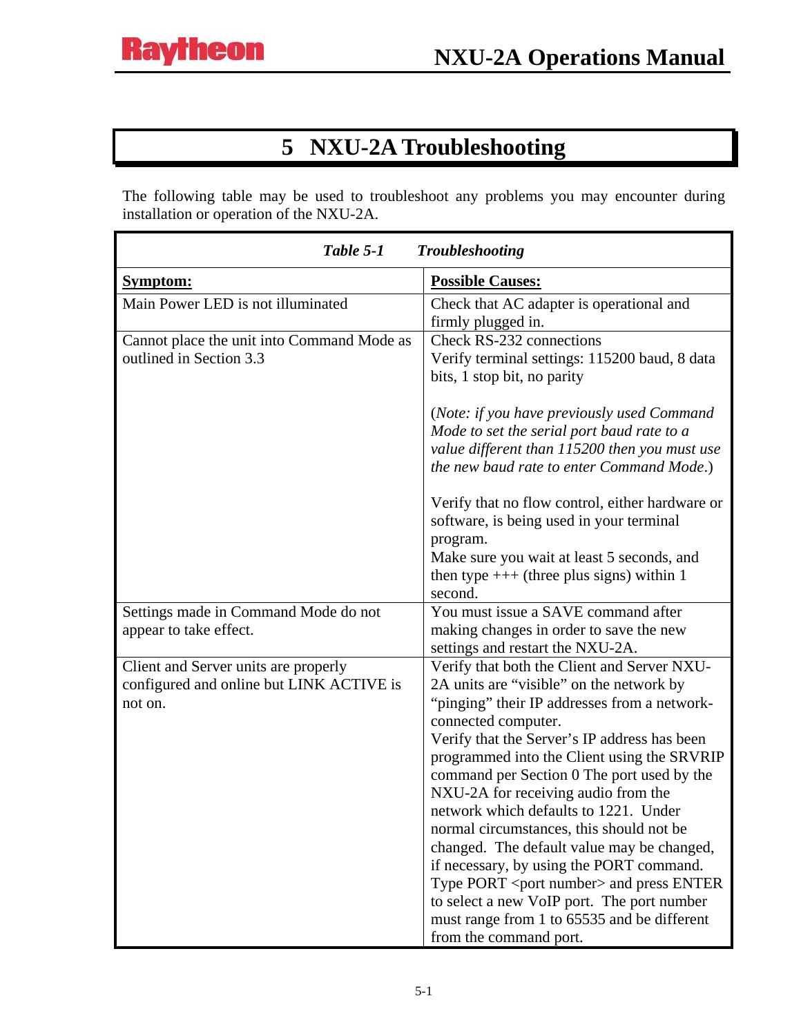# 5 NXU-2A Troubleshooting

The following table may be used to troubleshoot any problems you may encounter during installation or operation of the NXU-2A.

***Table 5-1 Troubleshooting***

| **Symptom:** | **Possible Causes:** |
|---|---|
| Main Power LED is not illuminated | Check that AC adapter is operational and firmly plugged in. |
| Cannot place the unit into Command Mode as outlined in Section 3.3 | Check RS-232 connections<br>Verify terminal settings: 115200 baud, 8 data bits, 1 stop bit, no parity<br><br>(*Note: if you have previously used Command Mode to set the serial port baud rate to a value different than 115200 then you must use the new baud rate to enter Command Mode*.)<br><br>Verify that no flow control, either hardware or software, is being used in your terminal program.<br>Make sure you wait at least 5 seconds, and then type +++ (three plus signs) within 1 second. |
| Settings made in Command Mode do not appear to take effect. | You must issue a SAVE command after making changes in order to save the new settings and restart the NXU-2A. |
| Client and Server units are properly configured and online but LINK ACTIVE is not on. | Verify that both the Client and Server NXU-2A units are "visible" on the network by "pinging" their IP addresses from a network-connected computer.<br>Verify that the Server's IP address has been programmed into the Client using the SRVRIP command per Section 0 The port used by the NXU-2A for receiving audio from the network which defaults to 1221. Under normal circumstances, this should not be changed. The default value may be changed, if necessary, by using the PORT command. Type PORT <port number> and press ENTER to select a new VoIP port. The port number must range from 1 to 65535 and be different from the command port. |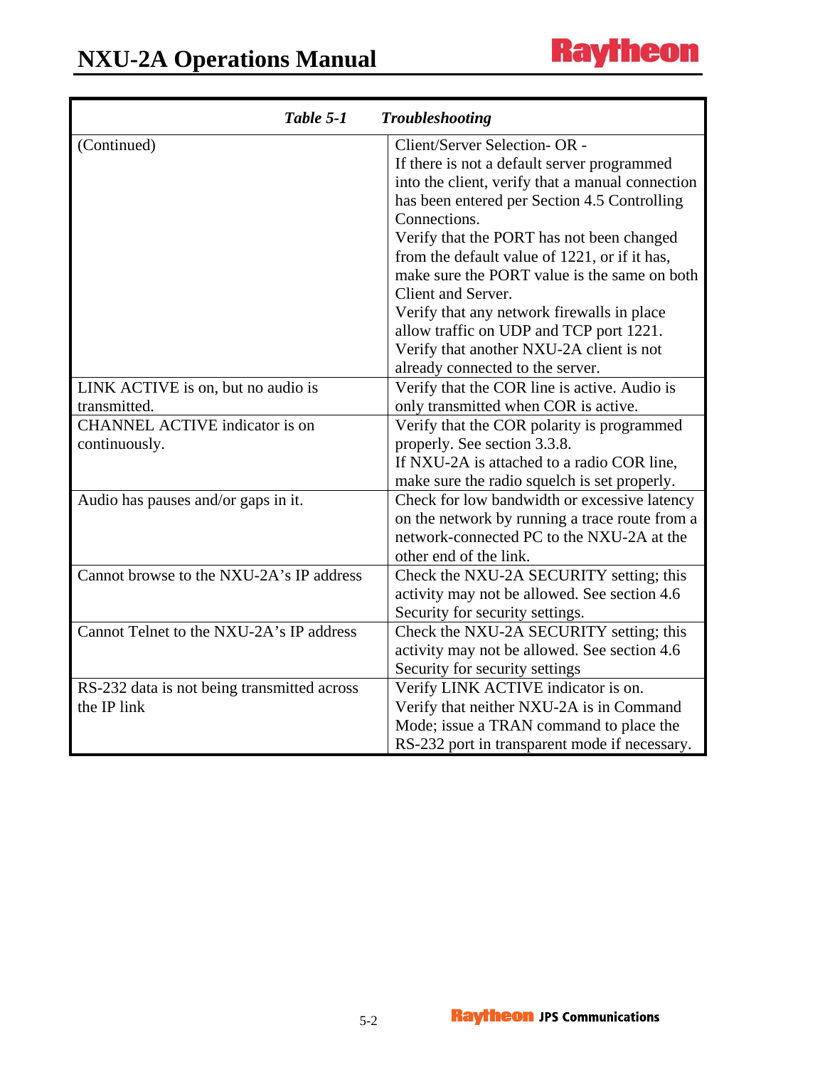| *Table 5-1 Troubleshooting* | |
|---|---|
| (Continued) | Client/Server Selection- OR -<br>If there is not a default server programmed into the client, verify that a manual connection has been entered per Section 4.5 Controlling Connections.<br>Verify that the PORT has not been changed from the default value of 1221, or if it has, make sure the PORT value is the same on both Client and Server.<br>Verify that any network firewalls in place allow traffic on UDP and TCP port 1221.<br>Verify that another NXU-2A client is not already connected to the server. |
| LINK ACTIVE is on, but no audio is transmitted. | Verify that the COR line is active. Audio is only transmitted when COR is active. |
| CHANNEL ACTIVE indicator is on continuously. | Verify that the COR polarity is programmed properly. See section 3.3.8.<br>If NXU-2A is attached to a radio COR line, make sure the radio squelch is set properly. |
| Audio has pauses and/or gaps in it. | Check for low bandwidth or excessive latency on the network by running a trace route from a network-connected PC to the NXU-2A at the other end of the link. |
| Cannot browse to the NXU-2A's IP address | Check the NXU-2A SECURITY setting; this activity may not be allowed. See section 4.6 Security for security settings. |
| Cannot Telnet to the NXU-2A's IP address | Check the NXU-2A SECURITY setting; this activity may not be allowed. See section 4.6 Security for security settings |
| RS-232 data is not being transmitted across the IP link | Verify LINK ACTIVE indicator is on.<br>Verify that neither NXU-2A is in Command Mode; issue a TRAN command to place the RS-232 port in transparent mode if necessary. |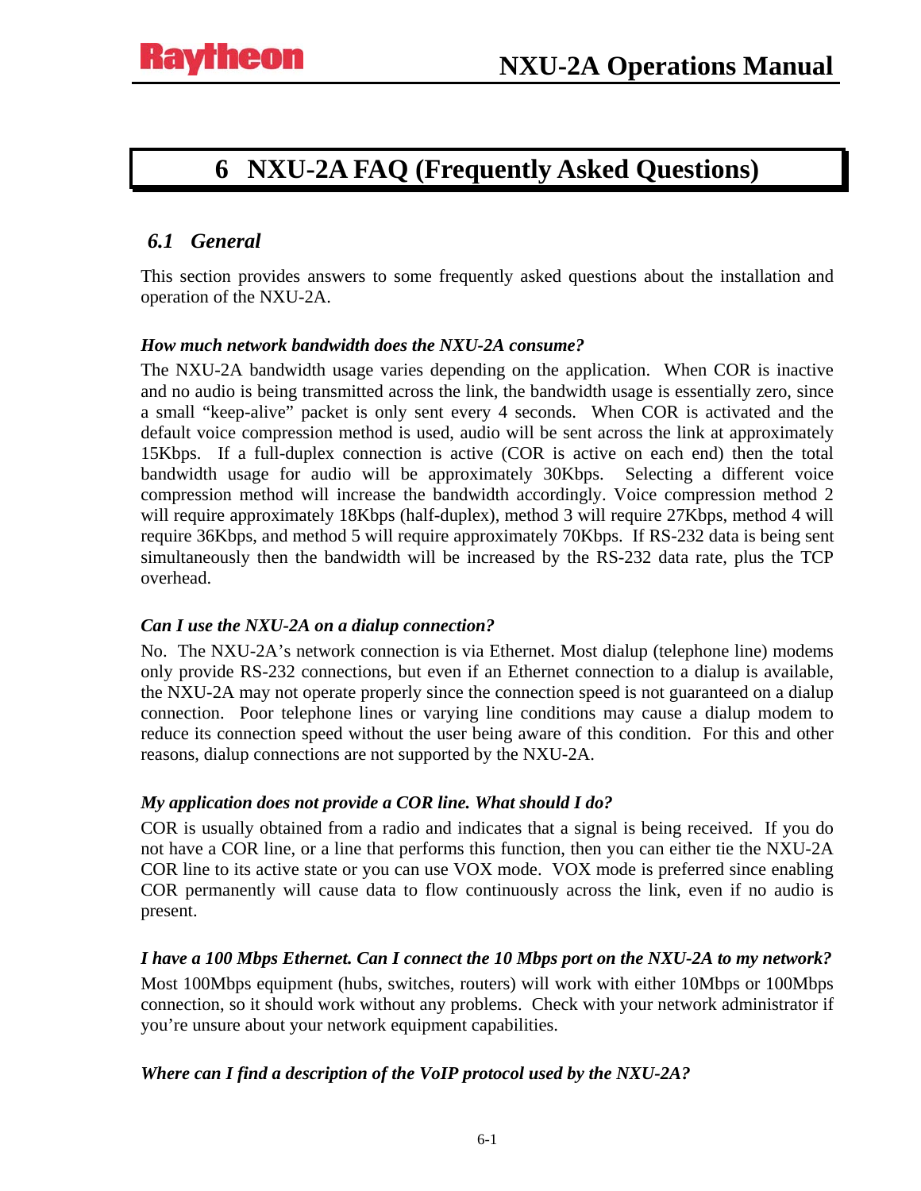# 6 NXU-2A FAQ (Frequently Asked Questions)

## 6.1 General

This section provides answers to some frequently asked questions about the installation and operation of the NXU-2A.

***How much network bandwidth does the NXU-2A consume?***

The NXU-2A bandwidth usage varies depending on the application. When COR is inactive and no audio is being transmitted across the link, the bandwidth usage is essentially zero, since a small "keep-alive" packet is only sent every 4 seconds. When COR is activated and the default voice compression method is used, audio will be sent across the link at approximately 15Kbps. If a full-duplex connection is active (COR is active on each end) then the total bandwidth usage for audio will be approximately 30Kbps. Selecting a different voice compression method will increase the bandwidth accordingly. Voice compression method 2 will require approximately 18Kbps (half-duplex), method 3 will require 27Kbps, method 4 will require 36Kbps, and method 5 will require approximately 70Kbps. If RS-232 data is being sent simultaneously then the bandwidth will be increased by the RS-232 data rate, plus the TCP overhead.

***Can I use the NXU-2A on a dialup connection?***

No. The NXU-2A's network connection is via Ethernet. Most dialup (telephone line) modems only provide RS-232 connections, but even if an Ethernet connection to a dialup is available, the NXU-2A may not operate properly since the connection speed is not guaranteed on a dialup connection. Poor telephone lines or varying line conditions may cause a dialup modem to reduce its connection speed without the user being aware of this condition. For this and other reasons, dialup connections are not supported by the NXU-2A.

***My application does not provide a COR line. What should I do?***

COR is usually obtained from a radio and indicates that a signal is being received. If you do not have a COR line, or a line that performs this function, then you can either tie the NXU-2A COR line to its active state or you can use VOX mode. VOX mode is preferred since enabling COR permanently will cause data to flow continuously across the link, even if no audio is present.

***I have a 100 Mbps Ethernet. Can I connect the 10 Mbps port on the NXU-2A to my network?***

Most 100Mbps equipment (hubs, switches, routers) will work with either 10Mbps or 100Mbps connection, so it should work without any problems. Check with your network administrator if you're unsure about your network equipment capabilities.

***Where can I find a description of the VoIP protocol used by the NXU-2A?***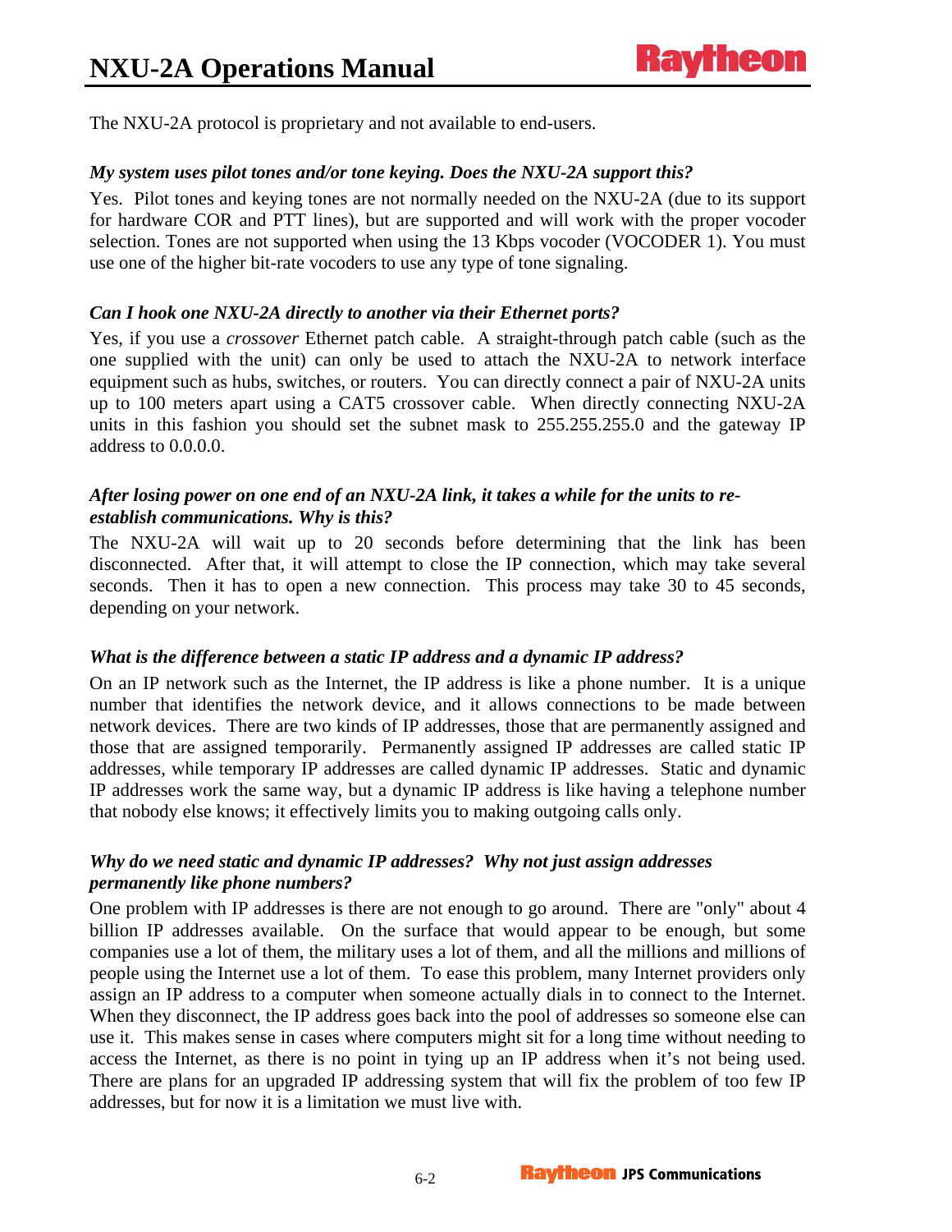The NXU-2A protocol is proprietary and not available to end-users.

### *My system uses pilot tones and/or tone keying. Does the NXU-2A support this?*

Yes. Pilot tones and keying tones are not normally needed on the NXU-2A (due to its support for hardware COR and PTT lines), but are supported and will work with the proper vocoder selection. Tones are not supported when using the 13 Kbps vocoder (VOCODER 1). You must use one of the higher bit-rate vocoders to use any type of tone signaling.

### *Can I hook one NXU-2A directly to another via their Ethernet ports?*

Yes, if you use a *crossover* Ethernet patch cable. A straight-through patch cable (such as the one supplied with the unit) can only be used to attach the NXU-2A to network interface equipment such as hubs, switches, or routers. You can directly connect a pair of NXU-2A units up to 100 meters apart using a CAT5 crossover cable. When directly connecting NXU-2A units in this fashion you should set the subnet mask to 255.255.255.0 and the gateway IP address to 0.0.0.0.

### *After losing power on one end of an NXU-2A link, it takes a while for the units to re-establish communications. Why is this?*

The NXU-2A will wait up to 20 seconds before determining that the link has been disconnected. After that, it will attempt to close the IP connection, which may take several seconds. Then it has to open a new connection. This process may take 30 to 45 seconds, depending on your network.

### *What is the difference between a static IP address and a dynamic IP address?*

On an IP network such as the Internet, the IP address is like a phone number. It is a unique number that identifies the network device, and it allows connections to be made between network devices. There are two kinds of IP addresses, those that are permanently assigned and those that are assigned temporarily. Permanently assigned IP addresses are called static IP addresses, while temporary IP addresses are called dynamic IP addresses. Static and dynamic IP addresses work the same way, but a dynamic IP address is like having a telephone number that nobody else knows; it effectively limits you to making outgoing calls only.

### *Why do we need static and dynamic IP addresses? Why not just assign addresses permanently like phone numbers?*

One problem with IP addresses is there are not enough to go around. There are "only" about 4 billion IP addresses available. On the surface that would appear to be enough, but some companies use a lot of them, the military uses a lot of them, and all the millions and millions of people using the Internet use a lot of them. To ease this problem, many Internet providers only assign an IP address to a computer when someone actually dials in to connect to the Internet. When they disconnect, the IP address goes back into the pool of addresses so someone else can use it. This makes sense in cases where computers might sit for a long time without needing to access the Internet, as there is no point in tying up an IP address when it's not being used. There are plans for an upgraded IP addressing system that will fix the problem of too few IP addresses, but for now it is a limitation we must live with.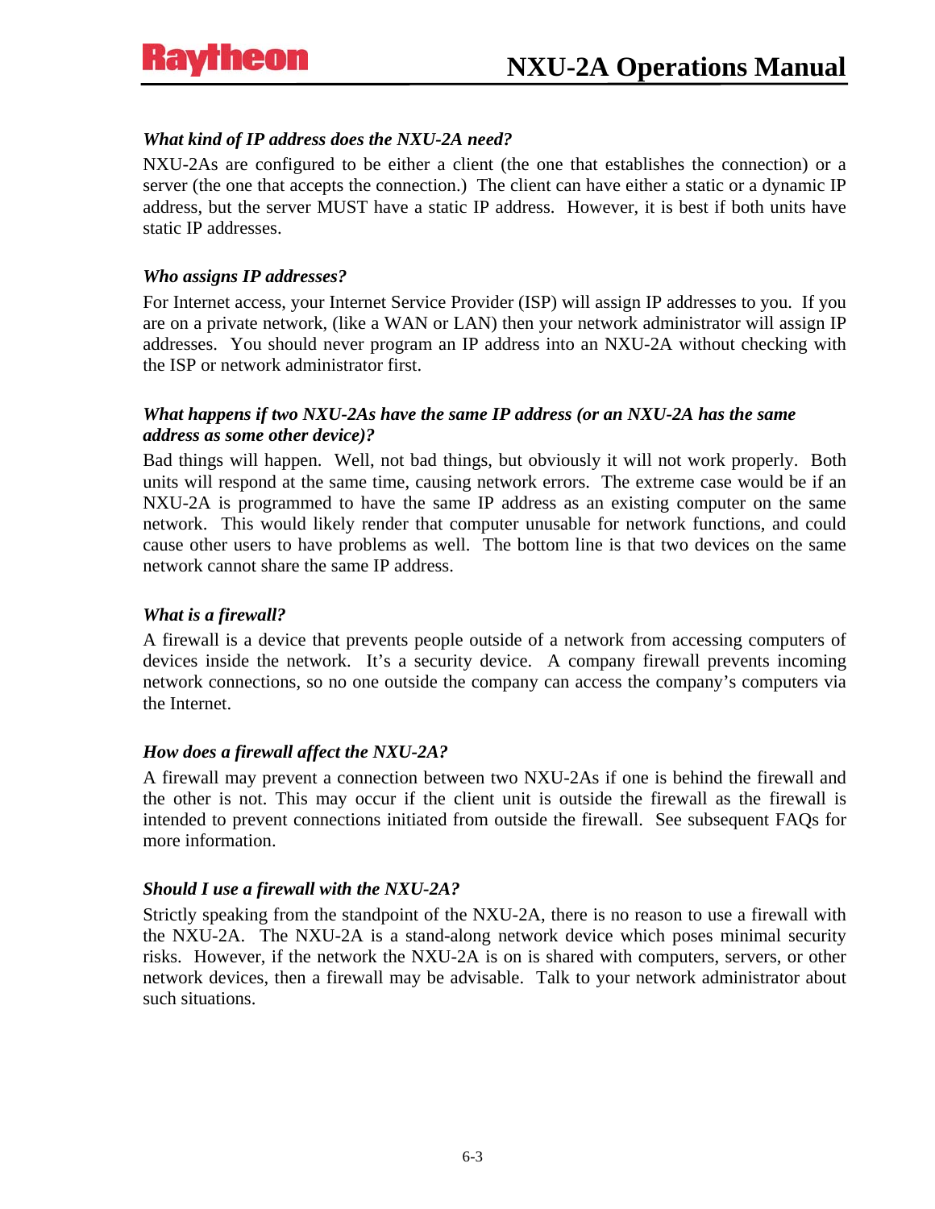### *What kind of IP address does the NXU-2A need?*

NXU-2As are configured to be either a client (the one that establishes the connection) or a server (the one that accepts the connection.) The client can have either a static or a dynamic IP address, but the server MUST have a static IP address. However, it is best if both units have static IP addresses.

### *Who assigns IP addresses?*

For Internet access, your Internet Service Provider (ISP) will assign IP addresses to you. If you are on a private network, (like a WAN or LAN) then your network administrator will assign IP addresses. You should never program an IP address into an NXU-2A without checking with the ISP or network administrator first.

### *What happens if two NXU-2As have the same IP address (or an NXU-2A has the same address as some other device)?*

Bad things will happen. Well, not bad things, but obviously it will not work properly. Both units will respond at the same time, causing network errors. The extreme case would be if an NXU-2A is programmed to have the same IP address as an existing computer on the same network. This would likely render that computer unusable for network functions, and could cause other users to have problems as well. The bottom line is that two devices on the same network cannot share the same IP address.

### *What is a firewall?*

A firewall is a device that prevents people outside of a network from accessing computers of devices inside the network. It's a security device. A company firewall prevents incoming network connections, so no one outside the company can access the company's computers via the Internet.

### *How does a firewall affect the NXU-2A?*

A firewall may prevent a connection between two NXU-2As if one is behind the firewall and the other is not. This may occur if the client unit is outside the firewall as the firewall is intended to prevent connections initiated from outside the firewall. See subsequent FAQs for more information.

### *Should I use a firewall with the NXU-2A?*

Strictly speaking from the standpoint of the NXU-2A, there is no reason to use a firewall with the NXU-2A. The NXU-2A is a stand-along network device which poses minimal security risks. However, if the network the NXU-2A is on is shared with computers, servers, or other network devices, then a firewall may be advisable. Talk to your network administrator about such situations.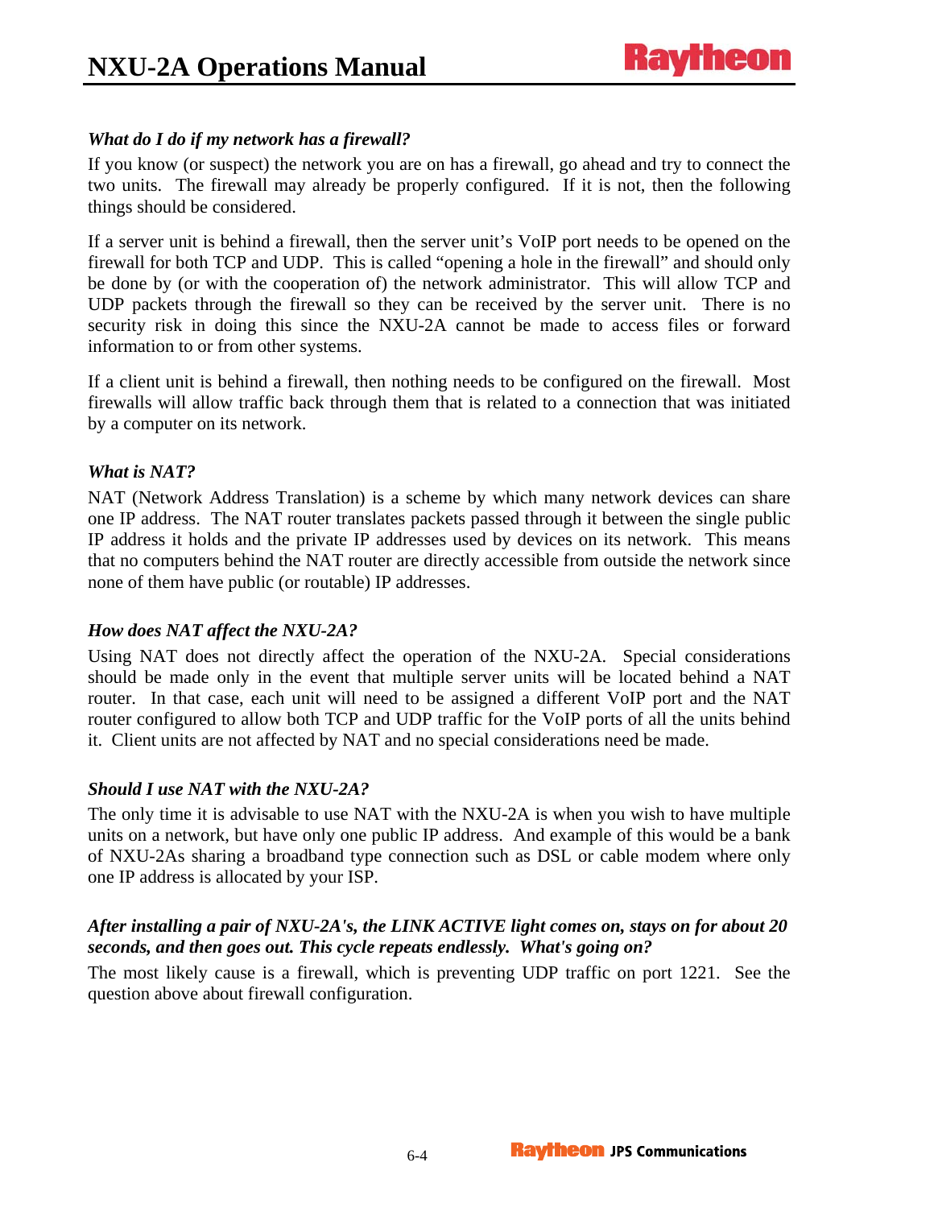*What do I do if my network has a firewall?*

If you know (or suspect) the network you are on has a firewall, go ahead and try to connect the two units. The firewall may already be properly configured. If it is not, then the following things should be considered.

If a server unit is behind a firewall, then the server unit's VoIP port needs to be opened on the firewall for both TCP and UDP. This is called "opening a hole in the firewall" and should only be done by (or with the cooperation of) the network administrator. This will allow TCP and UDP packets through the firewall so they can be received by the server unit. There is no security risk in doing this since the NXU-2A cannot be made to access files or forward information to or from other systems.

If a client unit is behind a firewall, then nothing needs to be configured on the firewall. Most firewalls will allow traffic back through them that is related to a connection that was initiated by a computer on its network.

*What is NAT?*

NAT (Network Address Translation) is a scheme by which many network devices can share one IP address. The NAT router translates packets passed through it between the single public IP address it holds and the private IP addresses used by devices on its network. This means that no computers behind the NAT router are directly accessible from outside the network since none of them have public (or routable) IP addresses.

*How does NAT affect the NXU-2A?*

Using NAT does not directly affect the operation of the NXU-2A. Special considerations should be made only in the event that multiple server units will be located behind a NAT router. In that case, each unit will need to be assigned a different VoIP port and the NAT router configured to allow both TCP and UDP traffic for the VoIP ports of all the units behind it. Client units are not affected by NAT and no special considerations need be made.

*Should I use NAT with the NXU-2A?*

The only time it is advisable to use NAT with the NXU-2A is when you wish to have multiple units on a network, but have only one public IP address. And example of this would be a bank of NXU-2As sharing a broadband type connection such as DSL or cable modem where only one IP address is allocated by your ISP.

*After installing a pair of NXU-2A's, the LINK ACTIVE light comes on, stays on for about 20 seconds, and then goes out. This cycle repeats endlessly. What's going on?*

The most likely cause is a firewall, which is preventing UDP traffic on port 1221. See the question above about firewall configuration.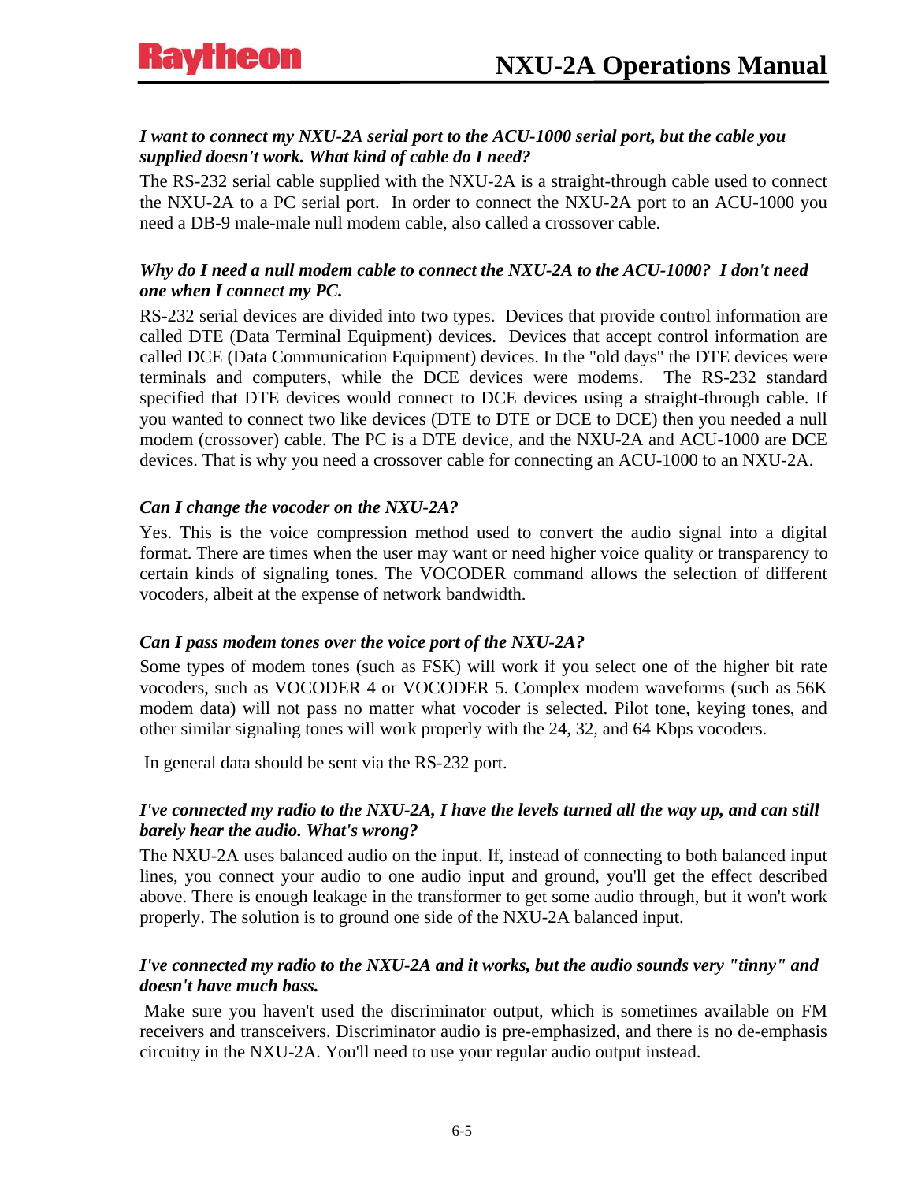***I want to connect my NXU-2A serial port to the ACU-1000 serial port, but the cable you supplied doesn't work. What kind of cable do I need?***

The RS-232 serial cable supplied with the NXU-2A is a straight-through cable used to connect the NXU-2A to a PC serial port. In order to connect the NXU-2A port to an ACU-1000 you need a DB-9 male-male null modem cable, also called a crossover cable.

***Why do I need a null modem cable to connect the NXU-2A to the ACU-1000? I don't need one when I connect my PC.***

RS-232 serial devices are divided into two types. Devices that provide control information are called DTE (Data Terminal Equipment) devices. Devices that accept control information are called DCE (Data Communication Equipment) devices. In the "old days" the DTE devices were terminals and computers, while the DCE devices were modems. The RS-232 standard specified that DTE devices would connect to DCE devices using a straight-through cable. If you wanted to connect two like devices (DTE to DTE or DCE to DCE) then you needed a null modem (crossover) cable. The PC is a DTE device, and the NXU-2A and ACU-1000 are DCE devices. That is why you need a crossover cable for connecting an ACU-1000 to an NXU-2A.

***Can I change the vocoder on the NXU-2A?***

Yes. This is the voice compression method used to convert the audio signal into a digital format. There are times when the user may want or need higher voice quality or transparency to certain kinds of signaling tones. The VOCODER command allows the selection of different vocoders, albeit at the expense of network bandwidth.

***Can I pass modem tones over the voice port of the NXU-2A?***

Some types of modem tones (such as FSK) will work if you select one of the higher bit rate vocoders, such as VOCODER 4 or VOCODER 5. Complex modem waveforms (such as 56K modem data) will not pass no matter what vocoder is selected. Pilot tone, keying tones, and other similar signaling tones will work properly with the 24, 32, and 64 Kbps vocoders.

In general data should be sent via the RS-232 port.

***I've connected my radio to the NXU-2A, I have the levels turned all the way up, and can still barely hear the audio. What's wrong?***

The NXU-2A uses balanced audio on the input. If, instead of connecting to both balanced input lines, you connect your audio to one audio input and ground, you'll get the effect described above. There is enough leakage in the transformer to get some audio through, but it won't work properly. The solution is to ground one side of the NXU-2A balanced input.

***I've connected my radio to the NXU-2A and it works, but the audio sounds very "tinny" and doesn't have much bass.***

Make sure you haven't used the discriminator output, which is sometimes available on FM receivers and transceivers. Discriminator audio is pre-emphasized, and there is no de-emphasis circuitry in the NXU-2A. You'll need to use your regular audio output instead.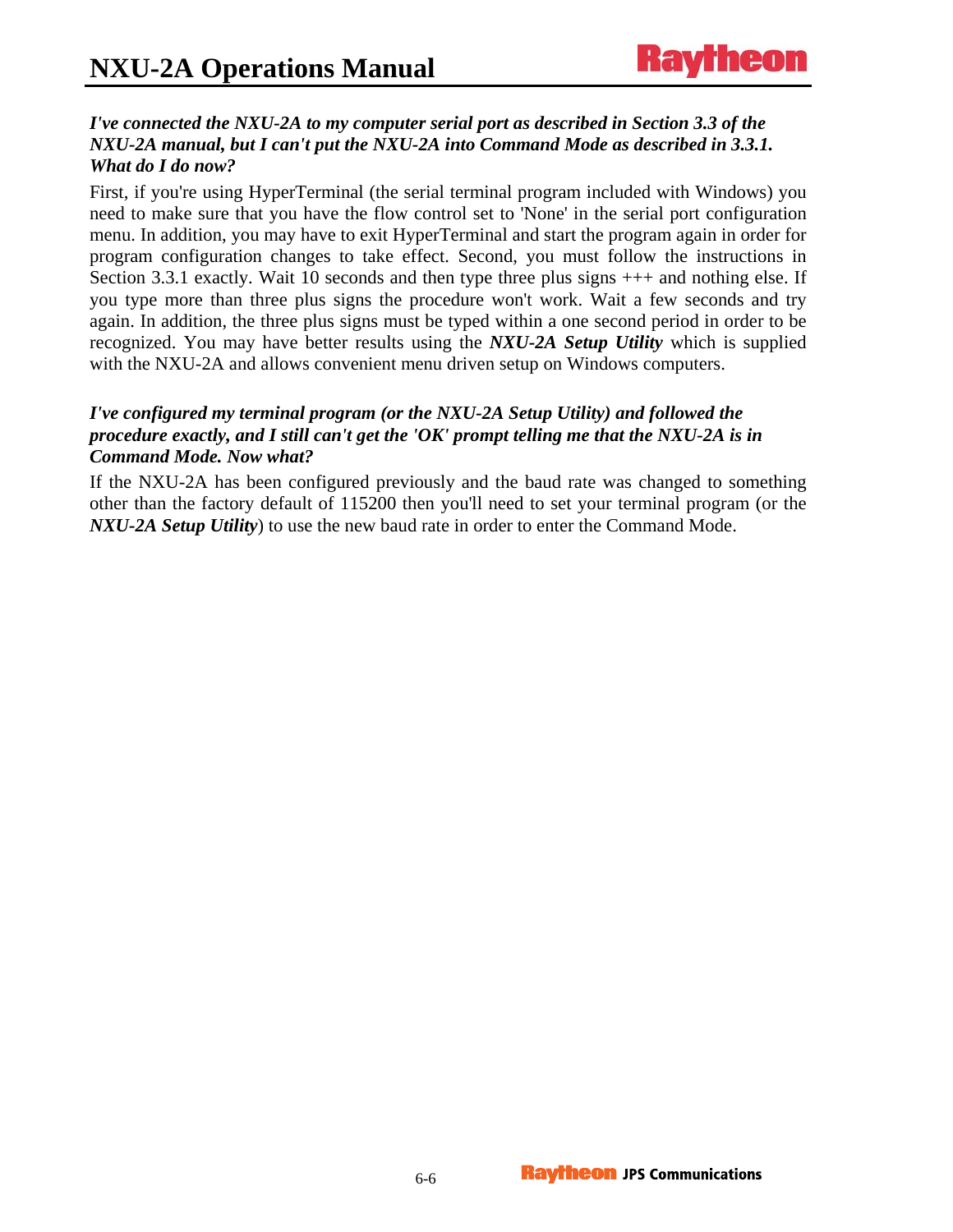***I've connected the NXU-2A to my computer serial port as described in Section 3.3 of the NXU-2A manual, but I can't put the NXU-2A into Command Mode as described in 3.3.1. What do I do now?***

First, if you're using HyperTerminal (the serial terminal program included with Windows) you need to make sure that you have the flow control set to 'None' in the serial port configuration menu. In addition, you may have to exit HyperTerminal and start the program again in order for program configuration changes to take effect. Second, you must follow the instructions in Section 3.3.1 exactly. Wait 10 seconds and then type three plus signs +++ and nothing else. If you type more than three plus signs the procedure won't work. Wait a few seconds and try again. In addition, the three plus signs must be typed within a one second period in order to be recognized. You may have better results using the ***NXU-2A Setup Utility*** which is supplied with the NXU-2A and allows convenient menu driven setup on Windows computers.

***I've configured my terminal program (or the NXU-2A Setup Utility) and followed the procedure exactly, and I still can't get the 'OK' prompt telling me that the NXU-2A is in Command Mode. Now what?***

If the NXU-2A has been configured previously and the baud rate was changed to something other than the factory default of 115200 then you'll need to set your terminal program (or the ***NXU-2A Setup Utility***) to use the new baud rate in order to enter the Command Mode.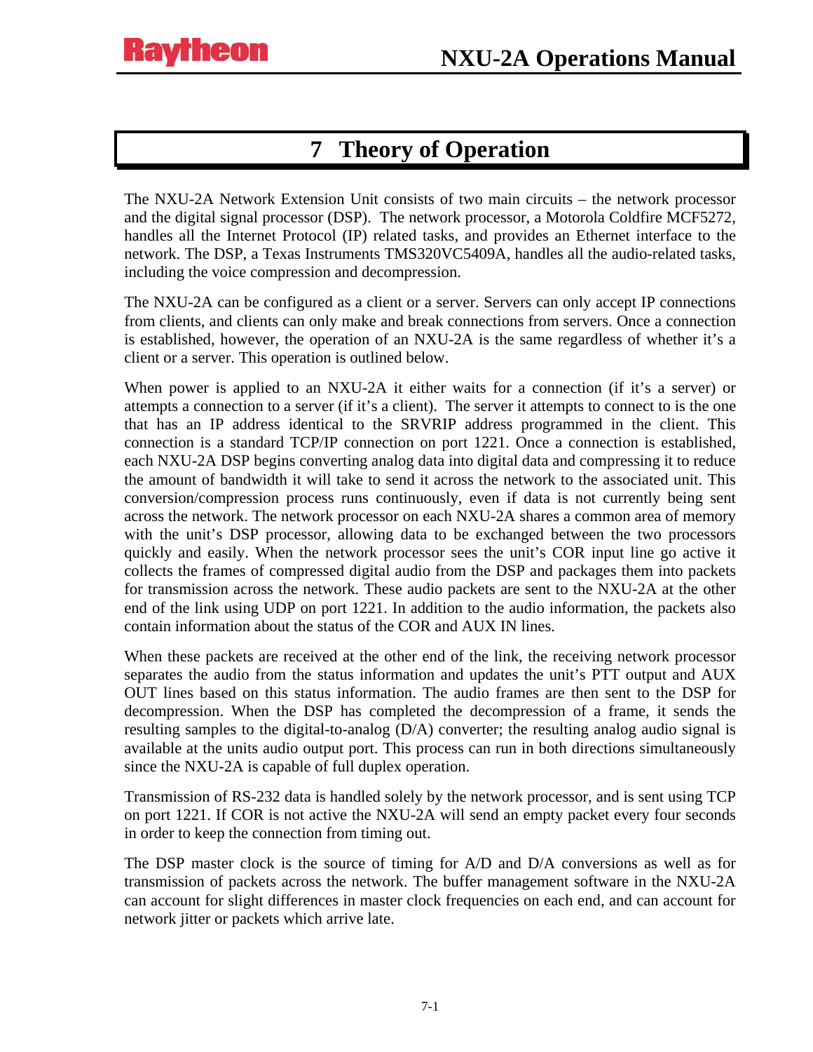# 7 Theory of Operation

The NXU-2A Network Extension Unit consists of two main circuits – the network processor and the digital signal processor (DSP). The network processor, a Motorola Coldfire MCF5272, handles all the Internet Protocol (IP) related tasks, and provides an Ethernet interface to the network. The DSP, a Texas Instruments TMS320VC5409A, handles all the audio-related tasks, including the voice compression and decompression.

The NXU-2A can be configured as a client or a server. Servers can only accept IP connections from clients, and clients can only make and break connections from servers. Once a connection is established, however, the operation of an NXU-2A is the same regardless of whether it's a client or a server. This operation is outlined below.

When power is applied to an NXU-2A it either waits for a connection (if it's a server) or attempts a connection to a server (if it's a client). The server it attempts to connect to is the one that has an IP address identical to the SRVRIP address programmed in the client. This connection is a standard TCP/IP connection on port 1221. Once a connection is established, each NXU-2A DSP begins converting analog data into digital data and compressing it to reduce the amount of bandwidth it will take to send it across the network to the associated unit. This conversion/compression process runs continuously, even if data is not currently being sent across the network. The network processor on each NXU-2A shares a common area of memory with the unit's DSP processor, allowing data to be exchanged between the two processors quickly and easily. When the network processor sees the unit's COR input line go active it collects the frames of compressed digital audio from the DSP and packages them into packets for transmission across the network. These audio packets are sent to the NXU-2A at the other end of the link using UDP on port 1221. In addition to the audio information, the packets also contain information about the status of the COR and AUX IN lines.

When these packets are received at the other end of the link, the receiving network processor separates the audio from the status information and updates the unit's PTT output and AUX OUT lines based on this status information. The audio frames are then sent to the DSP for decompression. When the DSP has completed the decompression of a frame, it sends the resulting samples to the digital-to-analog (D/A) converter; the resulting analog audio signal is available at the units audio output port. This process can run in both directions simultaneously since the NXU-2A is capable of full duplex operation.

Transmission of RS-232 data is handled solely by the network processor, and is sent using TCP on port 1221. If COR is not active the NXU-2A will send an empty packet every four seconds in order to keep the connection from timing out.

The DSP master clock is the source of timing for A/D and D/A conversions as well as for transmission of packets across the network. The buffer management software in the NXU-2A can account for slight differences in master clock frequencies on each end, and can account for network jitter or packets which arrive late.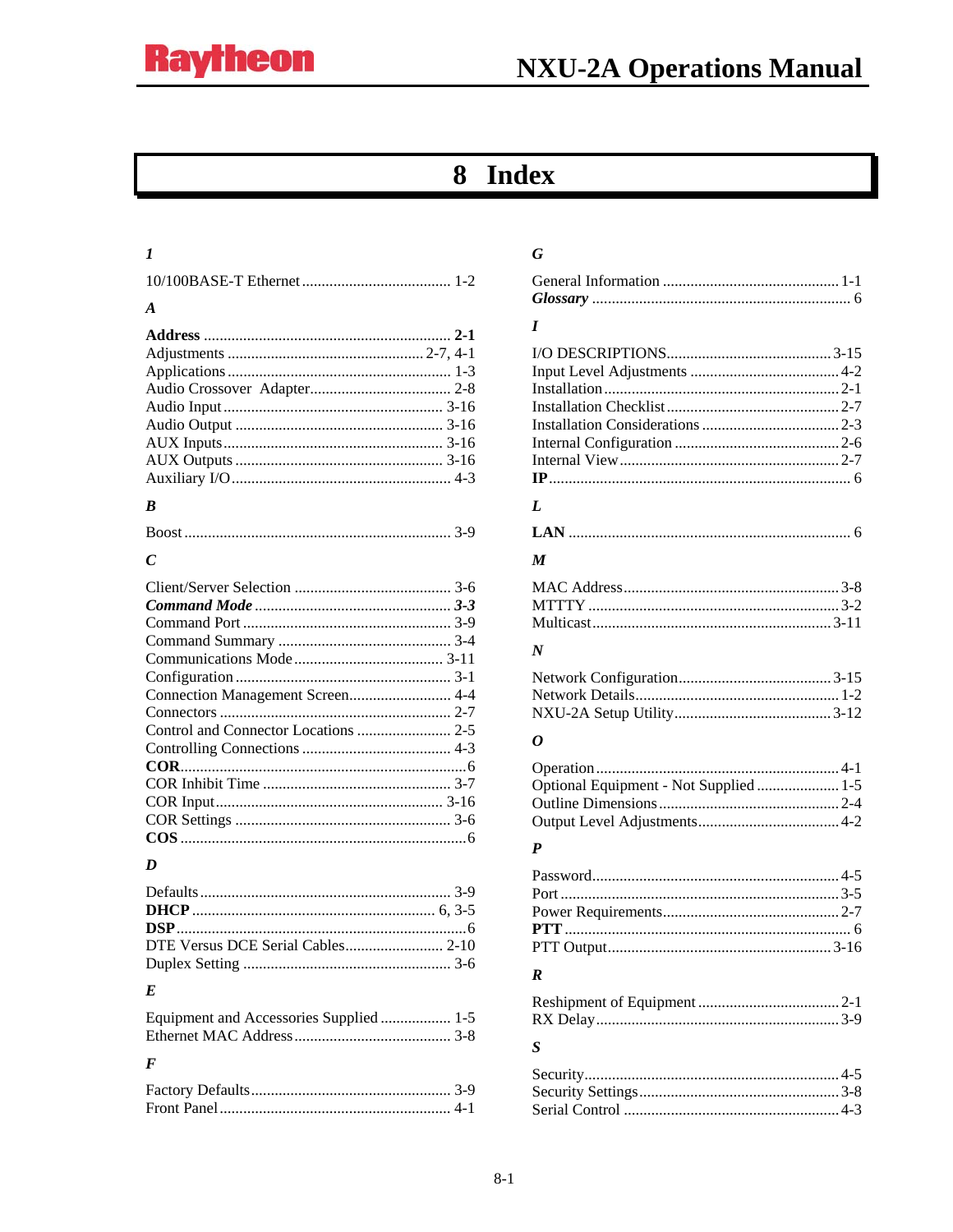# 8 Index

***1***

10/100BASE-T Ethernet ...................................... 1-2

***A***

**Address** .............................................................. **2-1**
Adjustments ................................................. 2-7, 4-1
Applications ......................................................... 1-3
Audio Crossover Adapter.................................... 2-8
Audio Input ........................................................ 3-16
Audio Output ..................................................... 3-16
AUX Inputs........................................................ 3-16
AUX Outputs ..................................................... 3-16
Auxiliary I/O........................................................ 4-3

***B***

Boost .................................................................... 3-9

***C***

Client/Server Selection ........................................ 3-6
***Command Mode*** .................................................. ***3-3***
Command Port ..................................................... 3-9
Command Summary ............................................ 3-4
Communications Mode...................................... 3-11
Configuration ....................................................... 3-1
Connection Management Screen.......................... 4-4
Connectors ........................................................... 2-7
Control and Connector Locations ........................ 2-5
Controlling Connections ...................................... 4-3
**COR**..........................................................................6
COR Inhibit Time ................................................ 3-7
COR Input.......................................................... 3-16
COR Settings ....................................................... 3-6
**COS** ........................................................................6

***D***

Defaults................................................................ 3-9
**DHCP** ............................................................. 6, 3-5
**DSP**...........................................................................6
DTE Versus DCE Serial Cables......................... 2-10
Duplex Setting ..................................................... 3-6

***E***

Equipment and Accessories Supplied .................. 1-5
Ethernet MAC Address........................................ 3-8

***F***

Factory Defaults................................................... 3-9
Front Panel........................................................... 4-1

***G***

General Information ............................................. 1-1
***Glossary*** ................................................................. 6

***I***

I/O DESCRIPTIONS.......................................... 3-15
Input Level Adjustments ...................................... 4-2
Installation ........................................................... 2-1
Installation Checklist ............................................ 2-7
Installation Considerations ................................... 2-3
Internal Configuration .......................................... 2-6
Internal View ........................................................ 2-7
**IP**............................................................................. 6

***L***

**LAN** ........................................................................ 6

***M***

MAC Address ....................................................... 3-8
MTTTY ................................................................ 3-2
Multicast............................................................. 3-11

***N***

Network Configuration....................................... 3-15
Network Details.................................................... 1-2
NXU-2A Setup Utility........................................ 3-12

***O***

Operation ............................................................. 4-1
Optional Equipment - Not Supplied ..................... 1-5
Outline Dimensions .............................................. 2-4
Output Level Adjustments.................................... 4-2

***P***

Password............................................................... 4-5
Port ....................................................................... 3-5
Power Requirements............................................. 2-7
**PTT** ......................................................................... 6
PTT Output......................................................... 3-16

***R***

Reshipment of Equipment .................................... 2-1
RX Delay ............................................................. 3-9

***S***

Security................................................................. 4-5
Security Settings................................................... 3-8
Serial Control ....................................................... 4-3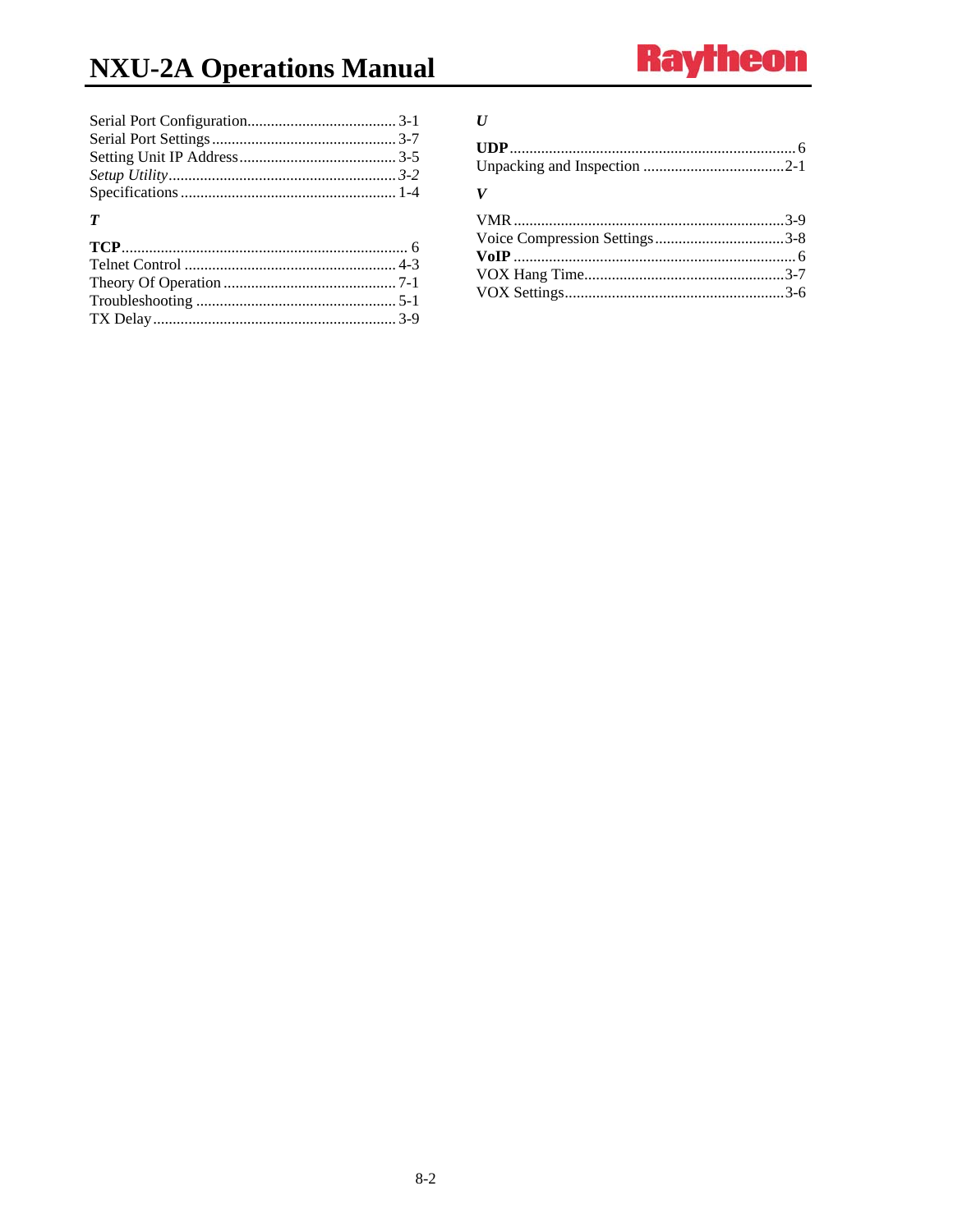Serial Port Configuration...................................... 3-1
Serial Port Settings............................................... 3-7
Setting Unit IP Address........................................ 3-5
*Setup Utility*.......................................................... *3-2*
Specifications....................................................... 1-4

***T***

**TCP**......................................................................... 6
Telnet Control ...................................................... 4-3
Theory Of Operation ............................................ 7-1
Troubleshooting ................................................... 5-1
TX Delay.............................................................. 3-9

***U***

**UDP**........................................................................ 6
Unpacking and Inspection ....................................2-1

***V***

VMR.....................................................................3-9
Voice Compression Settings.................................3-8
**VoIP** ........................................................................ 6
VOX Hang Time...................................................3-7
VOX Settings........................................................3-6